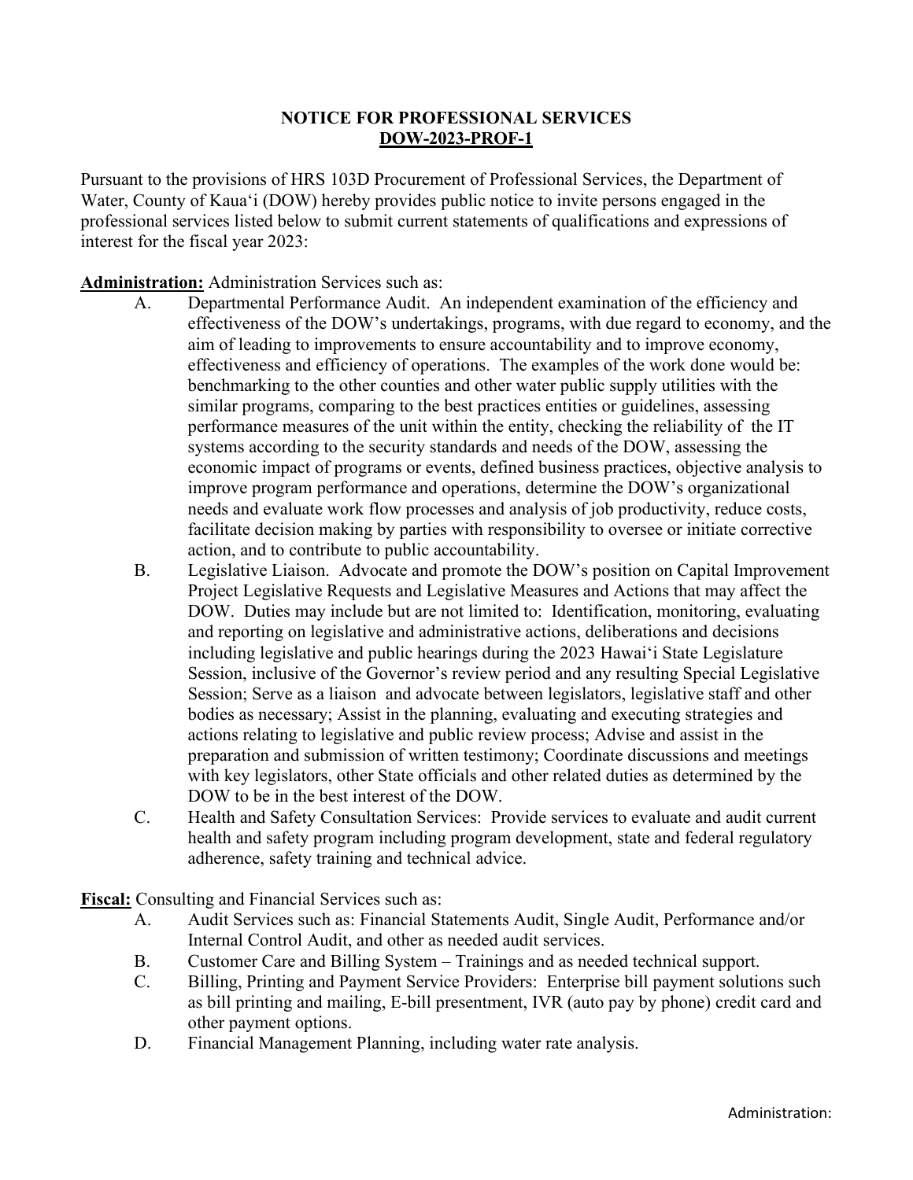# NOTICE FOR PROFESSIONAL SERVICES
## DOW-2023-PROF-1

Pursuant to the provisions of HRS 103D Procurement of Professional Services, the Department of Water, County of Kaua'i (DOW) hereby provides public notice to invite persons engaged in the professional services listed below to submit current statements of qualifications and expressions of interest for the fiscal year 2023:

**Administration:** Administration Services such as:

A. Departmental Performance Audit. An independent examination of the efficiency and effectiveness of the DOW's undertakings, programs, with due regard to economy, and the aim of leading to improvements to ensure accountability and to improve economy, effectiveness and efficiency of operations. The examples of the work done would be: benchmarking to the other counties and other water public supply utilities with the similar programs, comparing to the best practices entities or guidelines, assessing performance measures of the unit within the entity, checking the reliability of the IT systems according to the security standards and needs of the DOW, assessing the economic impact of programs or events, defined business practices, objective analysis to improve program performance and operations, determine the DOW's organizational needs and evaluate work flow processes and analysis of job productivity, reduce costs, facilitate decision making by parties with responsibility to oversee or initiate corrective action, and to contribute to public accountability.

B. Legislative Liaison. Advocate and promote the DOW's position on Capital Improvement Project Legislative Requests and Legislative Measures and Actions that may affect the DOW. Duties may include but are not limited to: Identification, monitoring, evaluating and reporting on legislative and administrative actions, deliberations and decisions including legislative and public hearings during the 2023 Hawai'i State Legislature Session, inclusive of the Governor's review period and any resulting Special Legislative Session; Serve as a liaison and advocate between legislators, legislative staff and other bodies as necessary; Assist in the planning, evaluating and executing strategies and actions relating to legislative and public review process; Advise and assist in the preparation and submission of written testimony; Coordinate discussions and meetings with key legislators, other State officials and other related duties as determined by the DOW to be in the best interest of the DOW.

C. Health and Safety Consultation Services: Provide services to evaluate and audit current health and safety program including program development, state and federal regulatory adherence, safety training and technical advice.

**Fiscal:** Consulting and Financial Services such as:

A. Audit Services such as: Financial Statements Audit, Single Audit, Performance and/or Internal Control Audit, and other as needed audit services.

B. Customer Care and Billing System – Trainings and as needed technical support.

C. Billing, Printing and Payment Service Providers: Enterprise bill payment solutions such as bill printing and mailing, E-bill presentment, IVR (auto pay by phone) credit card and other payment options.

D. Financial Management Planning, including water rate analysis.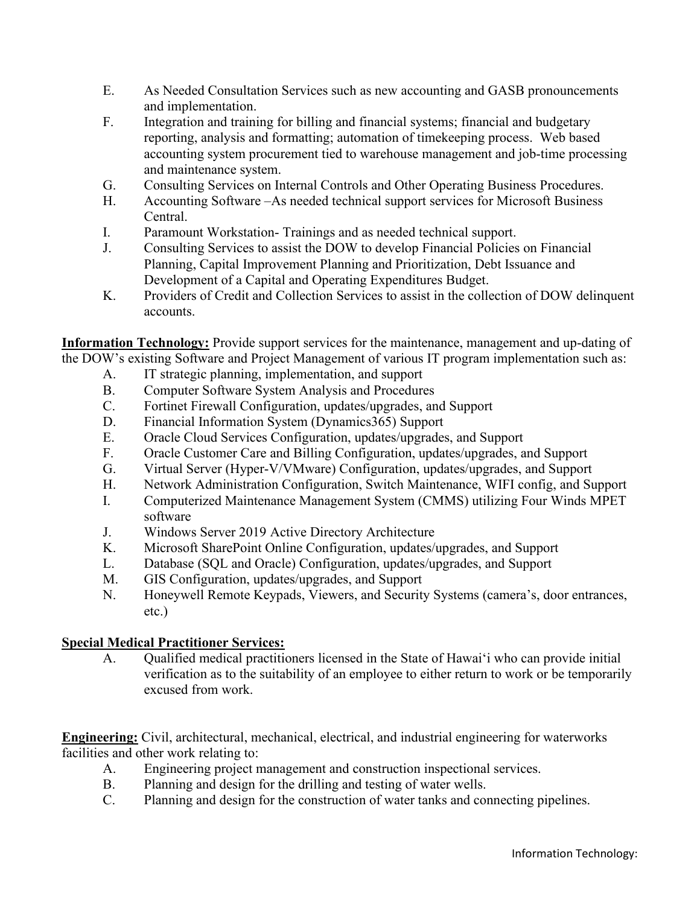E. As Needed Consultation Services such as new accounting and GASB pronouncements and implementation.
F. Integration and training for billing and financial systems; financial and budgetary reporting, analysis and formatting; automation of timekeeping process. Web based accounting system procurement tied to warehouse management and job-time processing and maintenance system.
G. Consulting Services on Internal Controls and Other Operating Business Procedures.
H. Accounting Software –As needed technical support services for Microsoft Business Central.
I. Paramount Workstation- Trainings and as needed technical support.
J. Consulting Services to assist the DOW to develop Financial Policies on Financial Planning, Capital Improvement Planning and Prioritization, Debt Issuance and Development of a Capital and Operating Expenditures Budget.
K. Providers of Credit and Collection Services to assist in the collection of DOW delinquent accounts.

**Information Technology:** Provide support services for the maintenance, management and up-dating of the DOW's existing Software and Project Management of various IT program implementation such as:

A. IT strategic planning, implementation, and support
B. Computer Software System Analysis and Procedures
C. Fortinet Firewall Configuration, updates/upgrades, and Support
D. Financial Information System (Dynamics365) Support
E. Oracle Cloud Services Configuration, updates/upgrades, and Support
F. Oracle Customer Care and Billing Configuration, updates/upgrades, and Support
G. Virtual Server (Hyper-V/VMware) Configuration, updates/upgrades, and Support
H. Network Administration Configuration, Switch Maintenance, WIFI config, and Support
I. Computerized Maintenance Management System (CMMS) utilizing Four Winds MPET software
J. Windows Server 2019 Active Directory Architecture
K. Microsoft SharePoint Online Configuration, updates/upgrades, and Support
L. Database (SQL and Oracle) Configuration, updates/upgrades, and Support
M. GIS Configuration, updates/upgrades, and Support
N. Honeywell Remote Keypads, Viewers, and Security Systems (camera's, door entrances, etc.)

**Special Medical Practitioner Services:**

A. Qualified medical practitioners licensed in the State of Hawaiʻi who can provide initial verification as to the suitability of an employee to either return to work or be temporarily excused from work.

**Engineering:** Civil, architectural, mechanical, electrical, and industrial engineering for waterworks facilities and other work relating to:

A. Engineering project management and construction inspectional services.
B. Planning and design for the drilling and testing of water wells.
C. Planning and design for the construction of water tanks and connecting pipelines.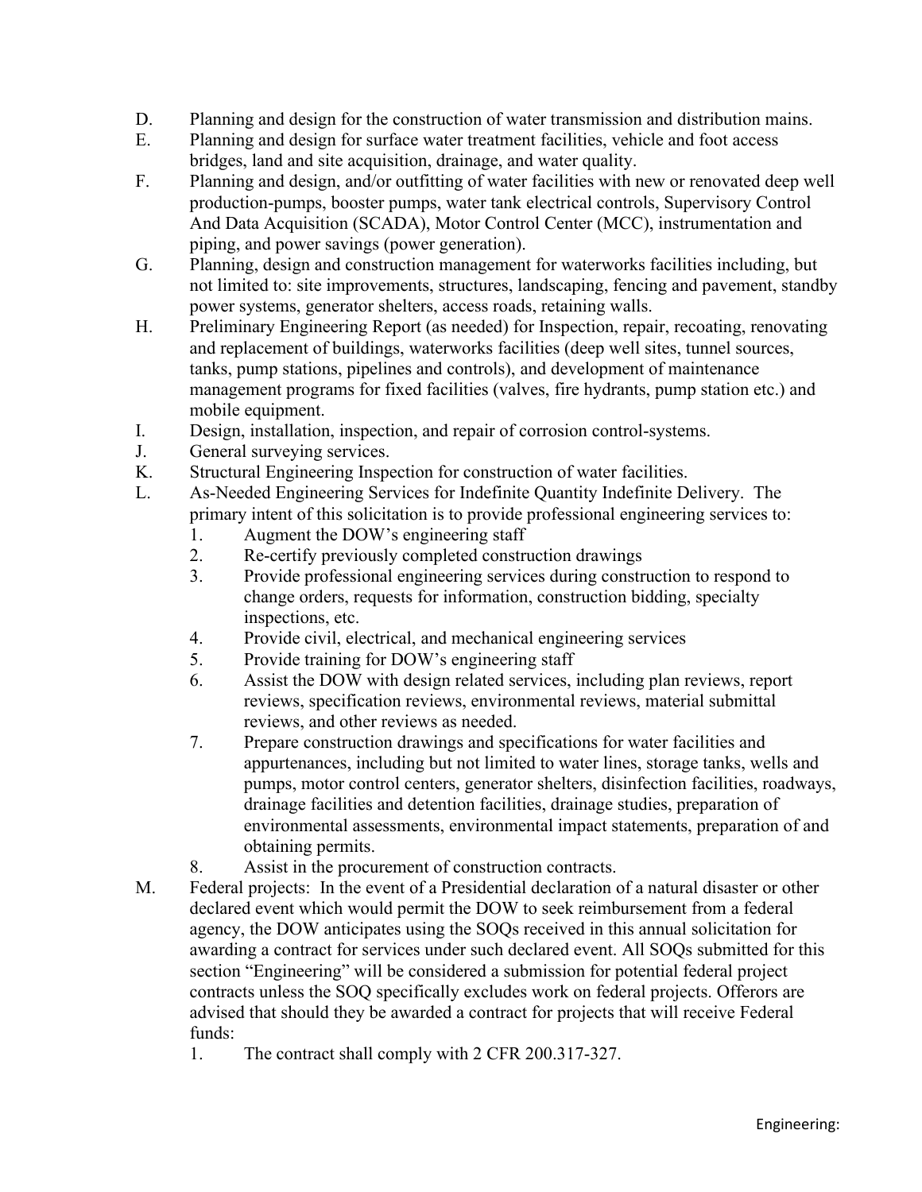D. Planning and design for the construction of water transmission and distribution mains.

E. Planning and design for surface water treatment facilities, vehicle and foot access bridges, land and site acquisition, drainage, and water quality.

F. Planning and design, and/or outfitting of water facilities with new or renovated deep well production-pumps, booster pumps, water tank electrical controls, Supervisory Control And Data Acquisition (SCADA), Motor Control Center (MCC), instrumentation and piping, and power savings (power generation).

G. Planning, design and construction management for waterworks facilities including, but not limited to: site improvements, structures, landscaping, fencing and pavement, standby power systems, generator shelters, access roads, retaining walls.

H. Preliminary Engineering Report (as needed) for Inspection, repair, recoating, renovating and replacement of buildings, waterworks facilities (deep well sites, tunnel sources, tanks, pump stations, pipelines and controls), and development of maintenance management programs for fixed facilities (valves, fire hydrants, pump station etc.) and mobile equipment.

I. Design, installation, inspection, and repair of corrosion control-systems.

J. General surveying services.

K. Structural Engineering Inspection for construction of water facilities.

L. As-Needed Engineering Services for Indefinite Quantity Indefinite Delivery. The primary intent of this solicitation is to provide professional engineering services to:
   1. Augment the DOW's engineering staff
   2. Re-certify previously completed construction drawings
   3. Provide professional engineering services during construction to respond to change orders, requests for information, construction bidding, specialty inspections, etc.
   4. Provide civil, electrical, and mechanical engineering services
   5. Provide training for DOW's engineering staff
   6. Assist the DOW with design related services, including plan reviews, report reviews, specification reviews, environmental reviews, material submittal reviews, and other reviews as needed.
   7. Prepare construction drawings and specifications for water facilities and appurtenances, including but not limited to water lines, storage tanks, wells and pumps, motor control centers, generator shelters, disinfection facilities, roadways, drainage facilities and detention facilities, drainage studies, preparation of environmental assessments, environmental impact statements, preparation of and obtaining permits.
   8. Assist in the procurement of construction contracts.

M. Federal projects: In the event of a Presidential declaration of a natural disaster or other declared event which would permit the DOW to seek reimbursement from a federal agency, the DOW anticipates using the SOQs received in this annual solicitation for awarding a contract for services under such declared event. All SOQs submitted for this section "Engineering" will be considered a submission for potential federal project contracts unless the SOQ specifically excludes work on federal projects. Offerors are advised that should they be awarded a contract for projects that will receive Federal funds:
   1. The contract shall comply with 2 CFR 200.317-327.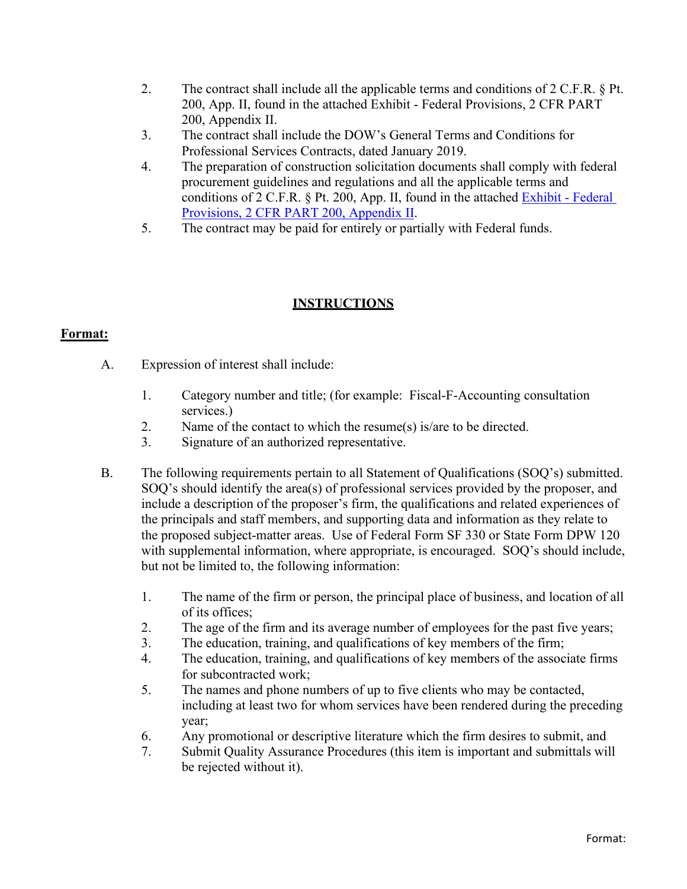2. The contract shall include all the applicable terms and conditions of 2 C.F.R. § Pt. 200, App. II, found in the attached Exhibit - Federal Provisions, 2 CFR PART 200, Appendix II.
3. The contract shall include the DOW's General Terms and Conditions for Professional Services Contracts, dated January 2019.
4. The preparation of construction solicitation documents shall comply with federal procurement guidelines and regulations and all the applicable terms and conditions of 2 C.F.R. § Pt. 200, App. II, found in the attached Exhibit - Federal Provisions, 2 CFR PART 200, Appendix II.
5. The contract may be paid for entirely or partially with Federal funds.

## INSTRUCTIONS

### Format:

A. Expression of interest shall include:

1. Category number and title; (for example: Fiscal-F-Accounting consultation services.)
2. Name of the contact to which the resume(s) is/are to be directed.
3. Signature of an authorized representative.

B. The following requirements pertain to all Statement of Qualifications (SOQ's) submitted. SOQ's should identify the area(s) of professional services provided by the proposer, and include a description of the proposer's firm, the qualifications and related experiences of the principals and staff members, and supporting data and information as they relate to the proposed subject-matter areas. Use of Federal Form SF 330 or State Form DPW 120 with supplemental information, where appropriate, is encouraged. SOQ's should include, but not be limited to, the following information:

1. The name of the firm or person, the principal place of business, and location of all of its offices;
2. The age of the firm and its average number of employees for the past five years;
3. The education, training, and qualifications of key members of the firm;
4. The education, training, and qualifications of key members of the associate firms for subcontracted work;
5. The names and phone numbers of up to five clients who may be contacted, including at least two for whom services have been rendered during the preceding year;
6. Any promotional or descriptive literature which the firm desires to submit, and
7. Submit Quality Assurance Procedures (this item is important and submittals will be rejected without it).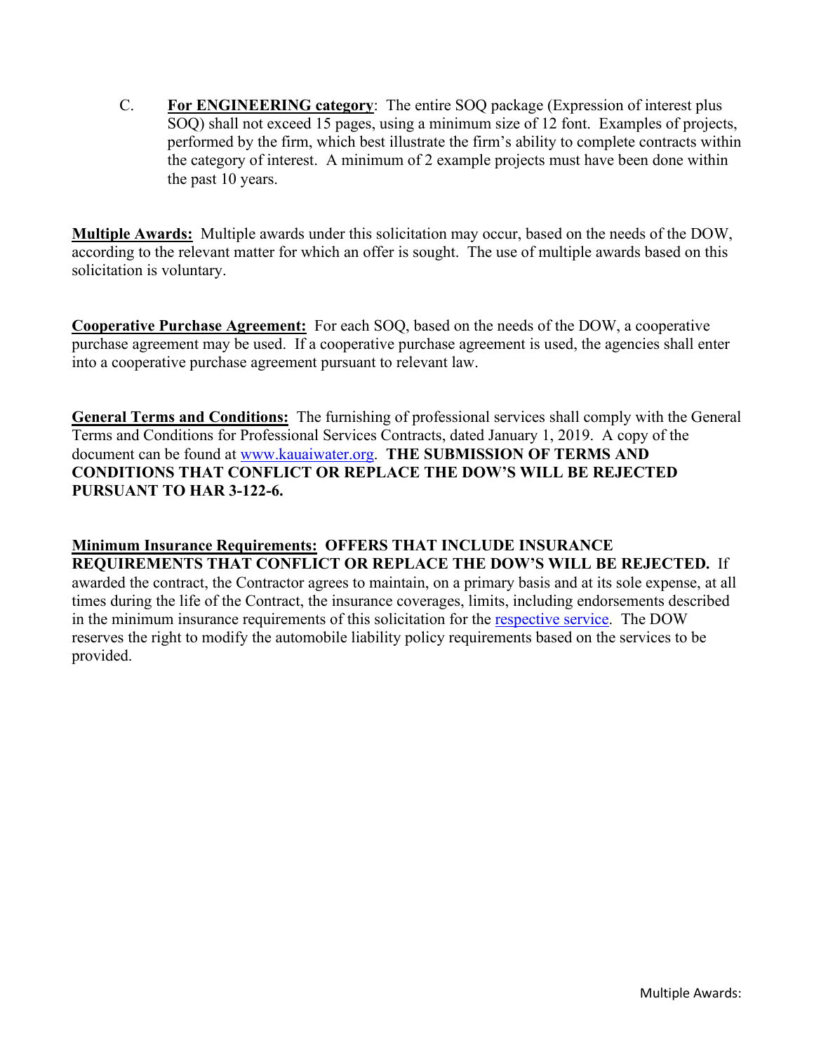C. **For ENGINEERING category**: The entire SOQ package (Expression of interest plus SOQ) shall not exceed 15 pages, using a minimum size of 12 font. Examples of projects, performed by the firm, which best illustrate the firm's ability to complete contracts within the category of interest. A minimum of 2 example projects must have been done within the past 10 years.

**Multiple Awards:** Multiple awards under this solicitation may occur, based on the needs of the DOW, according to the relevant matter for which an offer is sought. The use of multiple awards based on this solicitation is voluntary.

**Cooperative Purchase Agreement:** For each SOQ, based on the needs of the DOW, a cooperative purchase agreement may be used. If a cooperative purchase agreement is used, the agencies shall enter into a cooperative purchase agreement pursuant to relevant law.

**General Terms and Conditions:** The furnishing of professional services shall comply with the General Terms and Conditions for Professional Services Contracts, dated January 1, 2019. A copy of the document can be found at www.kauaiwater.org. **THE SUBMISSION OF TERMS AND CONDITIONS THAT CONFLICT OR REPLACE THE DOW'S WILL BE REJECTED PURSUANT TO HAR 3-122-6.**

**Minimum Insurance Requirements: OFFERS THAT INCLUDE INSURANCE REQUIREMENTS THAT CONFLICT OR REPLACE THE DOW'S WILL BE REJECTED.** If awarded the contract, the Contractor agrees to maintain, on a primary basis and at its sole expense, at all times during the life of the Contract, the insurance coverages, limits, including endorsements described in the minimum insurance requirements of this solicitation for the respective service. The DOW reserves the right to modify the automobile liability policy requirements based on the services to be provided.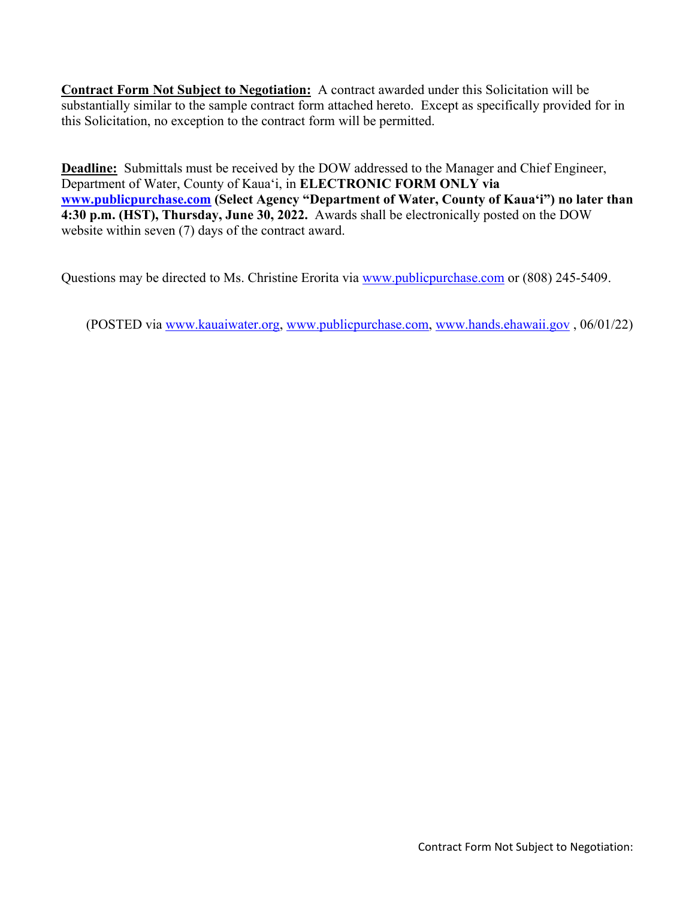**<u>Contract Form Not Subject to Negotiation:</u>** A contract awarded under this Solicitation will be substantially similar to the sample contract form attached hereto. Except as specifically provided for in this Solicitation, no exception to the contract form will be permitted.

**<u>Deadline:</u>** Submittals must be received by the DOW addressed to the Manager and Chief Engineer, Department of Water, County of Kaua'i, in **ELECTRONIC FORM ONLY via www.publicpurchase.com (Select Agency "Department of Water, County of Kaua'i") no later than 4:30 p.m. (HST), Thursday, June 30, 2022.** Awards shall be electronically posted on the DOW website within seven (7) days of the contract award.

Questions may be directed to Ms. Christine Erorita via www.publicpurchase.com or (808) 245-5409.

(POSTED via www.kauaiwater.org, www.publicpurchase.com, www.hands.ehawaii.gov , 06/01/22)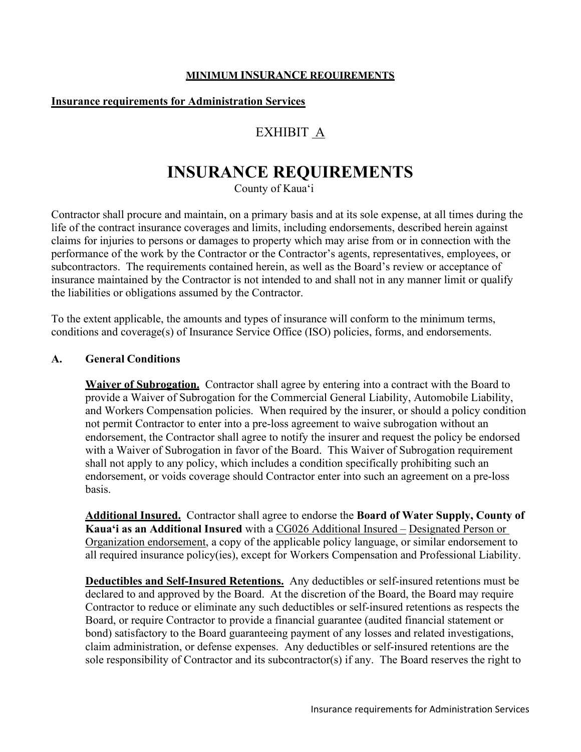**MINIMUM INSURANCE REQUIREMENTS**

**Insurance requirements for Administration Services**

# EXHIBIT A

# INSURANCE REQUIREMENTS

County of Kaua'i

Contractor shall procure and maintain, on a primary basis and at its sole expense, at all times during the life of the contract insurance coverages and limits, including endorsements, described herein against claims for injuries to persons or damages to property which may arise from or in connection with the performance of the work by the Contractor or the Contractor's agents, representatives, employees, or subcontractors. The requirements contained herein, as well as the Board's review or acceptance of insurance maintained by the Contractor is not intended to and shall not in any manner limit or qualify the liabilities or obligations assumed by the Contractor.

To the extent applicable, the amounts and types of insurance will conform to the minimum terms, conditions and coverage(s) of Insurance Service Office (ISO) policies, forms, and endorsements.

## A. General Conditions

**Waiver of Subrogation.** Contractor shall agree by entering into a contract with the Board to provide a Waiver of Subrogation for the Commercial General Liability, Automobile Liability, and Workers Compensation policies. When required by the insurer, or should a policy condition not permit Contractor to enter into a pre-loss agreement to waive subrogation without an endorsement, the Contractor shall agree to notify the insurer and request the policy be endorsed with a Waiver of Subrogation in favor of the Board. This Waiver of Subrogation requirement shall not apply to any policy, which includes a condition specifically prohibiting such an endorsement, or voids coverage should Contractor enter into such an agreement on a pre-loss basis.

**Additional Insured.** Contractor shall agree to endorse the **Board of Water Supply, County of Kaua'i as an Additional Insured** with a CG026 Additional Insured – Designated Person or Organization endorsement, a copy of the applicable policy language, or similar endorsement to all required insurance policy(ies), except for Workers Compensation and Professional Liability.

**Deductibles and Self-Insured Retentions.** Any deductibles or self-insured retentions must be declared to and approved by the Board. At the discretion of the Board, the Board may require Contractor to reduce or eliminate any such deductibles or self-insured retentions as respects the Board, or require Contractor to provide a financial guarantee (audited financial statement or bond) satisfactory to the Board guaranteeing payment of any losses and related investigations, claim administration, or defense expenses. Any deductibles or self-insured retentions are the sole responsibility of Contractor and its subcontractor(s) if any. The Board reserves the right to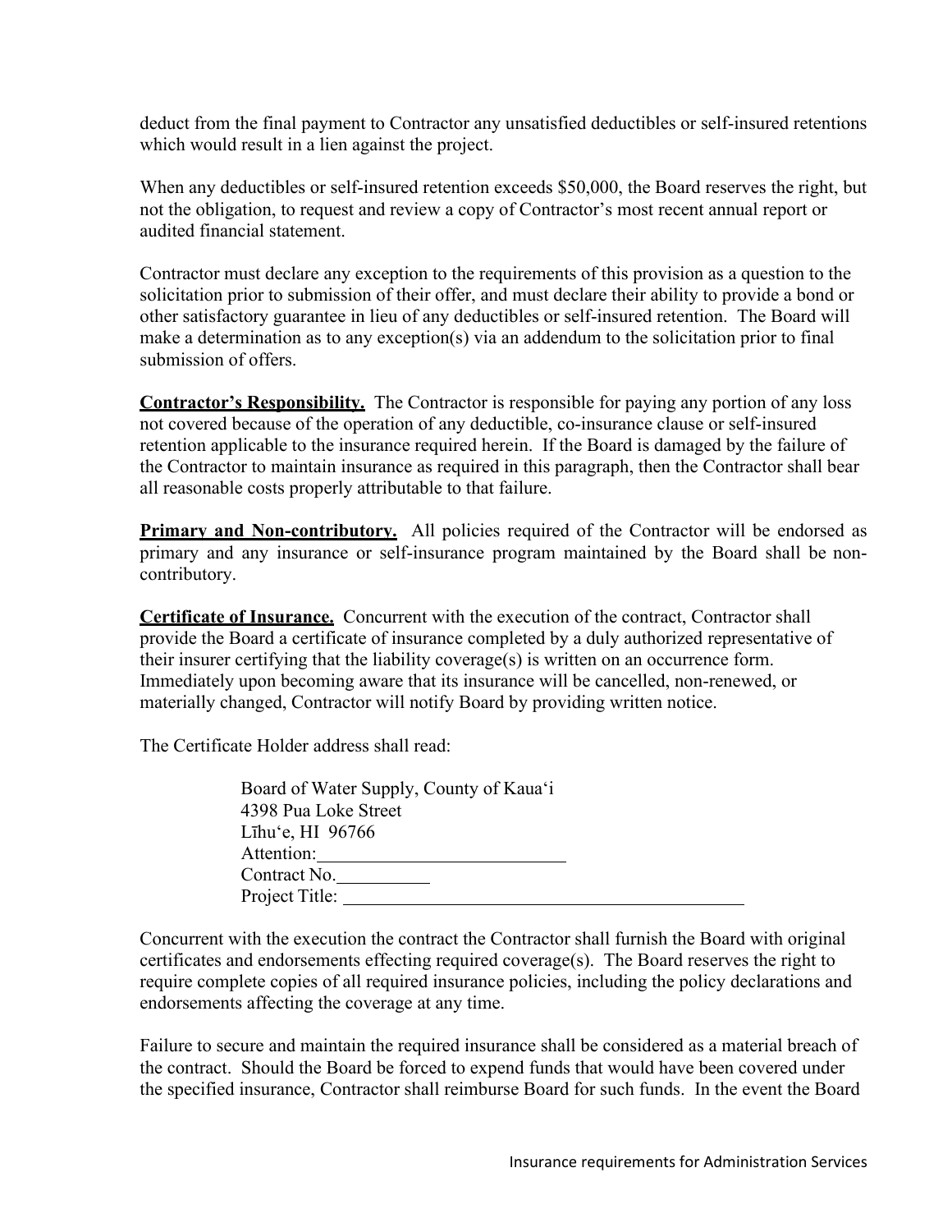deduct from the final payment to Contractor any unsatisfied deductibles or self-insured retentions which would result in a lien against the project.

When any deductibles or self-insured retention exceeds $50,000, the Board reserves the right, but not the obligation, to request and review a copy of Contractor's most recent annual report or audited financial statement.

Contractor must declare any exception to the requirements of this provision as a question to the solicitation prior to submission of their offer, and must declare their ability to provide a bond or other satisfactory guarantee in lieu of any deductibles or self-insured retention. The Board will make a determination as to any exception(s) via an addendum to the solicitation prior to final submission of offers.

**Contractor's Responsibility.** The Contractor is responsible for paying any portion of any loss not covered because of the operation of any deductible, co-insurance clause or self-insured retention applicable to the insurance required herein. If the Board is damaged by the failure of the Contractor to maintain insurance as required in this paragraph, then the Contractor shall bear all reasonable costs properly attributable to that failure.

**Primary and Non-contributory.** All policies required of the Contractor will be endorsed as primary and any insurance or self-insurance program maintained by the Board shall be non-contributory.

**Certificate of Insurance.** Concurrent with the execution of the contract, Contractor shall provide the Board a certificate of insurance completed by a duly authorized representative of their insurer certifying that the liability coverage(s) is written on an occurrence form. Immediately upon becoming aware that its insurance will be cancelled, non-renewed, or materially changed, Contractor will notify Board by providing written notice.

The Certificate Holder address shall read:

Board of Water Supply, County of Kauaʻi
4398 Pua Loke Street
Līhuʻe, HI 96766
Attention:___________________________
Contract No.__________
Project Title: ____________________________________________

Concurrent with the execution the contract the Contractor shall furnish the Board with original certificates and endorsements effecting required coverage(s). The Board reserves the right to require complete copies of all required insurance policies, including the policy declarations and endorsements affecting the coverage at any time.

Failure to secure and maintain the required insurance shall be considered as a material breach of the contract. Should the Board be forced to expend funds that would have been covered under the specified insurance, Contractor shall reimburse Board for such funds. In the event the Board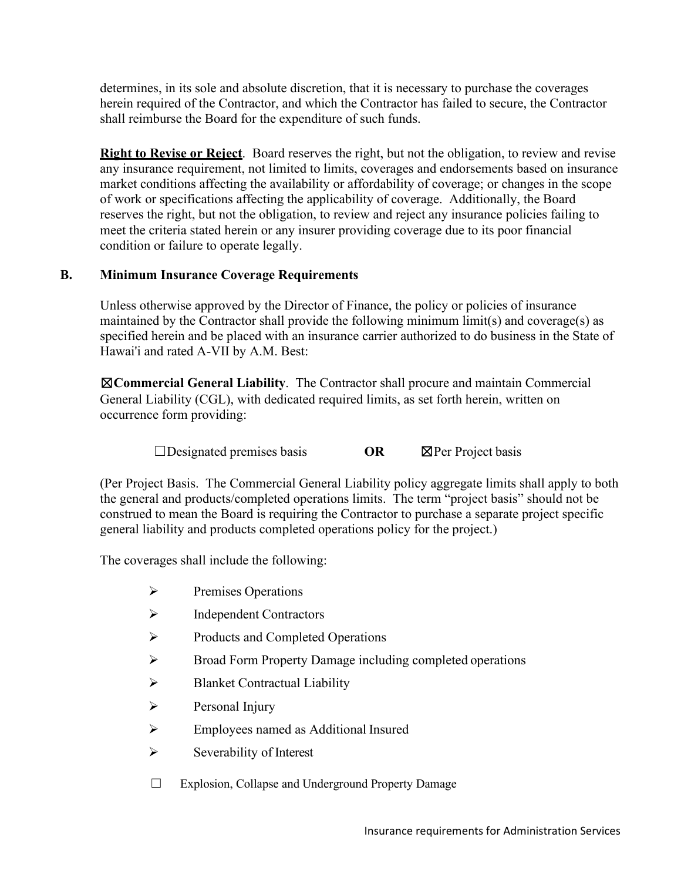determines, in its sole and absolute discretion, that it is necessary to purchase the coverages herein required of the Contractor, and which the Contractor has failed to secure, the Contractor shall reimburse the Board for the expenditure of such funds.

**Right to Revise or Reject**. Board reserves the right, but not the obligation, to review and revise any insurance requirement, not limited to limits, coverages and endorsements based on insurance market conditions affecting the availability or affordability of coverage; or changes in the scope of work or specifications affecting the applicability of coverage. Additionally, the Board reserves the right, but not the obligation, to review and reject any insurance policies failing to meet the criteria stated herein or any insurer providing coverage due to its poor financial condition or failure to operate legally.

## B. Minimum Insurance Coverage Requirements

Unless otherwise approved by the Director of Finance, the policy or policies of insurance maintained by the Contractor shall provide the following minimum limit(s) and coverage(s) as specified herein and be placed with an insurance carrier authorized to do business in the State of Hawai'i and rated A-VII by A.M. Best:

☒**Commercial General Liability**. The Contractor shall procure and maintain Commercial General Liability (CGL), with dedicated required limits, as set forth herein, written on occurrence form providing:

☐Designated premises basis **OR** ☒Per Project basis

(Per Project Basis. The Commercial General Liability policy aggregate limits shall apply to both the general and products/completed operations limits. The term "project basis" should not be construed to mean the Board is requiring the Contractor to purchase a separate project specific general liability and products completed operations policy for the project.)

The coverages shall include the following:

- Premises Operations
- Independent Contractors
- Products and Completed Operations
- Broad Form Property Damage including completed operations
- Blanket Contractual Liability
- Personal Injury
- Employees named as Additional Insured
- Severability of Interest

☐ Explosion, Collapse and Underground Property Damage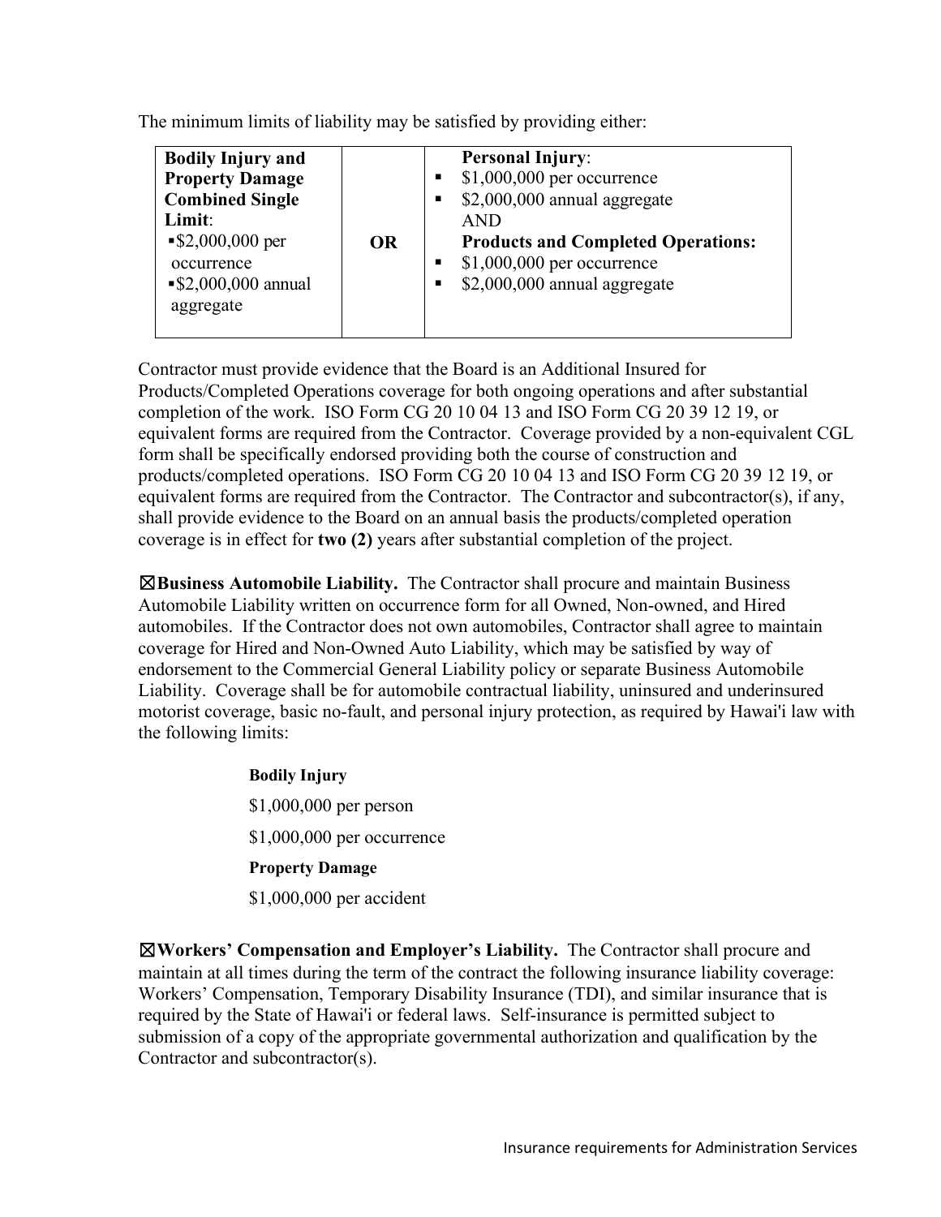The minimum limits of liability may be satisfied by providing either:

| **Bodily Injury and Property Damage Combined Single Limit**:<br>▪ $2,000,000 per occurrence<br>▪ $2,000,000 annual aggregate | **OR** | **Personal Injury**:<br>▪ $1,000,000 per occurrence<br>▪ $2,000,000 annual aggregate<br>AND<br>**Products and Completed Operations:**<br>▪ $1,000,000 per occurrence<br>▪ $2,000,000 annual aggregate |
|---|---|---|

Contractor must provide evidence that the Board is an Additional Insured for Products/Completed Operations coverage for both ongoing operations and after substantial completion of the work. ISO Form CG 20 10 04 13 and ISO Form CG 20 39 12 19, or equivalent forms are required from the Contractor. Coverage provided by a non-equivalent CGL form shall be specifically endorsed providing both the course of construction and products/completed operations. ISO Form CG 20 10 04 13 and ISO Form CG 20 39 12 19, or equivalent forms are required from the Contractor. The Contractor and subcontractor(s), if any, shall provide evidence to the Board on an annual basis the products/completed operation coverage is in effect for **two (2)** years after substantial completion of the project.

☒**Business Automobile Liability.** The Contractor shall procure and maintain Business Automobile Liability written on occurrence form for all Owned, Non-owned, and Hired automobiles. If the Contractor does not own automobiles, Contractor shall agree to maintain coverage for Hired and Non-Owned Auto Liability, which may be satisfied by way of endorsement to the Commercial General Liability policy or separate Business Automobile Liability. Coverage shall be for automobile contractual liability, uninsured and underinsured motorist coverage, basic no-fault, and personal injury protection, as required by Hawai'i law with the following limits:

**Bodily Injury**

$1,000,000 per person

$1,000,000 per occurrence

**Property Damage**

$1,000,000 per accident

☒**Workers' Compensation and Employer's Liability.** The Contractor shall procure and maintain at all times during the term of the contract the following insurance liability coverage: Workers' Compensation, Temporary Disability Insurance (TDI), and similar insurance that is required by the State of Hawai'i or federal laws. Self-insurance is permitted subject to submission of a copy of the appropriate governmental authorization and qualification by the Contractor and subcontractor(s).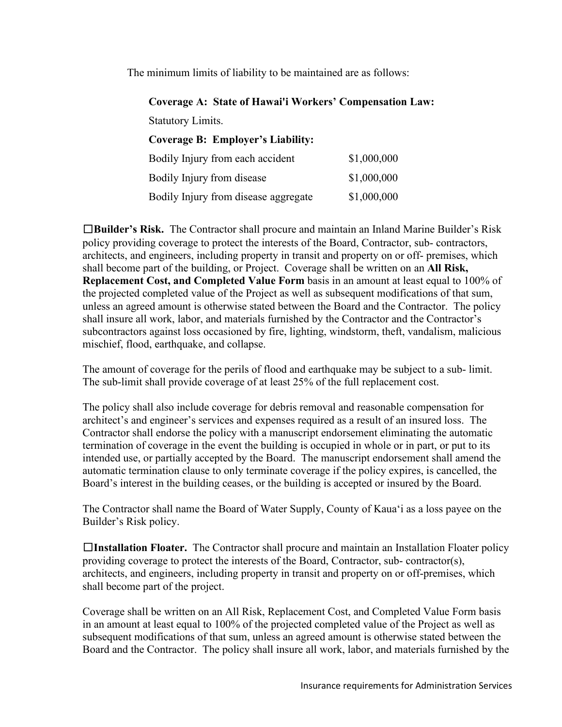The minimum limits of liability to be maintained are as follows:

**Coverage A: State of Hawai'i Workers' Compensation Law:**

Statutory Limits.

**Coverage B: Employer's Liability:**

| | |
|---|---|
| Bodily Injury from each accident | $1,000,000 |
| Bodily Injury from disease | $1,000,000 |
| Bodily Injury from disease aggregate | $1,000,000 |

☐**Builder's Risk.** The Contractor shall procure and maintain an Inland Marine Builder's Risk policy providing coverage to protect the interests of the Board, Contractor, sub- contractors, architects, and engineers, including property in transit and property on or off- premises, which shall become part of the building, or Project. Coverage shall be written on an **All Risk, Replacement Cost, and Completed Value Form** basis in an amount at least equal to 100% of the projected completed value of the Project as well as subsequent modifications of that sum, unless an agreed amount is otherwise stated between the Board and the Contractor. The policy shall insure all work, labor, and materials furnished by the Contractor and the Contractor's subcontractors against loss occasioned by fire, lighting, windstorm, theft, vandalism, malicious mischief, flood, earthquake, and collapse.

The amount of coverage for the perils of flood and earthquake may be subject to a sub- limit. The sub-limit shall provide coverage of at least 25% of the full replacement cost.

The policy shall also include coverage for debris removal and reasonable compensation for architect's and engineer's services and expenses required as a result of an insured loss. The Contractor shall endorse the policy with a manuscript endorsement eliminating the automatic termination of coverage in the event the building is occupied in whole or in part, or put to its intended use, or partially accepted by the Board. The manuscript endorsement shall amend the automatic termination clause to only terminate coverage if the policy expires, is cancelled, the Board's interest in the building ceases, or the building is accepted or insured by the Board.

The Contractor shall name the Board of Water Supply, County of Kaua'i as a loss payee on the Builder's Risk policy.

☐**Installation Floater.** The Contractor shall procure and maintain an Installation Floater policy providing coverage to protect the interests of the Board, Contractor, sub- contractor(s), architects, and engineers, including property in transit and property on or off-premises, which shall become part of the project.

Coverage shall be written on an All Risk, Replacement Cost, and Completed Value Form basis in an amount at least equal to 100% of the projected completed value of the Project as well as subsequent modifications of that sum, unless an agreed amount is otherwise stated between the Board and the Contractor. The policy shall insure all work, labor, and materials furnished by the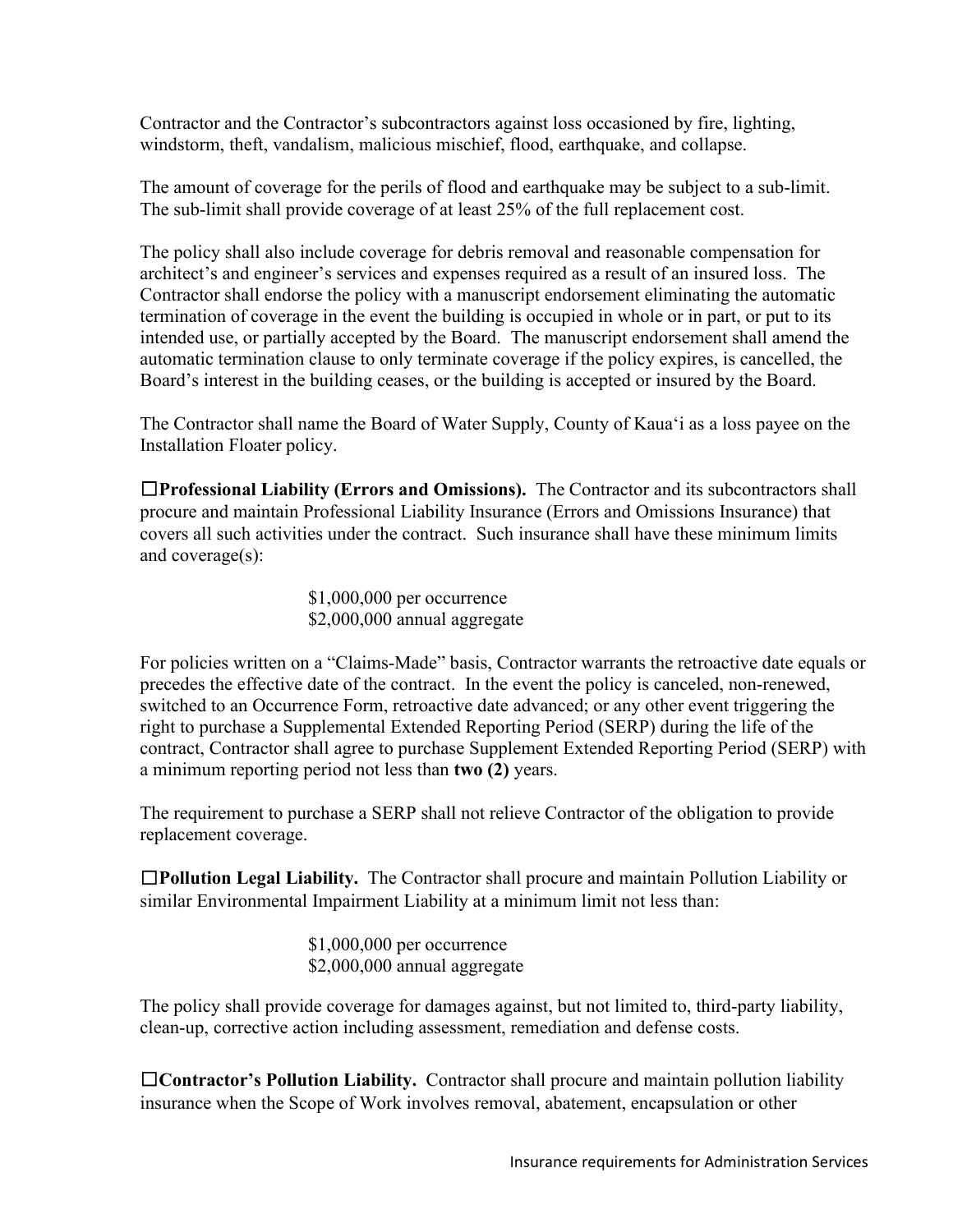Contractor and the Contractor's subcontractors against loss occasioned by fire, lighting, windstorm, theft, vandalism, malicious mischief, flood, earthquake, and collapse.

The amount of coverage for the perils of flood and earthquake may be subject to a sub-limit. The sub-limit shall provide coverage of at least 25% of the full replacement cost.

The policy shall also include coverage for debris removal and reasonable compensation for architect's and engineer's services and expenses required as a result of an insured loss. The Contractor shall endorse the policy with a manuscript endorsement eliminating the automatic termination of coverage in the event the building is occupied in whole or in part, or put to its intended use, or partially accepted by the Board. The manuscript endorsement shall amend the automatic termination clause to only terminate coverage if the policy expires, is cancelled, the Board's interest in the building ceases, or the building is accepted or insured by the Board.

The Contractor shall name the Board of Water Supply, County of Kaua'i as a loss payee on the Installation Floater policy.

☐**Professional Liability (Errors and Omissions).** The Contractor and its subcontractors shall procure and maintain Professional Liability Insurance (Errors and Omissions Insurance) that covers all such activities under the contract. Such insurance shall have these minimum limits and coverage(s):

$1,000,000 per occurrence
$2,000,000 annual aggregate

For policies written on a "Claims-Made" basis, Contractor warrants the retroactive date equals or precedes the effective date of the contract. In the event the policy is canceled, non-renewed, switched to an Occurrence Form, retroactive date advanced; or any other event triggering the right to purchase a Supplemental Extended Reporting Period (SERP) during the life of the contract, Contractor shall agree to purchase Supplement Extended Reporting Period (SERP) with a minimum reporting period not less than **two (2)** years.

The requirement to purchase a SERP shall not relieve Contractor of the obligation to provide replacement coverage.

☐**Pollution Legal Liability.** The Contractor shall procure and maintain Pollution Liability or similar Environmental Impairment Liability at a minimum limit not less than:

$1,000,000 per occurrence
$2,000,000 annual aggregate

The policy shall provide coverage for damages against, but not limited to, third-party liability, clean-up, corrective action including assessment, remediation and defense costs.

☐**Contractor's Pollution Liability.** Contractor shall procure and maintain pollution liability insurance when the Scope of Work involves removal, abatement, encapsulation or other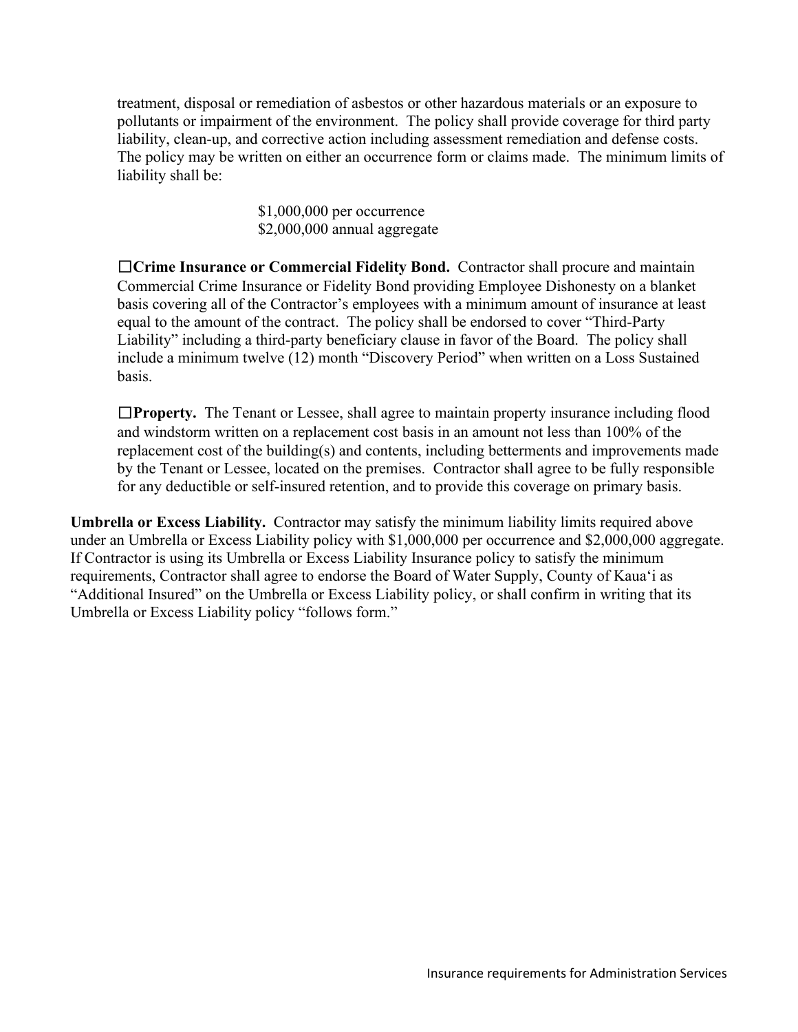treatment, disposal or remediation of asbestos or other hazardous materials or an exposure to pollutants or impairment of the environment. The policy shall provide coverage for third party liability, clean-up, and corrective action including assessment remediation and defense costs. The policy may be written on either an occurrence form or claims made. The minimum limits of liability shall be:

$1,000,000 per occurrence
$2,000,000 annual aggregate

☐**Crime Insurance or Commercial Fidelity Bond.** Contractor shall procure and maintain Commercial Crime Insurance or Fidelity Bond providing Employee Dishonesty on a blanket basis covering all of the Contractor's employees with a minimum amount of insurance at least equal to the amount of the contract. The policy shall be endorsed to cover "Third-Party Liability" including a third-party beneficiary clause in favor of the Board. The policy shall include a minimum twelve (12) month "Discovery Period" when written on a Loss Sustained basis.

☐**Property.** The Tenant or Lessee, shall agree to maintain property insurance including flood and windstorm written on a replacement cost basis in an amount not less than 100% of the replacement cost of the building(s) and contents, including betterments and improvements made by the Tenant or Lessee, located on the premises. Contractor shall agree to be fully responsible for any deductible or self-insured retention, and to provide this coverage on primary basis.

**Umbrella or Excess Liability.** Contractor may satisfy the minimum liability limits required above under an Umbrella or Excess Liability policy with $1,000,000 per occurrence and $2,000,000 aggregate. If Contractor is using its Umbrella or Excess Liability Insurance policy to satisfy the minimum requirements, Contractor shall agree to endorse the Board of Water Supply, County of Kaua'i as "Additional Insured" on the Umbrella or Excess Liability policy, or shall confirm in writing that its Umbrella or Excess Liability policy "follows form."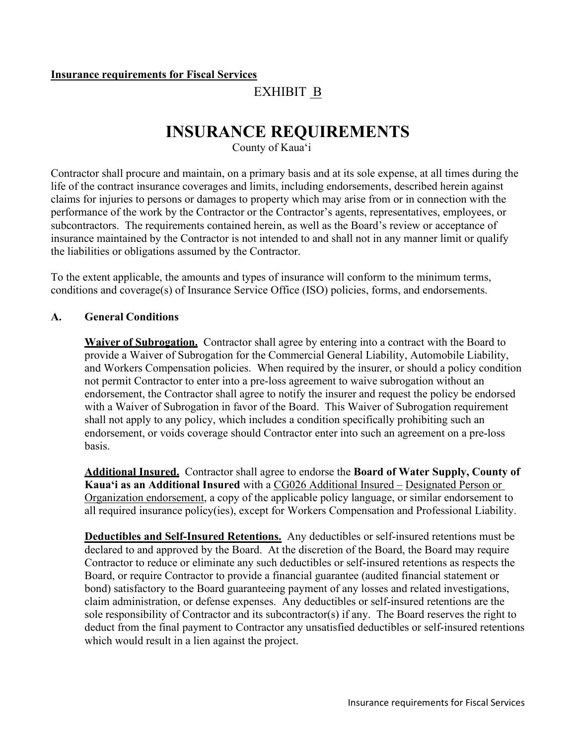**Insurance requirements for Fiscal Services**

EXHIBIT B

# INSURANCE REQUIREMENTS

County of Kauaʻi

Contractor shall procure and maintain, on a primary basis and at its sole expense, at all times during the life of the contract insurance coverages and limits, including endorsements, described herein against claims for injuries to persons or damages to property which may arise from or in connection with the performance of the work by the Contractor or the Contractor's agents, representatives, employees, or subcontractors. The requirements contained herein, as well as the Board's review or acceptance of insurance maintained by the Contractor is not intended to and shall not in any manner limit or qualify the liabilities or obligations assumed by the Contractor.

To the extent applicable, the amounts and types of insurance will conform to the minimum terms, conditions and coverage(s) of Insurance Service Office (ISO) policies, forms, and endorsements.

## A. General Conditions

**Waiver of Subrogation.** Contractor shall agree by entering into a contract with the Board to provide a Waiver of Subrogation for the Commercial General Liability, Automobile Liability, and Workers Compensation policies. When required by the insurer, or should a policy condition not permit Contractor to enter into a pre-loss agreement to waive subrogation without an endorsement, the Contractor shall agree to notify the insurer and request the policy be endorsed with a Waiver of Subrogation in favor of the Board. This Waiver of Subrogation requirement shall not apply to any policy, which includes a condition specifically prohibiting such an endorsement, or voids coverage should Contractor enter into such an agreement on a pre-loss basis.

**Additional Insured.** Contractor shall agree to endorse the **Board of Water Supply, County of Kauaʻi as an Additional Insured** with a CG026 Additional Insured – Designated Person or Organization endorsement, a copy of the applicable policy language, or similar endorsement to all required insurance policy(ies), except for Workers Compensation and Professional Liability.

**Deductibles and Self-Insured Retentions.** Any deductibles or self-insured retentions must be declared to and approved by the Board. At the discretion of the Board, the Board may require Contractor to reduce or eliminate any such deductibles or self-insured retentions as respects the Board, or require Contractor to provide a financial guarantee (audited financial statement or bond) satisfactory to the Board guaranteeing payment of any losses and related investigations, claim administration, or defense expenses. Any deductibles or self-insured retentions are the sole responsibility of Contractor and its subcontractor(s) if any. The Board reserves the right to deduct from the final payment to Contractor any unsatisfied deductibles or self-insured retentions which would result in a lien against the project.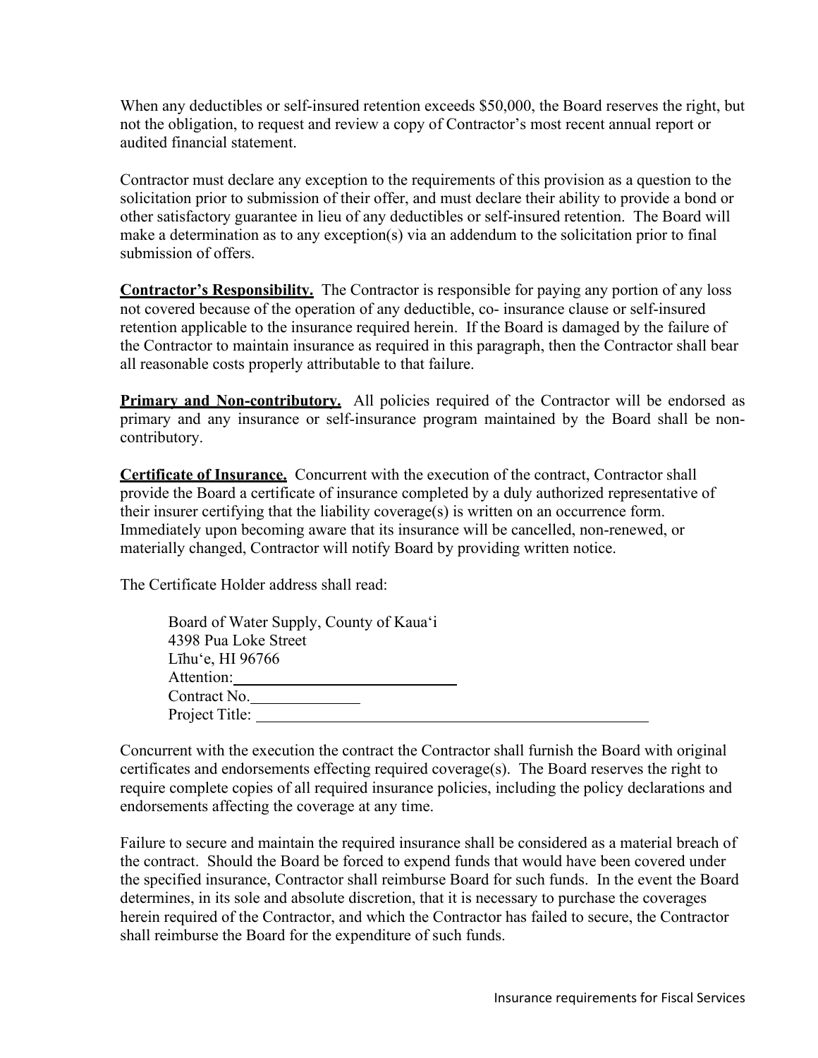When any deductibles or self-insured retention exceeds $50,000, the Board reserves the right, but not the obligation, to request and review a copy of Contractor's most recent annual report or audited financial statement.

Contractor must declare any exception to the requirements of this provision as a question to the solicitation prior to submission of their offer, and must declare their ability to provide a bond or other satisfactory guarantee in lieu of any deductibles or self-insured retention. The Board will make a determination as to any exception(s) via an addendum to the solicitation prior to final submission of offers.

**Contractor's Responsibility.** The Contractor is responsible for paying any portion of any loss not covered because of the operation of any deductible, co- insurance clause or self-insured retention applicable to the insurance required herein. If the Board is damaged by the failure of the Contractor to maintain insurance as required in this paragraph, then the Contractor shall bear all reasonable costs properly attributable to that failure.

**Primary and Non-contributory.** All policies required of the Contractor will be endorsed as primary and any insurance or self-insurance program maintained by the Board shall be non-contributory.

**Certificate of Insurance.** Concurrent with the execution of the contract, Contractor shall provide the Board a certificate of insurance completed by a duly authorized representative of their insurer certifying that the liability coverage(s) is written on an occurrence form. Immediately upon becoming aware that its insurance will be cancelled, non-renewed, or materially changed, Contractor will notify Board by providing written notice.

The Certificate Holder address shall read:

> Board of Water Supply, County of Kaua'i
> 4398 Pua Loke Street
> Līhu'e, HI 96766
> Attention:____________________________
> Contract No.______________
> Project Title: ____________________________________________________

Concurrent with the execution the contract the Contractor shall furnish the Board with original certificates and endorsements effecting required coverage(s). The Board reserves the right to require complete copies of all required insurance policies, including the policy declarations and endorsements affecting the coverage at any time.

Failure to secure and maintain the required insurance shall be considered as a material breach of the contract. Should the Board be forced to expend funds that would have been covered under the specified insurance, Contractor shall reimburse Board for such funds. In the event the Board determines, in its sole and absolute discretion, that it is necessary to purchase the coverages herein required of the Contractor, and which the Contractor has failed to secure, the Contractor shall reimburse the Board for the expenditure of such funds.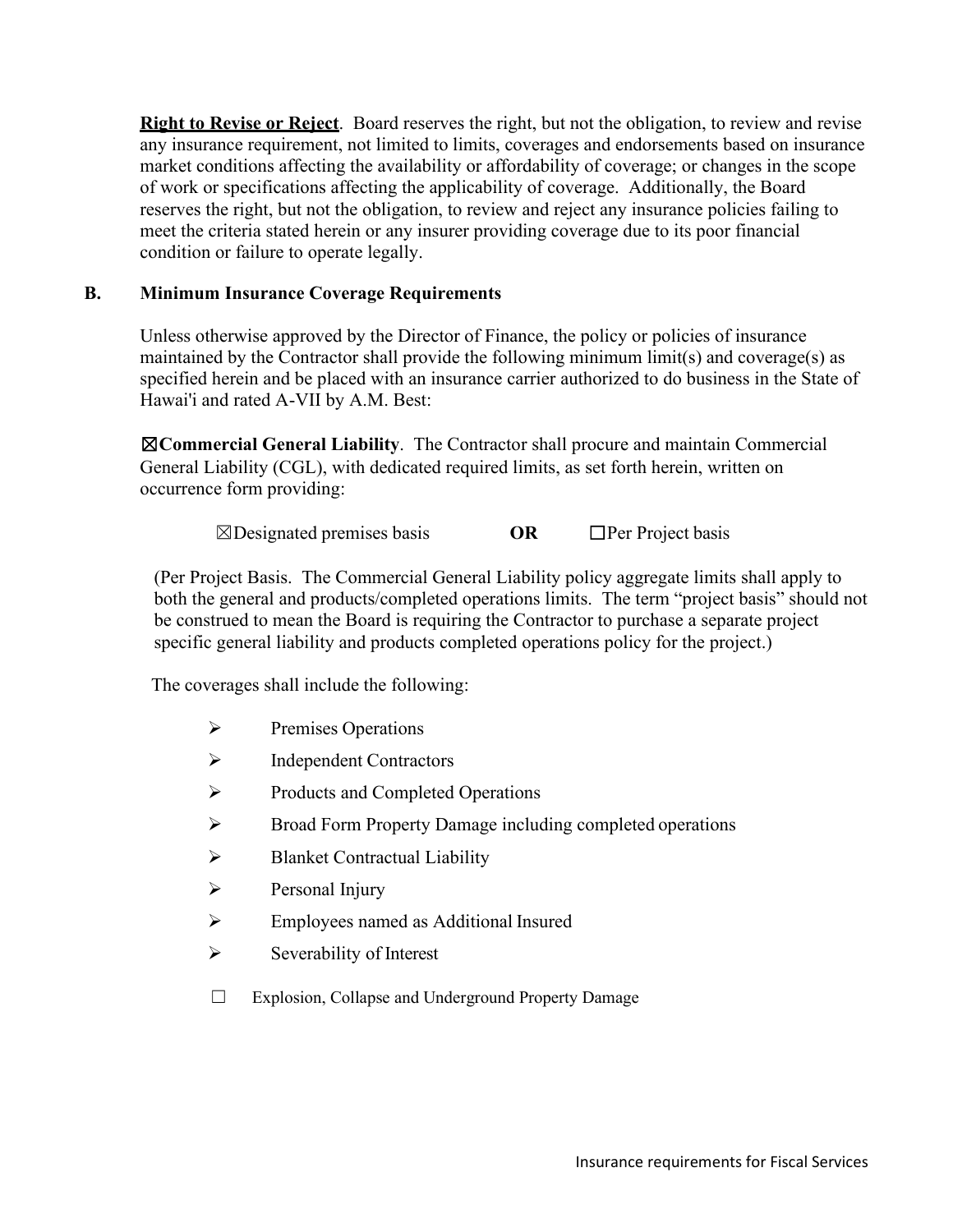**Right to Revise or Reject**. Board reserves the right, but not the obligation, to review and revise any insurance requirement, not limited to limits, coverages and endorsements based on insurance market conditions affecting the availability or affordability of coverage; or changes in the scope of work or specifications affecting the applicability of coverage. Additionally, the Board reserves the right, but not the obligation, to review and reject any insurance policies failing to meet the criteria stated herein or any insurer providing coverage due to its poor financial condition or failure to operate legally.

## B. Minimum Insurance Coverage Requirements

Unless otherwise approved by the Director of Finance, the policy or policies of insurance maintained by the Contractor shall provide the following minimum limit(s) and coverage(s) as specified herein and be placed with an insurance carrier authorized to do business in the State of Hawai'i and rated A-VII by A.M. Best:

☒**Commercial General Liability**. The Contractor shall procure and maintain Commercial General Liability (CGL), with dedicated required limits, as set forth herein, written on occurrence form providing:

☒Designated premises basis **OR** ☐Per Project basis

(Per Project Basis. The Commercial General Liability policy aggregate limits shall apply to both the general and products/completed operations limits. The term "project basis" should not be construed to mean the Board is requiring the Contractor to purchase a separate project specific general liability and products completed operations policy for the project.)

The coverages shall include the following:

- Premises Operations
- Independent Contractors
- Products and Completed Operations
- Broad Form Property Damage including completed operations
- Blanket Contractual Liability
- Personal Injury
- Employees named as Additional Insured
- Severability of Interest

☐ Explosion, Collapse and Underground Property Damage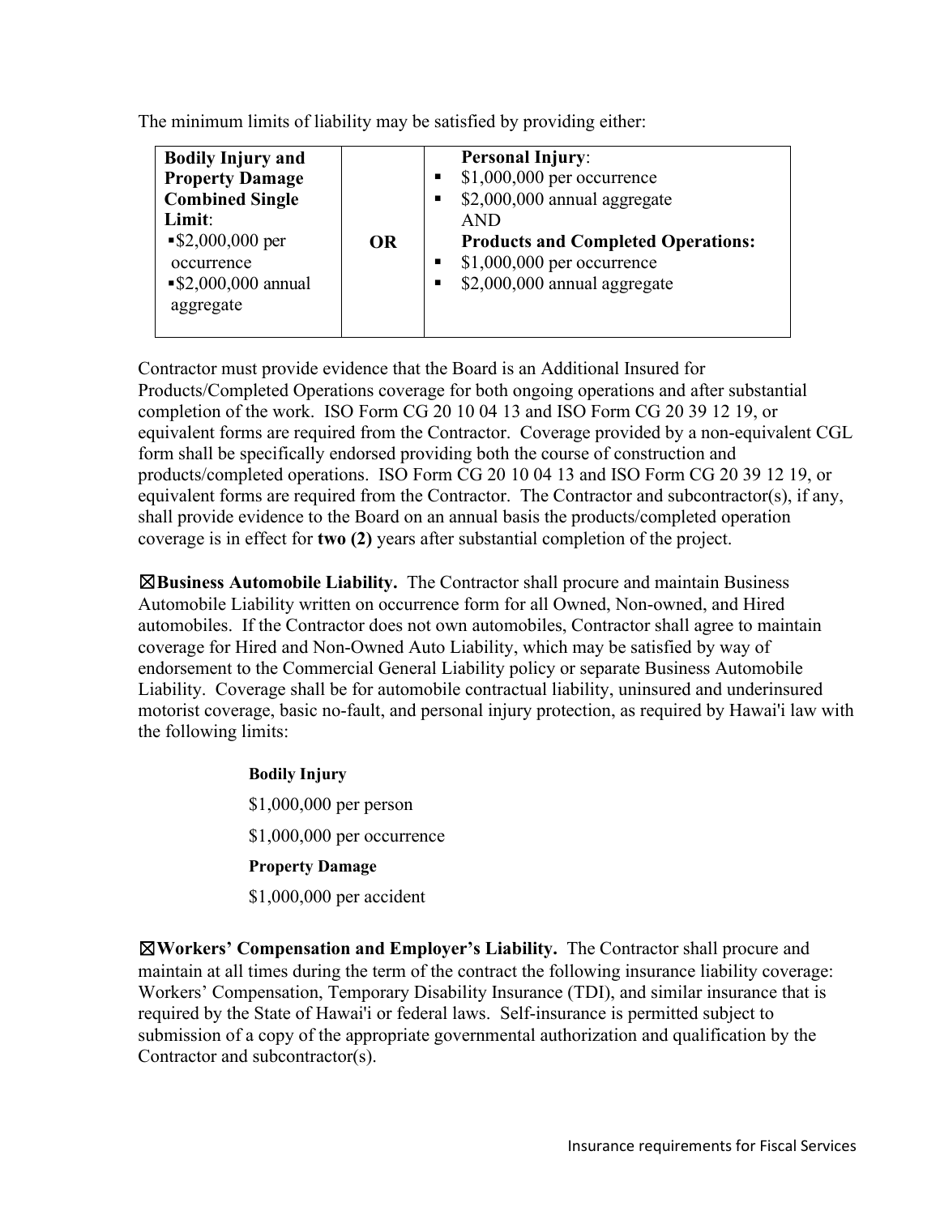The minimum limits of liability may be satisfied by providing either:

| **Bodily Injury and Property Damage Combined Single Limit**:<br>▪ $2,000,000 per occurrence<br>▪ $2,000,000 annual aggregate | **OR** | **Personal Injury**:<br>▪ $1,000,000 per occurrence<br>▪ $2,000,000 annual aggregate<br>AND<br>**Products and Completed Operations:**<br>▪ $1,000,000 per occurrence<br>▪ $2,000,000 annual aggregate |
|---|---|---|

Contractor must provide evidence that the Board is an Additional Insured for Products/Completed Operations coverage for both ongoing operations and after substantial completion of the work. ISO Form CG 20 10 04 13 and ISO Form CG 20 39 12 19, or equivalent forms are required from the Contractor. Coverage provided by a non-equivalent CGL form shall be specifically endorsed providing both the course of construction and products/completed operations. ISO Form CG 20 10 04 13 and ISO Form CG 20 39 12 19, or equivalent forms are required from the Contractor. The Contractor and subcontractor(s), if any, shall provide evidence to the Board on an annual basis the products/completed operation coverage is in effect for **two (2)** years after substantial completion of the project.

☒**Business Automobile Liability.** The Contractor shall procure and maintain Business Automobile Liability written on occurrence form for all Owned, Non-owned, and Hired automobiles. If the Contractor does not own automobiles, Contractor shall agree to maintain coverage for Hired and Non-Owned Auto Liability, which may be satisfied by way of endorsement to the Commercial General Liability policy or separate Business Automobile Liability. Coverage shall be for automobile contractual liability, uninsured and underinsured motorist coverage, basic no-fault, and personal injury protection, as required by Hawai'i law with the following limits:

**Bodily Injury**

$1,000,000 per person

$1,000,000 per occurrence

**Property Damage**

$1,000,000 per accident

☒**Workers' Compensation and Employer's Liability.** The Contractor shall procure and maintain at all times during the term of the contract the following insurance liability coverage: Workers' Compensation, Temporary Disability Insurance (TDI), and similar insurance that is required by the State of Hawai'i or federal laws. Self-insurance is permitted subject to submission of a copy of the appropriate governmental authorization and qualification by the Contractor and subcontractor(s).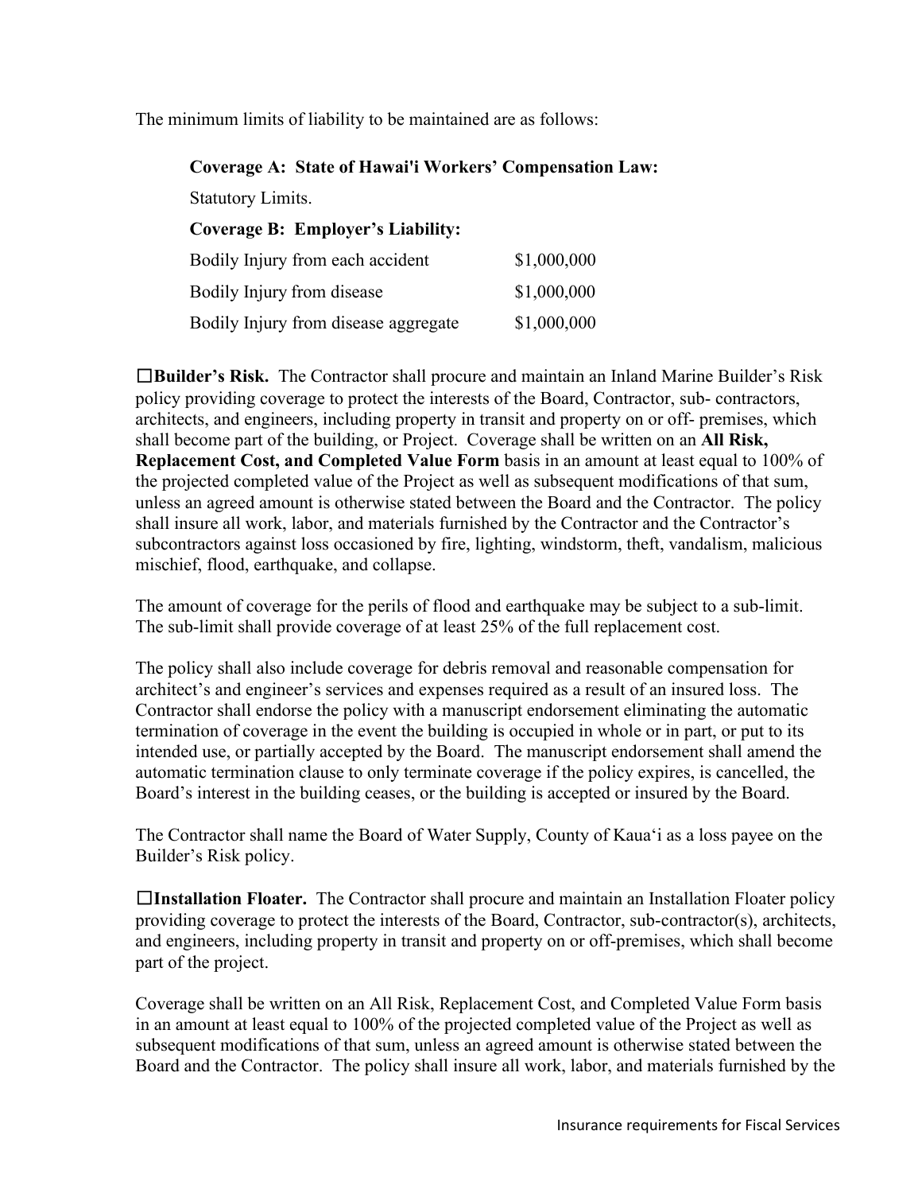The minimum limits of liability to be maintained are as follows:

**Coverage A: State of Hawai'i Workers' Compensation Law:**

Statutory Limits.

**Coverage B: Employer's Liability:**

| | |
|---|---|
| Bodily Injury from each accident | $1,000,000 |
| Bodily Injury from disease | $1,000,000 |
| Bodily Injury from disease aggregate | $1,000,000 |

☐**Builder's Risk.** The Contractor shall procure and maintain an Inland Marine Builder's Risk policy providing coverage to protect the interests of the Board, Contractor, sub- contractors, architects, and engineers, including property in transit and property on or off- premises, which shall become part of the building, or Project. Coverage shall be written on an **All Risk, Replacement Cost, and Completed Value Form** basis in an amount at least equal to 100% of the projected completed value of the Project as well as subsequent modifications of that sum, unless an agreed amount is otherwise stated between the Board and the Contractor. The policy shall insure all work, labor, and materials furnished by the Contractor and the Contractor's subcontractors against loss occasioned by fire, lighting, windstorm, theft, vandalism, malicious mischief, flood, earthquake, and collapse.

The amount of coverage for the perils of flood and earthquake may be subject to a sub-limit. The sub-limit shall provide coverage of at least 25% of the full replacement cost.

The policy shall also include coverage for debris removal and reasonable compensation for architect's and engineer's services and expenses required as a result of an insured loss. The Contractor shall endorse the policy with a manuscript endorsement eliminating the automatic termination of coverage in the event the building is occupied in whole or in part, or put to its intended use, or partially accepted by the Board. The manuscript endorsement shall amend the automatic termination clause to only terminate coverage if the policy expires, is cancelled, the Board's interest in the building ceases, or the building is accepted or insured by the Board.

The Contractor shall name the Board of Water Supply, County of Kaua'i as a loss payee on the Builder's Risk policy.

☐**Installation Floater.** The Contractor shall procure and maintain an Installation Floater policy providing coverage to protect the interests of the Board, Contractor, sub-contractor(s), architects, and engineers, including property in transit and property on or off-premises, which shall become part of the project.

Coverage shall be written on an All Risk, Replacement Cost, and Completed Value Form basis in an amount at least equal to 100% of the projected completed value of the Project as well as subsequent modifications of that sum, unless an agreed amount is otherwise stated between the Board and the Contractor. The policy shall insure all work, labor, and materials furnished by the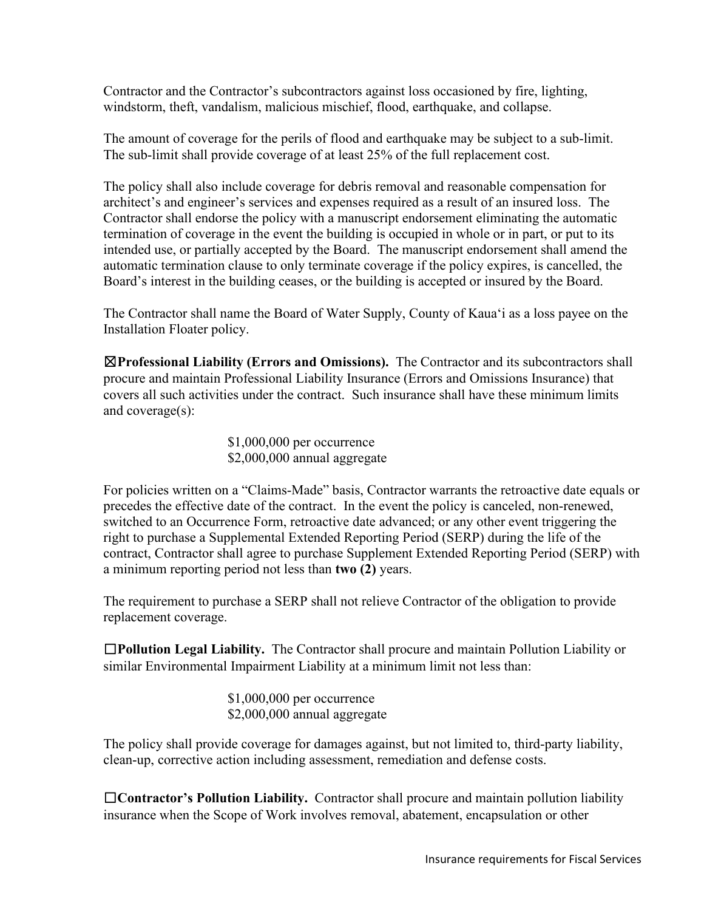Contractor and the Contractor's subcontractors against loss occasioned by fire, lighting, windstorm, theft, vandalism, malicious mischief, flood, earthquake, and collapse.

The amount of coverage for the perils of flood and earthquake may be subject to a sub-limit. The sub-limit shall provide coverage of at least 25% of the full replacement cost.

The policy shall also include coverage for debris removal and reasonable compensation for architect's and engineer's services and expenses required as a result of an insured loss. The Contractor shall endorse the policy with a manuscript endorsement eliminating the automatic termination of coverage in the event the building is occupied in whole or in part, or put to its intended use, or partially accepted by the Board. The manuscript endorsement shall amend the automatic termination clause to only terminate coverage if the policy expires, is cancelled, the Board's interest in the building ceases, or the building is accepted or insured by the Board.

The Contractor shall name the Board of Water Supply, County of Kaua'i as a loss payee on the Installation Floater policy.

☒**Professional Liability (Errors and Omissions).** The Contractor and its subcontractors shall procure and maintain Professional Liability Insurance (Errors and Omissions Insurance) that covers all such activities under the contract. Such insurance shall have these minimum limits and coverage(s):

$1,000,000 per occurrence
$2,000,000 annual aggregate

For policies written on a "Claims-Made" basis, Contractor warrants the retroactive date equals or precedes the effective date of the contract. In the event the policy is canceled, non-renewed, switched to an Occurrence Form, retroactive date advanced; or any other event triggering the right to purchase a Supplemental Extended Reporting Period (SERP) during the life of the contract, Contractor shall agree to purchase Supplement Extended Reporting Period (SERP) with a minimum reporting period not less than **two (2)** years.

The requirement to purchase a SERP shall not relieve Contractor of the obligation to provide replacement coverage.

☐**Pollution Legal Liability.** The Contractor shall procure and maintain Pollution Liability or similar Environmental Impairment Liability at a minimum limit not less than:

$1,000,000 per occurrence
$2,000,000 annual aggregate

The policy shall provide coverage for damages against, but not limited to, third-party liability, clean-up, corrective action including assessment, remediation and defense costs.

☐**Contractor's Pollution Liability.** Contractor shall procure and maintain pollution liability insurance when the Scope of Work involves removal, abatement, encapsulation or other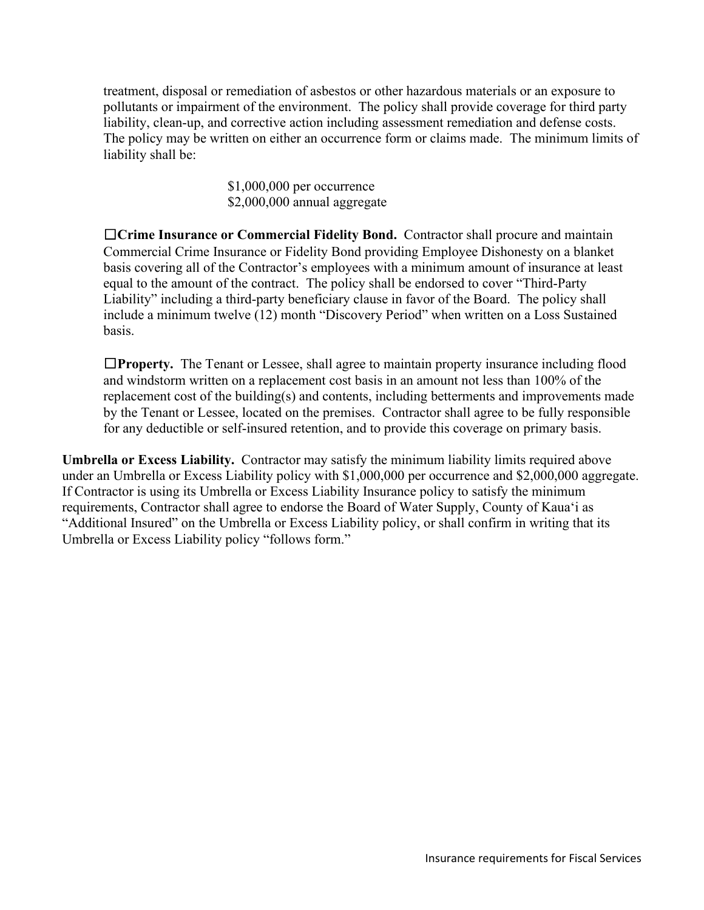treatment, disposal or remediation of asbestos or other hazardous materials or an exposure to pollutants or impairment of the environment. The policy shall provide coverage for third party liability, clean-up, and corrective action including assessment remediation and defense costs. The policy may be written on either an occurrence form or claims made. The minimum limits of liability shall be:

$1,000,000 per occurrence
$2,000,000 annual aggregate

☐**Crime Insurance or Commercial Fidelity Bond.** Contractor shall procure and maintain Commercial Crime Insurance or Fidelity Bond providing Employee Dishonesty on a blanket basis covering all of the Contractor's employees with a minimum amount of insurance at least equal to the amount of the contract. The policy shall be endorsed to cover "Third-Party Liability" including a third-party beneficiary clause in favor of the Board. The policy shall include a minimum twelve (12) month "Discovery Period" when written on a Loss Sustained basis.

☐**Property.** The Tenant or Lessee, shall agree to maintain property insurance including flood and windstorm written on a replacement cost basis in an amount not less than 100% of the replacement cost of the building(s) and contents, including betterments and improvements made by the Tenant or Lessee, located on the premises. Contractor shall agree to be fully responsible for any deductible or self-insured retention, and to provide this coverage on primary basis.

**Umbrella or Excess Liability.** Contractor may satisfy the minimum liability limits required above under an Umbrella or Excess Liability policy with $1,000,000 per occurrence and $2,000,000 aggregate. If Contractor is using its Umbrella or Excess Liability Insurance policy to satisfy the minimum requirements, Contractor shall agree to endorse the Board of Water Supply, County of Kauaʻi as "Additional Insured" on the Umbrella or Excess Liability policy, or shall confirm in writing that its Umbrella or Excess Liability policy "follows form."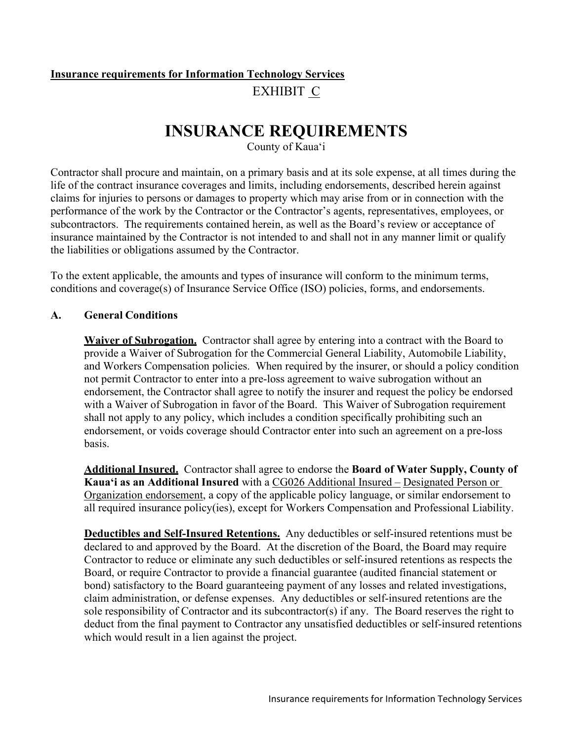**Insurance requirements for Information Technology Services**

EXHIBIT C

# INSURANCE REQUIREMENTS

County of Kauaʻi

Contractor shall procure and maintain, on a primary basis and at its sole expense, at all times during the life of the contract insurance coverages and limits, including endorsements, described herein against claims for injuries to persons or damages to property which may arise from or in connection with the performance of the work by the Contractor or the Contractor's agents, representatives, employees, or subcontractors. The requirements contained herein, as well as the Board's review or acceptance of insurance maintained by the Contractor is not intended to and shall not in any manner limit or qualify the liabilities or obligations assumed by the Contractor.

To the extent applicable, the amounts and types of insurance will conform to the minimum terms, conditions and coverage(s) of Insurance Service Office (ISO) policies, forms, and endorsements.

## A. General Conditions

**Waiver of Subrogation.** Contractor shall agree by entering into a contract with the Board to provide a Waiver of Subrogation for the Commercial General Liability, Automobile Liability, and Workers Compensation policies. When required by the insurer, or should a policy condition not permit Contractor to enter into a pre-loss agreement to waive subrogation without an endorsement, the Contractor shall agree to notify the insurer and request the policy be endorsed with a Waiver of Subrogation in favor of the Board. This Waiver of Subrogation requirement shall not apply to any policy, which includes a condition specifically prohibiting such an endorsement, or voids coverage should Contractor enter into such an agreement on a pre-loss basis.

**Additional Insured.** Contractor shall agree to endorse the **Board of Water Supply, County of Kauaʻi as an Additional Insured** with a CG026 Additional Insured – Designated Person or Organization endorsement, a copy of the applicable policy language, or similar endorsement to all required insurance policy(ies), except for Workers Compensation and Professional Liability.

**Deductibles and Self-Insured Retentions.** Any deductibles or self-insured retentions must be declared to and approved by the Board. At the discretion of the Board, the Board may require Contractor to reduce or eliminate any such deductibles or self-insured retentions as respects the Board, or require Contractor to provide a financial guarantee (audited financial statement or bond) satisfactory to the Board guaranteeing payment of any losses and related investigations, claim administration, or defense expenses. Any deductibles or self-insured retentions are the sole responsibility of Contractor and its subcontractor(s) if any. The Board reserves the right to deduct from the final payment to Contractor any unsatisfied deductibles or self-insured retentions which would result in a lien against the project.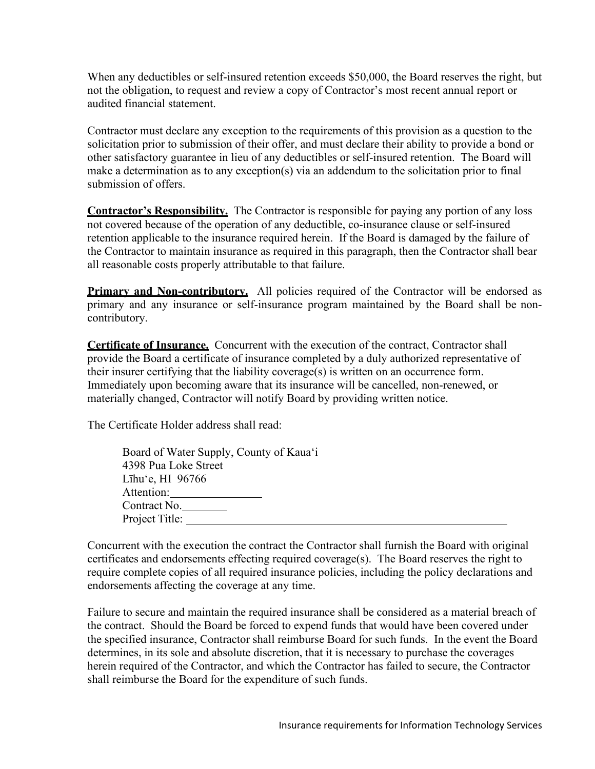When any deductibles or self-insured retention exceeds $50,000, the Board reserves the right, but not the obligation, to request and review a copy of Contractor's most recent annual report or audited financial statement.

Contractor must declare any exception to the requirements of this provision as a question to the solicitation prior to submission of their offer, and must declare their ability to provide a bond or other satisfactory guarantee in lieu of any deductibles or self-insured retention. The Board will make a determination as to any exception(s) via an addendum to the solicitation prior to final submission of offers.

**Contractor's Responsibility.** The Contractor is responsible for paying any portion of any loss not covered because of the operation of any deductible, co-insurance clause or self-insured retention applicable to the insurance required herein. If the Board is damaged by the failure of the Contractor to maintain insurance as required in this paragraph, then the Contractor shall bear all reasonable costs properly attributable to that failure.

**Primary and Non-contributory.** All policies required of the Contractor will be endorsed as primary and any insurance or self-insurance program maintained by the Board shall be non-contributory.

**Certificate of Insurance.** Concurrent with the execution of the contract, Contractor shall provide the Board a certificate of insurance completed by a duly authorized representative of their insurer certifying that the liability coverage(s) is written on an occurrence form. Immediately upon becoming aware that its insurance will be cancelled, non-renewed, or materially changed, Contractor will notify Board by providing written notice.

The Certificate Holder address shall read:

> Board of Water Supply, County of Kaua'i
> 4398 Pua Loke Street
> Līhu'e, HI 96766
> Attention:________________
> Contract No.________
> Project Title: ____________________________________________________________

Concurrent with the execution the contract the Contractor shall furnish the Board with original certificates and endorsements effecting required coverage(s). The Board reserves the right to require complete copies of all required insurance policies, including the policy declarations and endorsements affecting the coverage at any time.

Failure to secure and maintain the required insurance shall be considered as a material breach of the contract. Should the Board be forced to expend funds that would have been covered under the specified insurance, Contractor shall reimburse Board for such funds. In the event the Board determines, in its sole and absolute discretion, that it is necessary to purchase the coverages herein required of the Contractor, and which the Contractor has failed to secure, the Contractor shall reimburse the Board for the expenditure of such funds.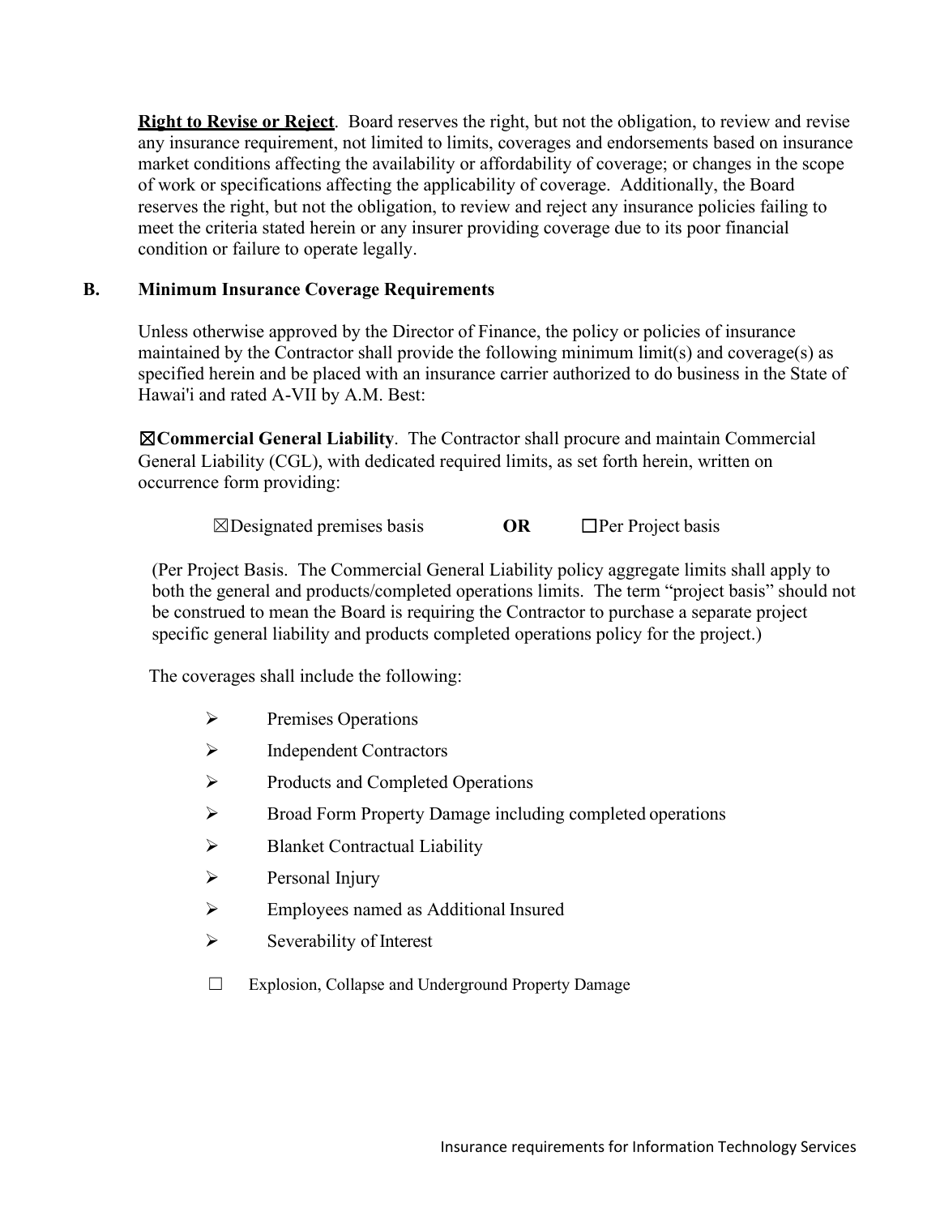**Right to Revise or Reject**. Board reserves the right, but not the obligation, to review and revise any insurance requirement, not limited to limits, coverages and endorsements based on insurance market conditions affecting the availability or affordability of coverage; or changes in the scope of work or specifications affecting the applicability of coverage. Additionally, the Board reserves the right, but not the obligation, to review and reject any insurance policies failing to meet the criteria stated herein or any insurer providing coverage due to its poor financial condition or failure to operate legally.

**B. Minimum Insurance Coverage Requirements**

Unless otherwise approved by the Director of Finance, the policy or policies of insurance maintained by the Contractor shall provide the following minimum limit(s) and coverage(s) as specified herein and be placed with an insurance carrier authorized to do business in the State of Hawai'i and rated A-VII by A.M. Best:

☒**Commercial General Liability**. The Contractor shall procure and maintain Commercial General Liability (CGL), with dedicated required limits, as set forth herein, written on occurrence form providing:

☒Designated premises basis **OR** ☐Per Project basis

(Per Project Basis. The Commercial General Liability policy aggregate limits shall apply to both the general and products/completed operations limits. The term "project basis" should not be construed to mean the Board is requiring the Contractor to purchase a separate project specific general liability and products completed operations policy for the project.)

The coverages shall include the following:

- Premises Operations
- Independent Contractors
- Products and Completed Operations
- Broad Form Property Damage including completed operations
- Blanket Contractual Liability
- Personal Injury
- Employees named as Additional Insured
- Severability of Interest

☐ Explosion, Collapse and Underground Property Damage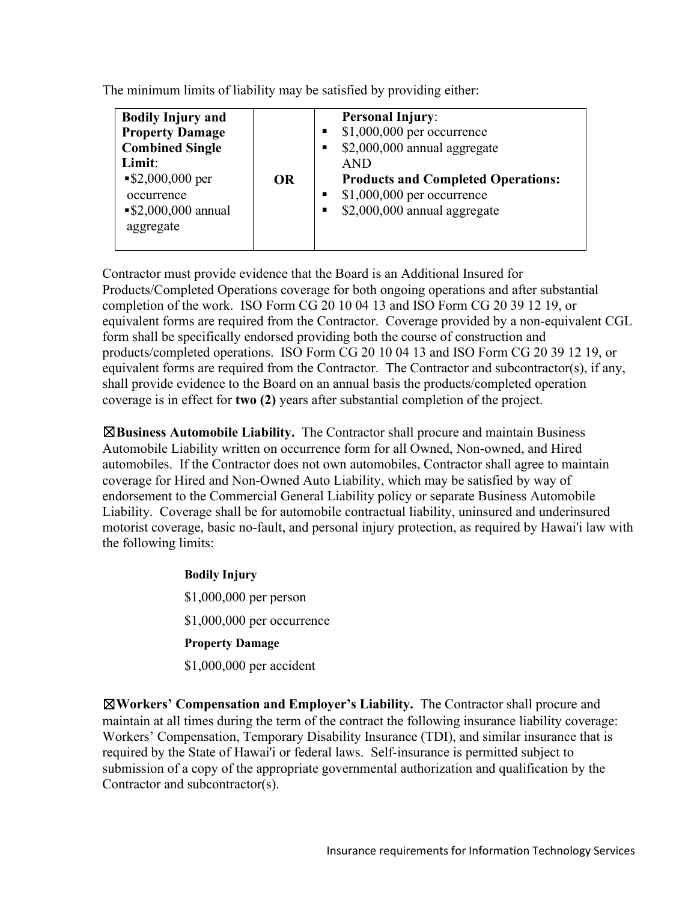The minimum limits of liability may be satisfied by providing either:

| **Bodily Injury and Property Damage Combined Single Limit**:<br>▪ $2,000,000 per occurrence<br>▪ $2,000,000 annual aggregate | **OR** | **Personal Injury**:<br>▪ $1,000,000 per occurrence<br>▪ $2,000,000 annual aggregate<br>AND<br>**Products and Completed Operations:**<br>▪ $1,000,000 per occurrence<br>▪ $2,000,000 annual aggregate |
|---|---|---|

Contractor must provide evidence that the Board is an Additional Insured for Products/Completed Operations coverage for both ongoing operations and after substantial completion of the work. ISO Form CG 20 10 04 13 and ISO Form CG 20 39 12 19, or equivalent forms are required from the Contractor. Coverage provided by a non-equivalent CGL form shall be specifically endorsed providing both the course of construction and products/completed operations. ISO Form CG 20 10 04 13 and ISO Form CG 20 39 12 19, or equivalent forms are required from the Contractor. The Contractor and subcontractor(s), if any, shall provide evidence to the Board on an annual basis the products/completed operation coverage is in effect for **two (2)** years after substantial completion of the project.

☒**Business Automobile Liability.** The Contractor shall procure and maintain Business Automobile Liability written on occurrence form for all Owned, Non-owned, and Hired automobiles. If the Contractor does not own automobiles, Contractor shall agree to maintain coverage for Hired and Non-Owned Auto Liability, which may be satisfied by way of endorsement to the Commercial General Liability policy or separate Business Automobile Liability. Coverage shall be for automobile contractual liability, uninsured and underinsured motorist coverage, basic no-fault, and personal injury protection, as required by Hawai'i law with the following limits:

**Bodily Injury**

$1,000,000 per person

$1,000,000 per occurrence

**Property Damage**

$1,000,000 per accident

☒**Workers' Compensation and Employer's Liability.** The Contractor shall procure and maintain at all times during the term of the contract the following insurance liability coverage: Workers' Compensation, Temporary Disability Insurance (TDI), and similar insurance that is required by the State of Hawai'i or federal laws. Self-insurance is permitted subject to submission of a copy of the appropriate governmental authorization and qualification by the Contractor and subcontractor(s).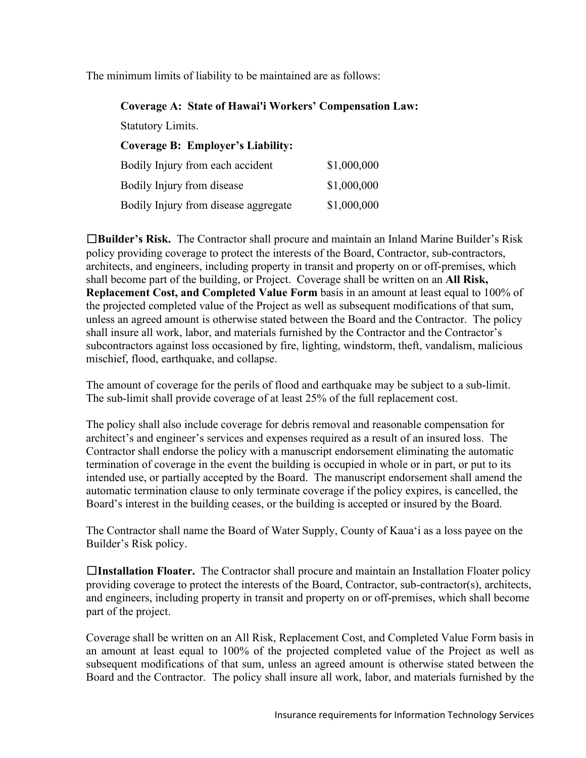The minimum limits of liability to be maintained are as follows:

**Coverage A: State of Hawai'i Workers' Compensation Law:**

Statutory Limits.

**Coverage B: Employer's Liability:**

| | |
|---|---|
| Bodily Injury from each accident | $1,000,000 |
| Bodily Injury from disease | $1,000,000 |
| Bodily Injury from disease aggregate | $1,000,000 |

☐**Builder's Risk.** The Contractor shall procure and maintain an Inland Marine Builder's Risk policy providing coverage to protect the interests of the Board, Contractor, sub-contractors, architects, and engineers, including property in transit and property on or off-premises, which shall become part of the building, or Project. Coverage shall be written on an **All Risk, Replacement Cost, and Completed Value Form** basis in an amount at least equal to 100% of the projected completed value of the Project as well as subsequent modifications of that sum, unless an agreed amount is otherwise stated between the Board and the Contractor. The policy shall insure all work, labor, and materials furnished by the Contractor and the Contractor's subcontractors against loss occasioned by fire, lighting, windstorm, theft, vandalism, malicious mischief, flood, earthquake, and collapse.

The amount of coverage for the perils of flood and earthquake may be subject to a sub-limit. The sub-limit shall provide coverage of at least 25% of the full replacement cost.

The policy shall also include coverage for debris removal and reasonable compensation for architect's and engineer's services and expenses required as a result of an insured loss. The Contractor shall endorse the policy with a manuscript endorsement eliminating the automatic termination of coverage in the event the building is occupied in whole or in part, or put to its intended use, or partially accepted by the Board. The manuscript endorsement shall amend the automatic termination clause to only terminate coverage if the policy expires, is cancelled, the Board's interest in the building ceases, or the building is accepted or insured by the Board.

The Contractor shall name the Board of Water Supply, County of Kaua'i as a loss payee on the Builder's Risk policy.

☐**Installation Floater.** The Contractor shall procure and maintain an Installation Floater policy providing coverage to protect the interests of the Board, Contractor, sub-contractor(s), architects, and engineers, including property in transit and property on or off-premises, which shall become part of the project.

Coverage shall be written on an All Risk, Replacement Cost, and Completed Value Form basis in an amount at least equal to 100% of the projected completed value of the Project as well as subsequent modifications of that sum, unless an agreed amount is otherwise stated between the Board and the Contractor. The policy shall insure all work, labor, and materials furnished by the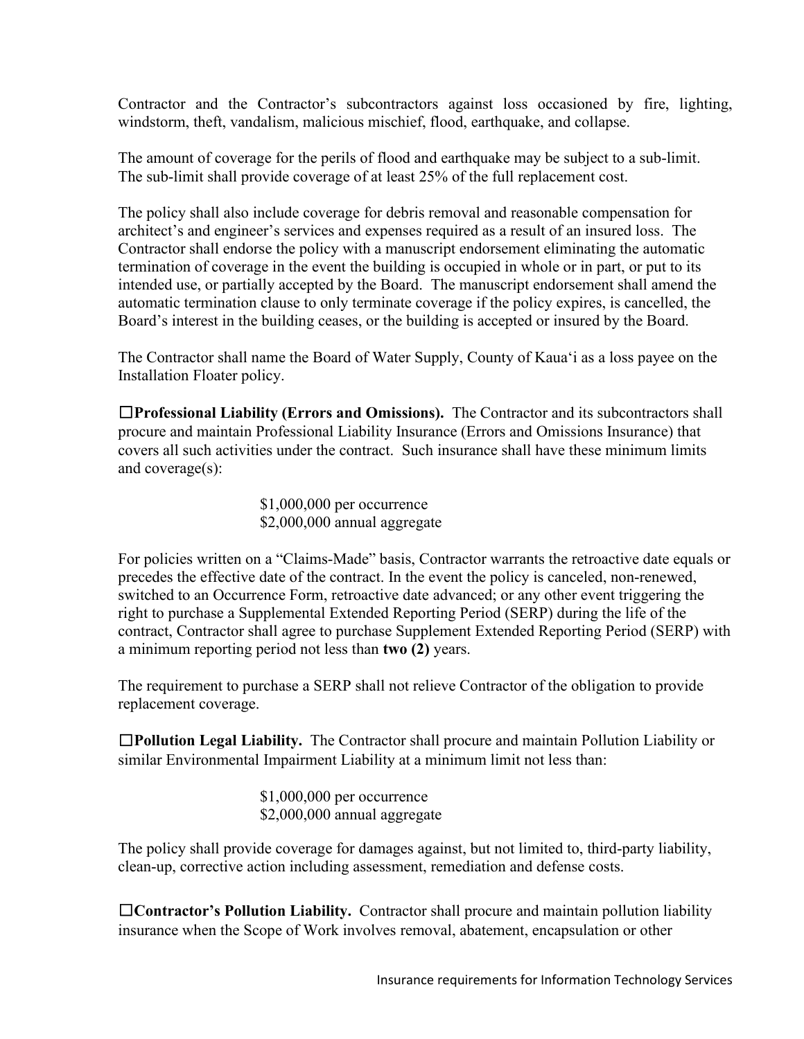Contractor and the Contractor's subcontractors against loss occasioned by fire, lighting, windstorm, theft, vandalism, malicious mischief, flood, earthquake, and collapse.

The amount of coverage for the perils of flood and earthquake may be subject to a sub-limit. The sub-limit shall provide coverage of at least 25% of the full replacement cost.

The policy shall also include coverage for debris removal and reasonable compensation for architect's and engineer's services and expenses required as a result of an insured loss. The Contractor shall endorse the policy with a manuscript endorsement eliminating the automatic termination of coverage in the event the building is occupied in whole or in part, or put to its intended use, or partially accepted by the Board. The manuscript endorsement shall amend the automatic termination clause to only terminate coverage if the policy expires, is cancelled, the Board's interest in the building ceases, or the building is accepted or insured by the Board.

The Contractor shall name the Board of Water Supply, County of Kaua'i as a loss payee on the Installation Floater policy.

☐**Professional Liability (Errors and Omissions).** The Contractor and its subcontractors shall procure and maintain Professional Liability Insurance (Errors and Omissions Insurance) that covers all such activities under the contract. Such insurance shall have these minimum limits and coverage(s):

$1,000,000 per occurrence
$2,000,000 annual aggregate

For policies written on a "Claims-Made" basis, Contractor warrants the retroactive date equals or precedes the effective date of the contract. In the event the policy is canceled, non-renewed, switched to an Occurrence Form, retroactive date advanced; or any other event triggering the right to purchase a Supplemental Extended Reporting Period (SERP) during the life of the contract, Contractor shall agree to purchase Supplement Extended Reporting Period (SERP) with a minimum reporting period not less than **two (2)** years.

The requirement to purchase a SERP shall not relieve Contractor of the obligation to provide replacement coverage.

☐**Pollution Legal Liability.** The Contractor shall procure and maintain Pollution Liability or similar Environmental Impairment Liability at a minimum limit not less than:

$1,000,000 per occurrence
$2,000,000 annual aggregate

The policy shall provide coverage for damages against, but not limited to, third-party liability, clean-up, corrective action including assessment, remediation and defense costs.

☐**Contractor's Pollution Liability.** Contractor shall procure and maintain pollution liability insurance when the Scope of Work involves removal, abatement, encapsulation or other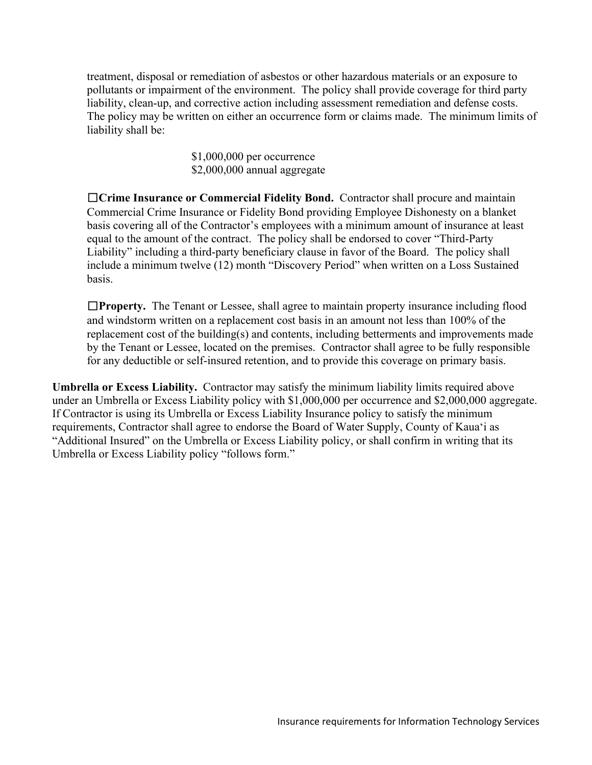treatment, disposal or remediation of asbestos or other hazardous materials or an exposure to pollutants or impairment of the environment. The policy shall provide coverage for third party liability, clean-up, and corrective action including assessment remediation and defense costs. The policy may be written on either an occurrence form or claims made. The minimum limits of liability shall be:

$1,000,000 per occurrence
$2,000,000 annual aggregate

☐**Crime Insurance or Commercial Fidelity Bond.** Contractor shall procure and maintain Commercial Crime Insurance or Fidelity Bond providing Employee Dishonesty on a blanket basis covering all of the Contractor's employees with a minimum amount of insurance at least equal to the amount of the contract. The policy shall be endorsed to cover "Third-Party Liability" including a third-party beneficiary clause in favor of the Board. The policy shall include a minimum twelve (12) month "Discovery Period" when written on a Loss Sustained basis.

☐**Property.** The Tenant or Lessee, shall agree to maintain property insurance including flood and windstorm written on a replacement cost basis in an amount not less than 100% of the replacement cost of the building(s) and contents, including betterments and improvements made by the Tenant or Lessee, located on the premises. Contractor shall agree to be fully responsible for any deductible or self-insured retention, and to provide this coverage on primary basis.

**Umbrella or Excess Liability.** Contractor may satisfy the minimum liability limits required above under an Umbrella or Excess Liability policy with $1,000,000 per occurrence and $2,000,000 aggregate. If Contractor is using its Umbrella or Excess Liability Insurance policy to satisfy the minimum requirements, Contractor shall agree to endorse the Board of Water Supply, County of Kaua'i as "Additional Insured" on the Umbrella or Excess Liability policy, or shall confirm in writing that its Umbrella or Excess Liability policy "follows form."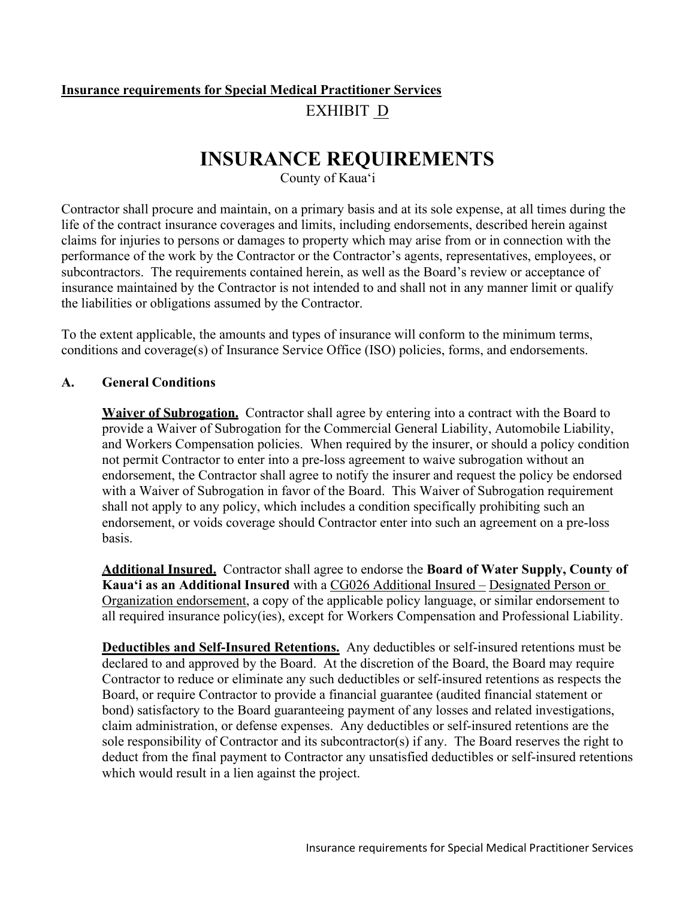**Insurance requirements for Special Medical Practitioner Services**

EXHIBIT D

# INSURANCE REQUIREMENTS

County of Kauaʻi

Contractor shall procure and maintain, on a primary basis and at its sole expense, at all times during the life of the contract insurance coverages and limits, including endorsements, described herein against claims for injuries to persons or damages to property which may arise from or in connection with the performance of the work by the Contractor or the Contractor's agents, representatives, employees, or subcontractors. The requirements contained herein, as well as the Board's review or acceptance of insurance maintained by the Contractor is not intended to and shall not in any manner limit or qualify the liabilities or obligations assumed by the Contractor.

To the extent applicable, the amounts and types of insurance will conform to the minimum terms, conditions and coverage(s) of Insurance Service Office (ISO) policies, forms, and endorsements.

## A. General Conditions

**Waiver of Subrogation.** Contractor shall agree by entering into a contract with the Board to provide a Waiver of Subrogation for the Commercial General Liability, Automobile Liability, and Workers Compensation policies. When required by the insurer, or should a policy condition not permit Contractor to enter into a pre-loss agreement to waive subrogation without an endorsement, the Contractor shall agree to notify the insurer and request the policy be endorsed with a Waiver of Subrogation in favor of the Board. This Waiver of Subrogation requirement shall not apply to any policy, which includes a condition specifically prohibiting such an endorsement, or voids coverage should Contractor enter into such an agreement on a pre-loss basis.

**Additional Insured.** Contractor shall agree to endorse the **Board of Water Supply, County of Kauaʻi as an Additional Insured** with a CG026 Additional Insured – Designated Person or Organization endorsement, a copy of the applicable policy language, or similar endorsement to all required insurance policy(ies), except for Workers Compensation and Professional Liability.

**Deductibles and Self-Insured Retentions.** Any deductibles or self-insured retentions must be declared to and approved by the Board. At the discretion of the Board, the Board may require Contractor to reduce or eliminate any such deductibles or self-insured retentions as respects the Board, or require Contractor to provide a financial guarantee (audited financial statement or bond) satisfactory to the Board guaranteeing payment of any losses and related investigations, claim administration, or defense expenses. Any deductibles or self-insured retentions are the sole responsibility of Contractor and its subcontractor(s) if any. The Board reserves the right to deduct from the final payment to Contractor any unsatisfied deductibles or self-insured retentions which would result in a lien against the project.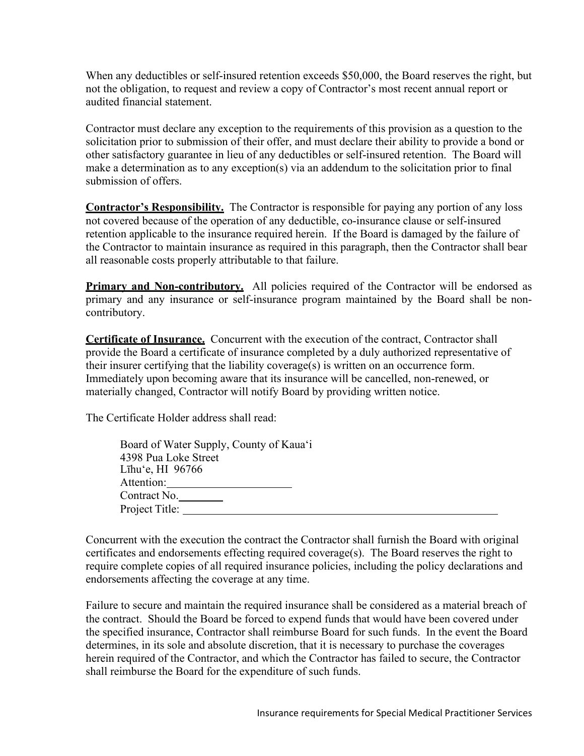When any deductibles or self-insured retention exceeds $50,000, the Board reserves the right, but not the obligation, to request and review a copy of Contractor's most recent annual report or audited financial statement.

Contractor must declare any exception to the requirements of this provision as a question to the solicitation prior to submission of their offer, and must declare their ability to provide a bond or other satisfactory guarantee in lieu of any deductibles or self-insured retention. The Board will make a determination as to any exception(s) via an addendum to the solicitation prior to final submission of offers.

**Contractor's Responsibility.** The Contractor is responsible for paying any portion of any loss not covered because of the operation of any deductible, co-insurance clause or self-insured retention applicable to the insurance required herein. If the Board is damaged by the failure of the Contractor to maintain insurance as required in this paragraph, then the Contractor shall bear all reasonable costs properly attributable to that failure.

**Primary and Non-contributory.** All policies required of the Contractor will be endorsed as primary and any insurance or self-insurance program maintained by the Board shall be non-contributory.

**Certificate of Insurance.** Concurrent with the execution of the contract, Contractor shall provide the Board a certificate of insurance completed by a duly authorized representative of their insurer certifying that the liability coverage(s) is written on an occurrence form. Immediately upon becoming aware that its insurance will be cancelled, non-renewed, or materially changed, Contractor will notify Board by providing written notice.

The Certificate Holder address shall read:

Board of Water Supply, County of Kaua'i
4398 Pua Loke Street
Līhu'e, HI 96766
Attention:______________________
Contract No.________
Project Title: ___________________________________________________________

Concurrent with the execution the contract the Contractor shall furnish the Board with original certificates and endorsements effecting required coverage(s). The Board reserves the right to require complete copies of all required insurance policies, including the policy declarations and endorsements affecting the coverage at any time.

Failure to secure and maintain the required insurance shall be considered as a material breach of the contract. Should the Board be forced to expend funds that would have been covered under the specified insurance, Contractor shall reimburse Board for such funds. In the event the Board determines, in its sole and absolute discretion, that it is necessary to purchase the coverages herein required of the Contractor, and which the Contractor has failed to secure, the Contractor shall reimburse the Board for the expenditure of such funds.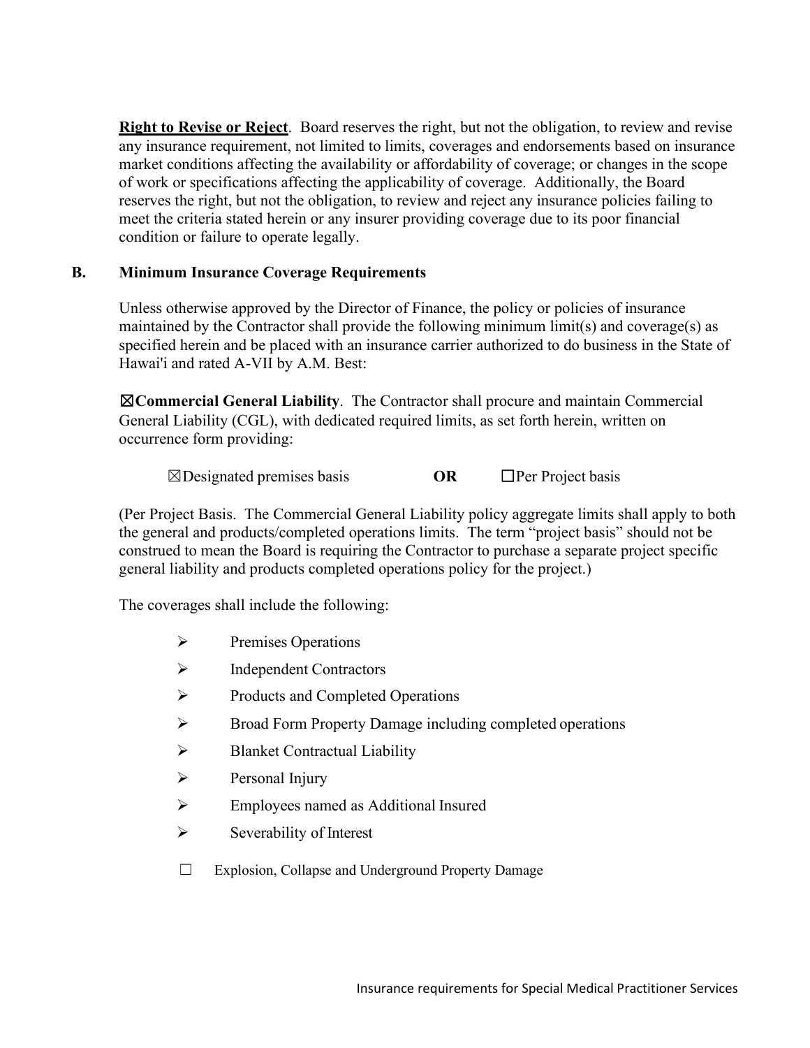**Right to Revise or Reject**. Board reserves the right, but not the obligation, to review and revise any insurance requirement, not limited to limits, coverages and endorsements based on insurance market conditions affecting the availability or affordability of coverage; or changes in the scope of work or specifications affecting the applicability of coverage. Additionally, the Board reserves the right, but not the obligation, to review and reject any insurance policies failing to meet the criteria stated herein or any insurer providing coverage due to its poor financial condition or failure to operate legally.

## B. Minimum Insurance Coverage Requirements

Unless otherwise approved by the Director of Finance, the policy or policies of insurance maintained by the Contractor shall provide the following minimum limit(s) and coverage(s) as specified herein and be placed with an insurance carrier authorized to do business in the State of Hawai'i and rated A-VII by A.M. Best:

☒**Commercial General Liability**. The Contractor shall procure and maintain Commercial General Liability (CGL), with dedicated required limits, as set forth herein, written on occurrence form providing:

☒Designated premises basis **OR** ☐Per Project basis

(Per Project Basis. The Commercial General Liability policy aggregate limits shall apply to both the general and products/completed operations limits. The term "project basis" should not be construed to mean the Board is requiring the Contractor to purchase a separate project specific general liability and products completed operations policy for the project.)

The coverages shall include the following:

- Premises Operations
- Independent Contractors
- Products and Completed Operations
- Broad Form Property Damage including completed operations
- Blanket Contractual Liability
- Personal Injury
- Employees named as Additional Insured
- Severability of Interest

☐ Explosion, Collapse and Underground Property Damage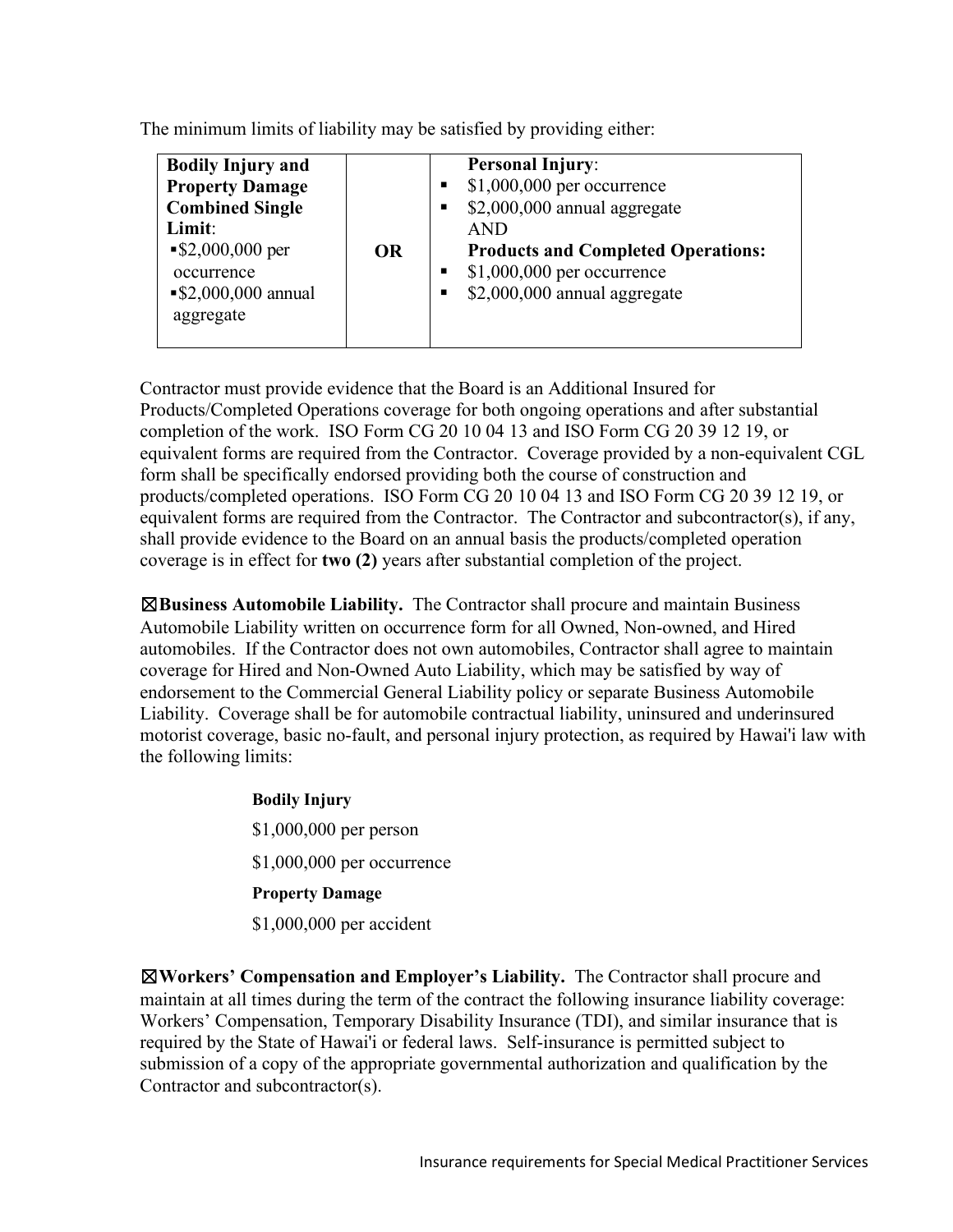The minimum limits of liability may be satisfied by providing either:

| | | |
|---|---|---|
| **Bodily Injury and Property Damage Combined Single Limit**:<br>▪ $2,000,000 per occurrence<br>▪ $2,000,000 annual aggregate | **OR** | **Personal Injury**:<br>▪ $1,000,000 per occurrence<br>▪ $2,000,000 annual aggregate<br>AND<br>**Products and Completed Operations:**<br>▪ $1,000,000 per occurrence<br>▪ $2,000,000 annual aggregate |

Contractor must provide evidence that the Board is an Additional Insured for Products/Completed Operations coverage for both ongoing operations and after substantial completion of the work. ISO Form CG 20 10 04 13 and ISO Form CG 20 39 12 19, or equivalent forms are required from the Contractor. Coverage provided by a non-equivalent CGL form shall be specifically endorsed providing both the course of construction and products/completed operations. ISO Form CG 20 10 04 13 and ISO Form CG 20 39 12 19, or equivalent forms are required from the Contractor. The Contractor and subcontractor(s), if any, shall provide evidence to the Board on an annual basis the products/completed operation coverage is in effect for **two (2)** years after substantial completion of the project.

☒**Business Automobile Liability.** The Contractor shall procure and maintain Business Automobile Liability written on occurrence form for all Owned, Non-owned, and Hired automobiles. If the Contractor does not own automobiles, Contractor shall agree to maintain coverage for Hired and Non-Owned Auto Liability, which may be satisfied by way of endorsement to the Commercial General Liability policy or separate Business Automobile Liability. Coverage shall be for automobile contractual liability, uninsured and underinsured motorist coverage, basic no-fault, and personal injury protection, as required by Hawai'i law with the following limits:

**Bodily Injury**

$1,000,000 per person

$1,000,000 per occurrence

**Property Damage**

$1,000,000 per accident

☒**Workers' Compensation and Employer's Liability.** The Contractor shall procure and maintain at all times during the term of the contract the following insurance liability coverage: Workers' Compensation, Temporary Disability Insurance (TDI), and similar insurance that is required by the State of Hawai'i or federal laws. Self-insurance is permitted subject to submission of a copy of the appropriate governmental authorization and qualification by the Contractor and subcontractor(s).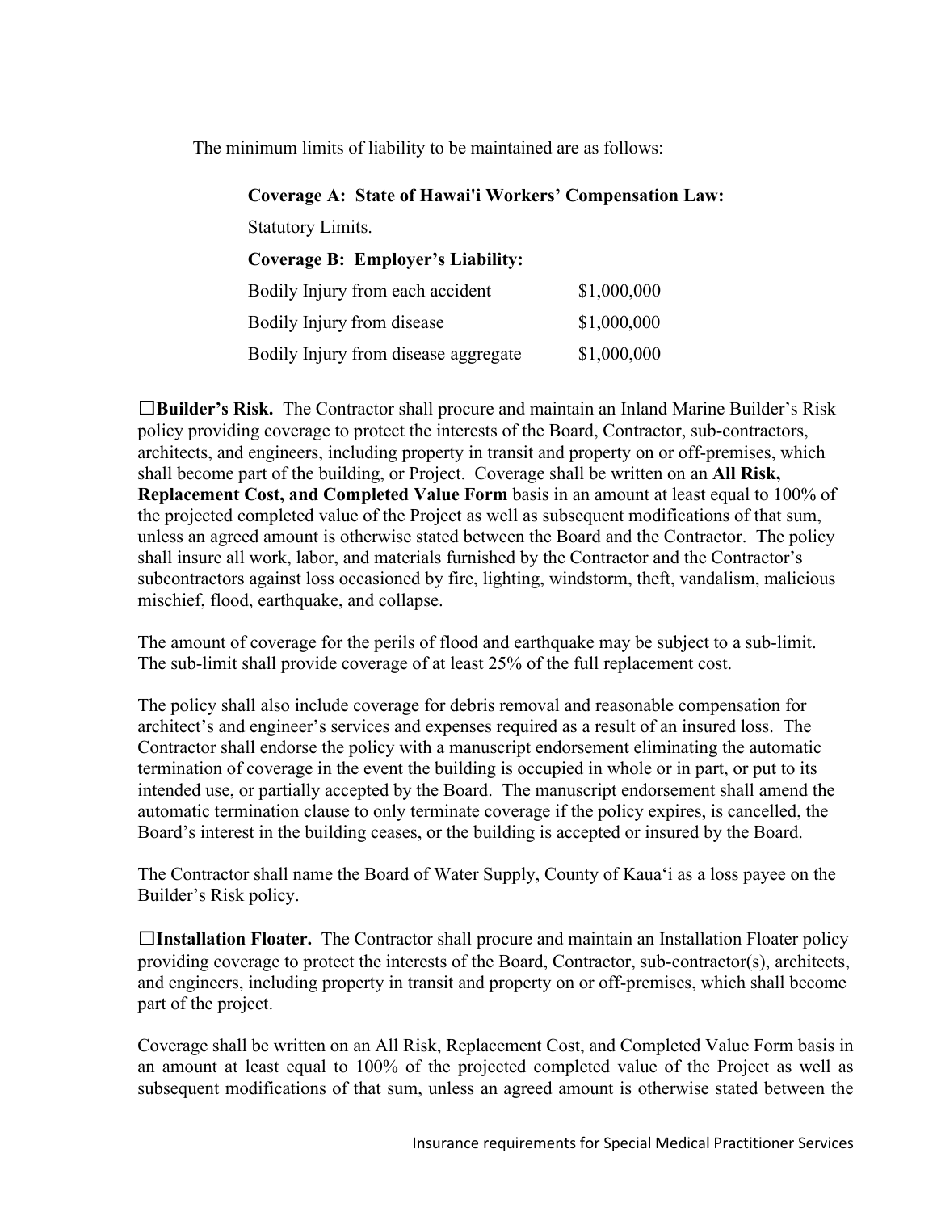The minimum limits of liability to be maintained are as follows:

**Coverage A: State of Hawai'i Workers' Compensation Law:**

Statutory Limits.

**Coverage B: Employer's Liability:**

| | |
|---|---|
| Bodily Injury from each accident | $1,000,000 |
| Bodily Injury from disease | $1,000,000 |
| Bodily Injury from disease aggregate | $1,000,000 |

☐**Builder's Risk.** The Contractor shall procure and maintain an Inland Marine Builder's Risk policy providing coverage to protect the interests of the Board, Contractor, sub-contractors, architects, and engineers, including property in transit and property on or off-premises, which shall become part of the building, or Project. Coverage shall be written on an **All Risk, Replacement Cost, and Completed Value Form** basis in an amount at least equal to 100% of the projected completed value of the Project as well as subsequent modifications of that sum, unless an agreed amount is otherwise stated between the Board and the Contractor. The policy shall insure all work, labor, and materials furnished by the Contractor and the Contractor's subcontractors against loss occasioned by fire, lighting, windstorm, theft, vandalism, malicious mischief, flood, earthquake, and collapse.

The amount of coverage for the perils of flood and earthquake may be subject to a sub-limit. The sub-limit shall provide coverage of at least 25% of the full replacement cost.

The policy shall also include coverage for debris removal and reasonable compensation for architect's and engineer's services and expenses required as a result of an insured loss. The Contractor shall endorse the policy with a manuscript endorsement eliminating the automatic termination of coverage in the event the building is occupied in whole or in part, or put to its intended use, or partially accepted by the Board. The manuscript endorsement shall amend the automatic termination clause to only terminate coverage if the policy expires, is cancelled, the Board's interest in the building ceases, or the building is accepted or insured by the Board.

The Contractor shall name the Board of Water Supply, County of Kaua'i as a loss payee on the Builder's Risk policy.

☐**Installation Floater.** The Contractor shall procure and maintain an Installation Floater policy providing coverage to protect the interests of the Board, Contractor, sub-contractor(s), architects, and engineers, including property in transit and property on or off-premises, which shall become part of the project.

Coverage shall be written on an All Risk, Replacement Cost, and Completed Value Form basis in an amount at least equal to 100% of the projected completed value of the Project as well as subsequent modifications of that sum, unless an agreed amount is otherwise stated between the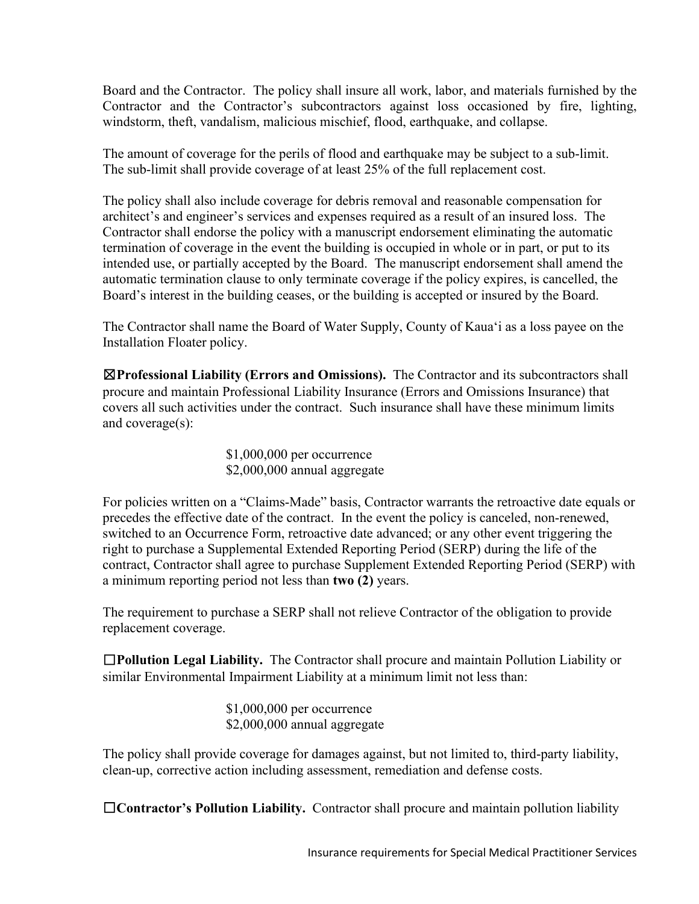Board and the Contractor. The policy shall insure all work, labor, and materials furnished by the Contractor and the Contractor's subcontractors against loss occasioned by fire, lighting, windstorm, theft, vandalism, malicious mischief, flood, earthquake, and collapse.

The amount of coverage for the perils of flood and earthquake may be subject to a sub-limit. The sub-limit shall provide coverage of at least 25% of the full replacement cost.

The policy shall also include coverage for debris removal and reasonable compensation for architect's and engineer's services and expenses required as a result of an insured loss. The Contractor shall endorse the policy with a manuscript endorsement eliminating the automatic termination of coverage in the event the building is occupied in whole or in part, or put to its intended use, or partially accepted by the Board. The manuscript endorsement shall amend the automatic termination clause to only terminate coverage if the policy expires, is cancelled, the Board's interest in the building ceases, or the building is accepted or insured by the Board.

The Contractor shall name the Board of Water Supply, County of Kaua'i as a loss payee on the Installation Floater policy.

☒**Professional Liability (Errors and Omissions).** The Contractor and its subcontractors shall procure and maintain Professional Liability Insurance (Errors and Omissions Insurance) that covers all such activities under the contract. Such insurance shall have these minimum limits and coverage(s):

$1,000,000 per occurrence
$2,000,000 annual aggregate

For policies written on a "Claims-Made" basis, Contractor warrants the retroactive date equals or precedes the effective date of the contract. In the event the policy is canceled, non-renewed, switched to an Occurrence Form, retroactive date advanced; or any other event triggering the right to purchase a Supplemental Extended Reporting Period (SERP) during the life of the contract, Contractor shall agree to purchase Supplement Extended Reporting Period (SERP) with a minimum reporting period not less than **two (2)** years.

The requirement to purchase a SERP shall not relieve Contractor of the obligation to provide replacement coverage.

☐**Pollution Legal Liability.** The Contractor shall procure and maintain Pollution Liability or similar Environmental Impairment Liability at a minimum limit not less than:

$1,000,000 per occurrence
$2,000,000 annual aggregate

The policy shall provide coverage for damages against, but not limited to, third-party liability, clean-up, corrective action including assessment, remediation and defense costs.

☐**Contractor's Pollution Liability.** Contractor shall procure and maintain pollution liability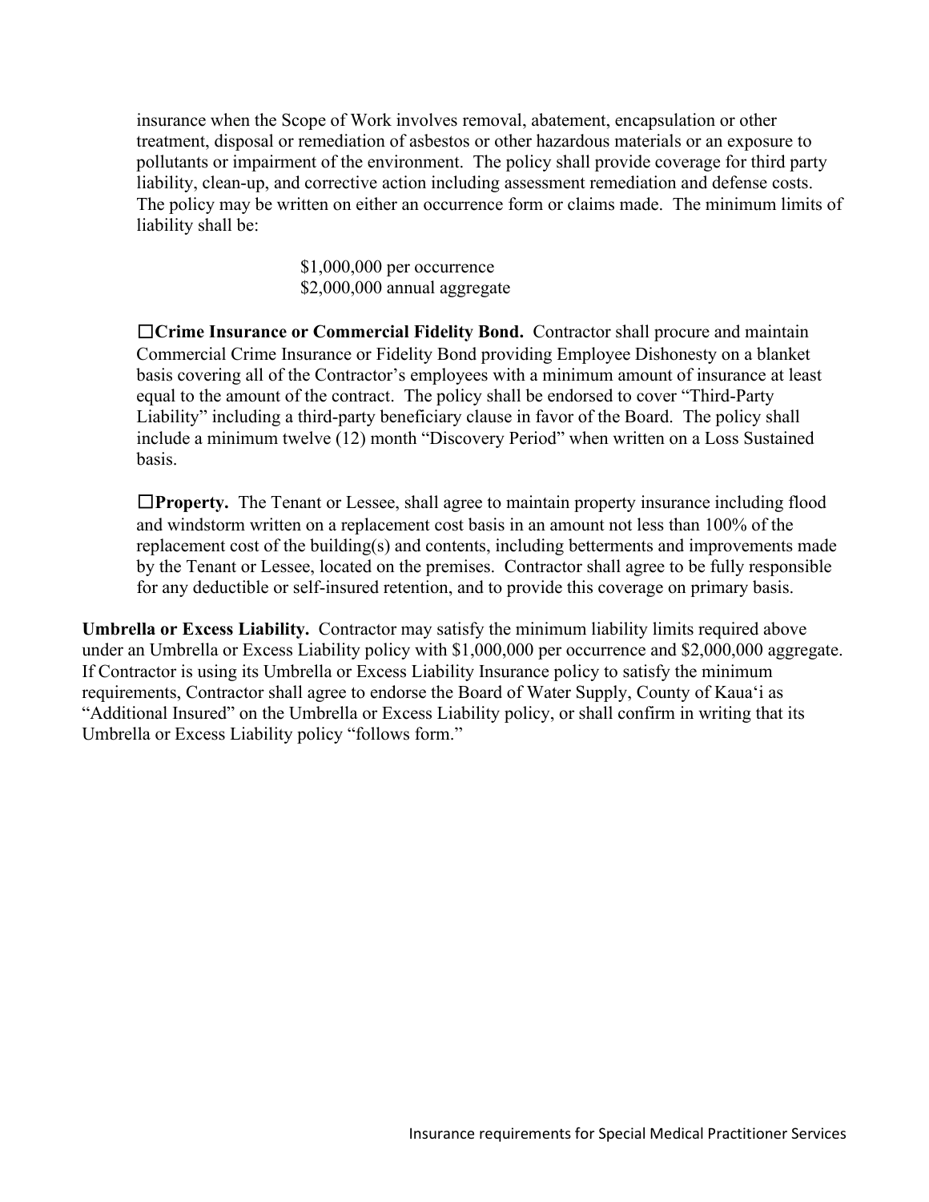insurance when the Scope of Work involves removal, abatement, encapsulation or other treatment, disposal or remediation of asbestos or other hazardous materials or an exposure to pollutants or impairment of the environment. The policy shall provide coverage for third party liability, clean-up, and corrective action including assessment remediation and defense costs. The policy may be written on either an occurrence form or claims made. The minimum limits of liability shall be:

$1,000,000 per occurrence
$2,000,000 annual aggregate

☐**Crime Insurance or Commercial Fidelity Bond.** Contractor shall procure and maintain Commercial Crime Insurance or Fidelity Bond providing Employee Dishonesty on a blanket basis covering all of the Contractor's employees with a minimum amount of insurance at least equal to the amount of the contract. The policy shall be endorsed to cover "Third-Party Liability" including a third-party beneficiary clause in favor of the Board. The policy shall include a minimum twelve (12) month "Discovery Period" when written on a Loss Sustained basis.

☐**Property.** The Tenant or Lessee, shall agree to maintain property insurance including flood and windstorm written on a replacement cost basis in an amount not less than 100% of the replacement cost of the building(s) and contents, including betterments and improvements made by the Tenant or Lessee, located on the premises. Contractor shall agree to be fully responsible for any deductible or self-insured retention, and to provide this coverage on primary basis.

**Umbrella or Excess Liability.** Contractor may satisfy the minimum liability limits required above under an Umbrella or Excess Liability policy with $1,000,000 per occurrence and $2,000,000 aggregate. If Contractor is using its Umbrella or Excess Liability Insurance policy to satisfy the minimum requirements, Contractor shall agree to endorse the Board of Water Supply, County of Kauaʻi as "Additional Insured" on the Umbrella or Excess Liability policy, or shall confirm in writing that its Umbrella or Excess Liability policy "follows form."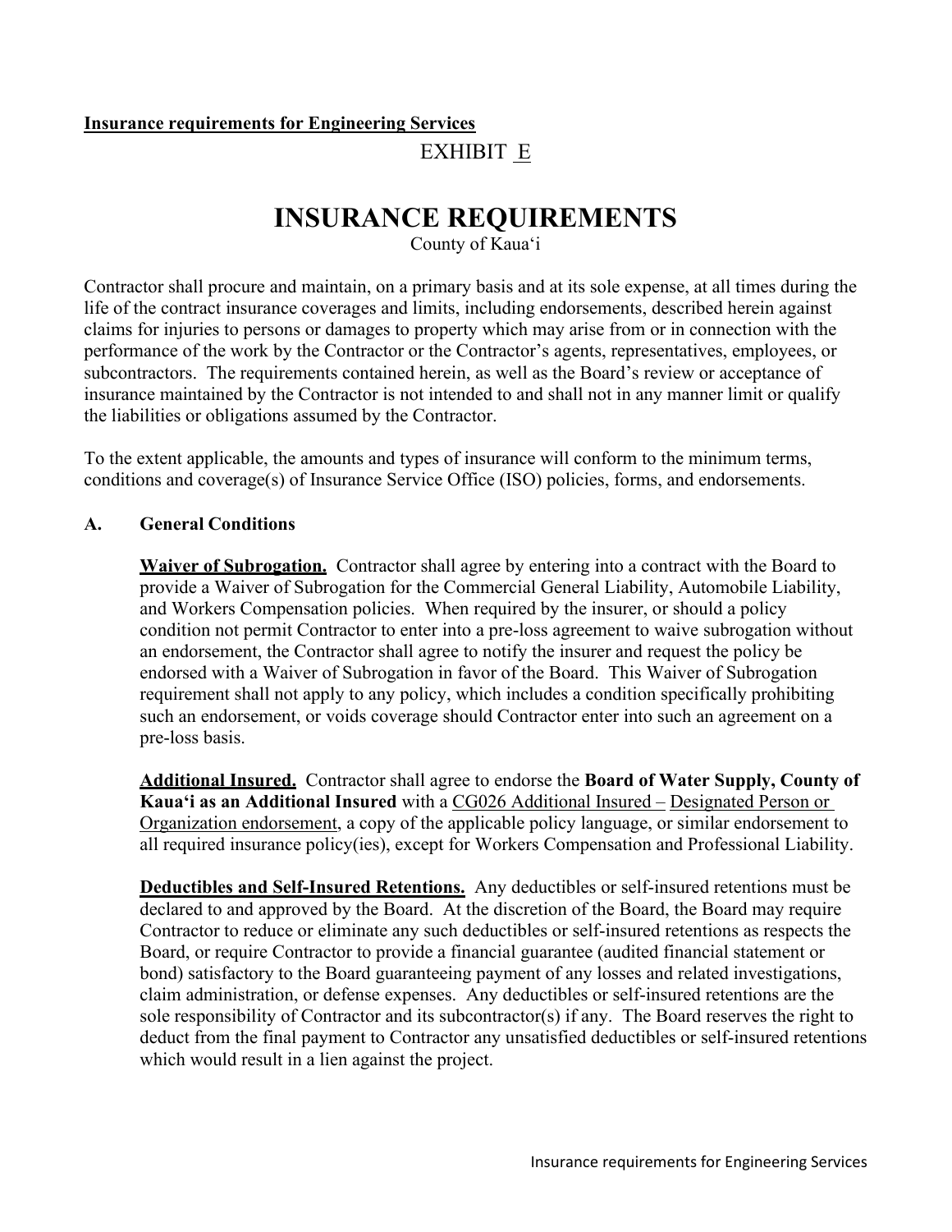**Insurance requirements for Engineering Services**

EXHIBIT E

# INSURANCE REQUIREMENTS

County of Kaua‘i

Contractor shall procure and maintain, on a primary basis and at its sole expense, at all times during the life of the contract insurance coverages and limits, including endorsements, described herein against claims for injuries to persons or damages to property which may arise from or in connection with the performance of the work by the Contractor or the Contractor’s agents, representatives, employees, or subcontractors. The requirements contained herein, as well as the Board’s review or acceptance of insurance maintained by the Contractor is not intended to and shall not in any manner limit or qualify the liabilities or obligations assumed by the Contractor.

To the extent applicable, the amounts and types of insurance will conform to the minimum terms, conditions and coverage(s) of Insurance Service Office (ISO) policies, forms, and endorsements.

## A. General Conditions

**Waiver of Subrogation.** Contractor shall agree by entering into a contract with the Board to provide a Waiver of Subrogation for the Commercial General Liability, Automobile Liability, and Workers Compensation policies. When required by the insurer, or should a policy condition not permit Contractor to enter into a pre-loss agreement to waive subrogation without an endorsement, the Contractor shall agree to notify the insurer and request the policy be endorsed with a Waiver of Subrogation in favor of the Board. This Waiver of Subrogation requirement shall not apply to any policy, which includes a condition specifically prohibiting such an endorsement, or voids coverage should Contractor enter into such an agreement on a pre-loss basis.

**Additional Insured.** Contractor shall agree to endorse the **Board of Water Supply, County of Kaua‘i as an Additional Insured** with a CG026 Additional Insured – Designated Person or Organization endorsement, a copy of the applicable policy language, or similar endorsement to all required insurance policy(ies), except for Workers Compensation and Professional Liability.

**Deductibles and Self-Insured Retentions.** Any deductibles or self-insured retentions must be declared to and approved by the Board. At the discretion of the Board, the Board may require Contractor to reduce or eliminate any such deductibles or self-insured retentions as respects the Board, or require Contractor to provide a financial guarantee (audited financial statement or bond) satisfactory to the Board guaranteeing payment of any losses and related investigations, claim administration, or defense expenses. Any deductibles or self-insured retentions are the sole responsibility of Contractor and its subcontractor(s) if any. The Board reserves the right to deduct from the final payment to Contractor any unsatisfied deductibles or self-insured retentions which would result in a lien against the project.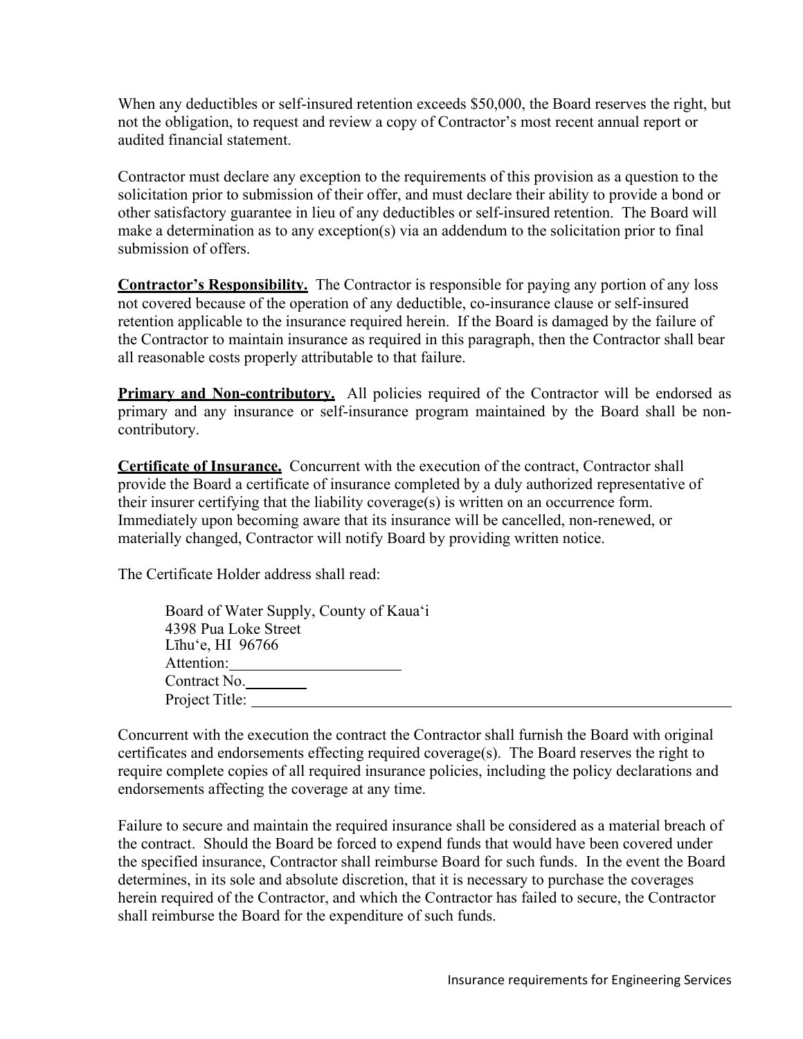When any deductibles or self-insured retention exceeds $50,000, the Board reserves the right, but not the obligation, to request and review a copy of Contractor's most recent annual report or audited financial statement.

Contractor must declare any exception to the requirements of this provision as a question to the solicitation prior to submission of their offer, and must declare their ability to provide a bond or other satisfactory guarantee in lieu of any deductibles or self-insured retention. The Board will make a determination as to any exception(s) via an addendum to the solicitation prior to final submission of offers.

**Contractor's Responsibility.** The Contractor is responsible for paying any portion of any loss not covered because of the operation of any deductible, co-insurance clause or self-insured retention applicable to the insurance required herein. If the Board is damaged by the failure of the Contractor to maintain insurance as required in this paragraph, then the Contractor shall bear all reasonable costs properly attributable to that failure.

**Primary and Non-contributory.** All policies required of the Contractor will be endorsed as primary and any insurance or self-insurance program maintained by the Board shall be non-contributory.

**Certificate of Insurance.** Concurrent with the execution of the contract, Contractor shall provide the Board a certificate of insurance completed by a duly authorized representative of their insurer certifying that the liability coverage(s) is written on an occurrence form. Immediately upon becoming aware that its insurance will be cancelled, non-renewed, or materially changed, Contractor will notify Board by providing written notice.

The Certificate Holder address shall read:

> Board of Water Supply, County of Kauaʻi
> 4398 Pua Loke Street
> Līhuʻe, HI 96766
> Attention:______________________
> Contract No.________
> Project Title: ______________________________________________________________

Concurrent with the execution the contract the Contractor shall furnish the Board with original certificates and endorsements effecting required coverage(s). The Board reserves the right to require complete copies of all required insurance policies, including the policy declarations and endorsements affecting the coverage at any time.

Failure to secure and maintain the required insurance shall be considered as a material breach of the contract. Should the Board be forced to expend funds that would have been covered under the specified insurance, Contractor shall reimburse Board for such funds. In the event the Board determines, in its sole and absolute discretion, that it is necessary to purchase the coverages herein required of the Contractor, and which the Contractor has failed to secure, the Contractor shall reimburse the Board for the expenditure of such funds.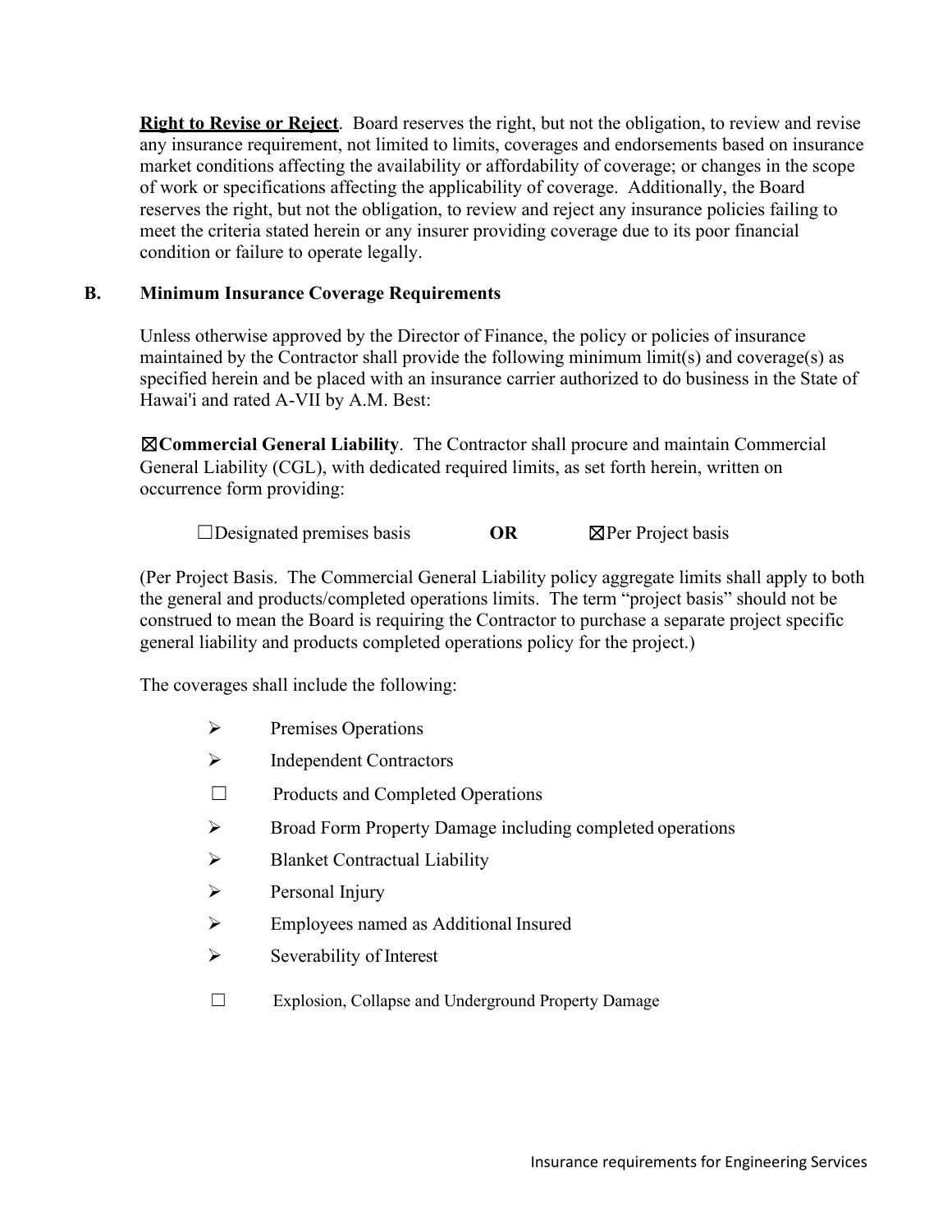**Right to Revise or Reject**. Board reserves the right, but not the obligation, to review and revise any insurance requirement, not limited to limits, coverages and endorsements based on insurance market conditions affecting the availability or affordability of coverage; or changes in the scope of work or specifications affecting the applicability of coverage. Additionally, the Board reserves the right, but not the obligation, to review and reject any insurance policies failing to meet the criteria stated herein or any insurer providing coverage due to its poor financial condition or failure to operate legally.

**B. Minimum Insurance Coverage Requirements**

Unless otherwise approved by the Director of Finance, the policy or policies of insurance maintained by the Contractor shall provide the following minimum limit(s) and coverage(s) as specified herein and be placed with an insurance carrier authorized to do business in the State of Hawai'i and rated A-VII by A.M. Best:

☒**Commercial General Liability**. The Contractor shall procure and maintain Commercial General Liability (CGL), with dedicated required limits, as set forth herein, written on occurrence form providing:

☐Designated premises basis **OR** ☒Per Project basis

(Per Project Basis. The Commercial General Liability policy aggregate limits shall apply to both the general and products/completed operations limits. The term "project basis" should not be construed to mean the Board is requiring the Contractor to purchase a separate project specific general liability and products completed operations policy for the project.)

The coverages shall include the following:

- ➢ Premises Operations
- ➢ Independent Contractors
- ☐ Products and Completed Operations
- ➢ Broad Form Property Damage including completed operations
- ➢ Blanket Contractual Liability
- ➢ Personal Injury
- ➢ Employees named as Additional Insured
- ➢ Severability of Interest
- ☐ Explosion, Collapse and Underground Property Damage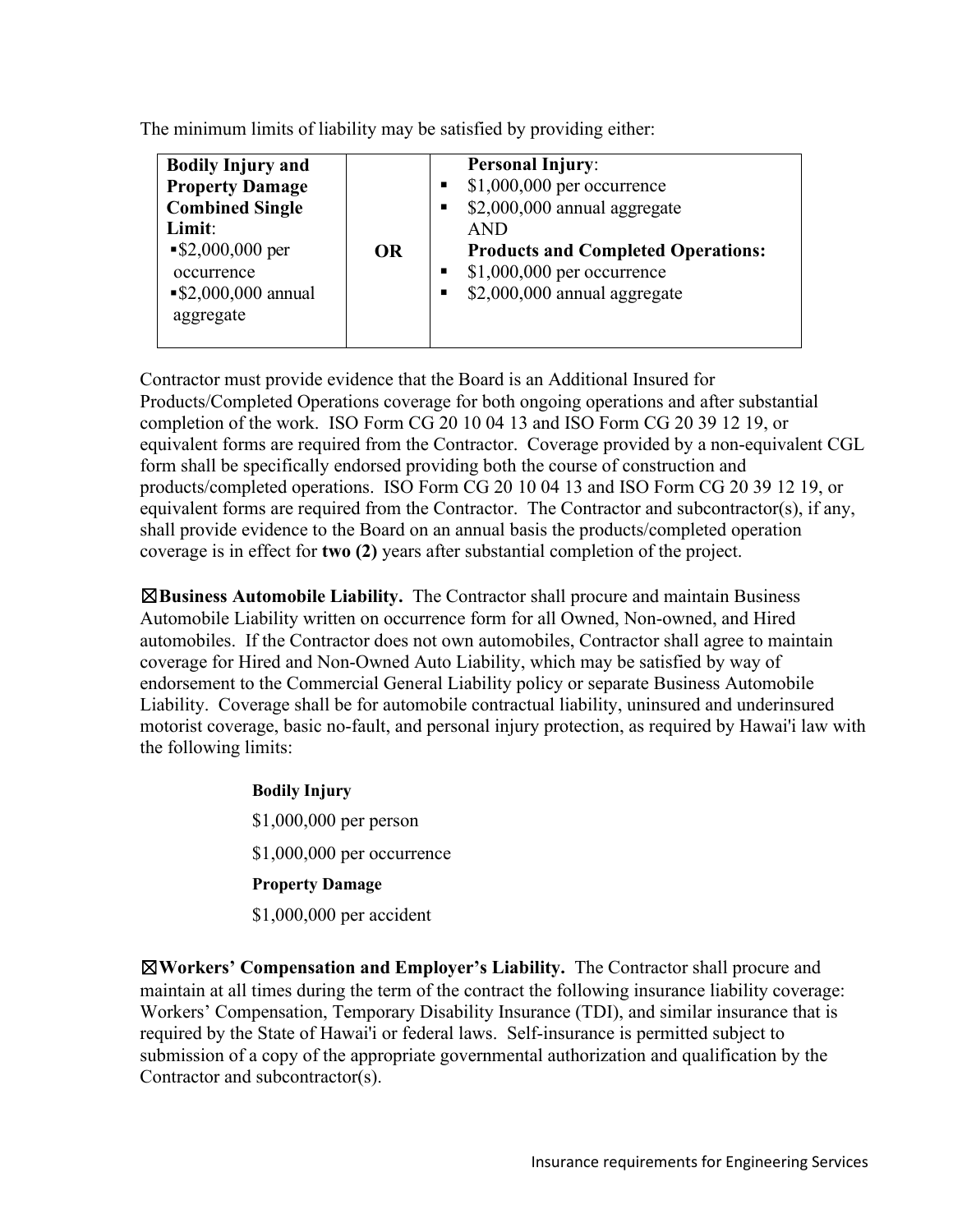The minimum limits of liability may be satisfied by providing either:

| **Bodily Injury and Property Damage Combined Single Limit**: <br>▪ $2,000,000 per occurrence <br>▪ $2,000,000 annual aggregate | **OR** | **Personal Injury**: <br>▪ $1,000,000 per occurrence <br>▪ $2,000,000 annual aggregate <br>AND <br>**Products and Completed Operations:** <br>▪ $1,000,000 per occurrence <br>▪ $2,000,000 annual aggregate |
|---|---|---|

Contractor must provide evidence that the Board is an Additional Insured for Products/Completed Operations coverage for both ongoing operations and after substantial completion of the work. ISO Form CG 20 10 04 13 and ISO Form CG 20 39 12 19, or equivalent forms are required from the Contractor. Coverage provided by a non-equivalent CGL form shall be specifically endorsed providing both the course of construction and products/completed operations. ISO Form CG 20 10 04 13 and ISO Form CG 20 39 12 19, or equivalent forms are required from the Contractor. The Contractor and subcontractor(s), if any, shall provide evidence to the Board on an annual basis the products/completed operation coverage is in effect for **two (2)** years after substantial completion of the project.

☒**Business Automobile Liability.** The Contractor shall procure and maintain Business Automobile Liability written on occurrence form for all Owned, Non-owned, and Hired automobiles. If the Contractor does not own automobiles, Contractor shall agree to maintain coverage for Hired and Non-Owned Auto Liability, which may be satisfied by way of endorsement to the Commercial General Liability policy or separate Business Automobile Liability. Coverage shall be for automobile contractual liability, uninsured and underinsured motorist coverage, basic no-fault, and personal injury protection, as required by Hawai'i law with the following limits:

**Bodily Injury**

$1,000,000 per person

$1,000,000 per occurrence

**Property Damage**

$1,000,000 per accident

☒**Workers' Compensation and Employer's Liability.** The Contractor shall procure and maintain at all times during the term of the contract the following insurance liability coverage: Workers' Compensation, Temporary Disability Insurance (TDI), and similar insurance that is required by the State of Hawai'i or federal laws. Self-insurance is permitted subject to submission of a copy of the appropriate governmental authorization and qualification by the Contractor and subcontractor(s).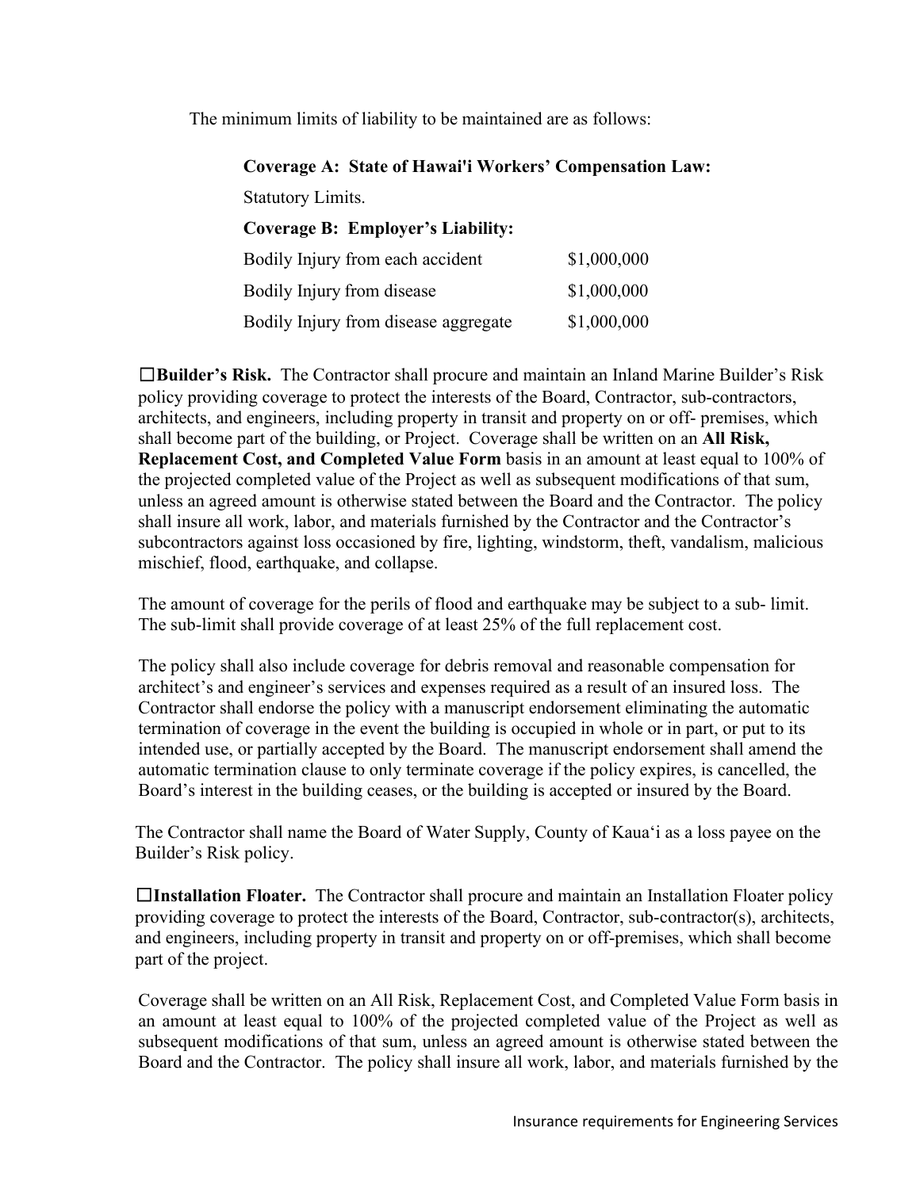The minimum limits of liability to be maintained are as follows:

**Coverage A: State of Hawai'i Workers' Compensation Law:**

Statutory Limits.

**Coverage B: Employer's Liability:**

| | |
|---|---|
| Bodily Injury from each accident | $1,000,000 |
| Bodily Injury from disease | $1,000,000 |
| Bodily Injury from disease aggregate | $1,000,000 |

☐**Builder's Risk.** The Contractor shall procure and maintain an Inland Marine Builder's Risk policy providing coverage to protect the interests of the Board, Contractor, sub-contractors, architects, and engineers, including property in transit and property on or off- premises, which shall become part of the building, or Project. Coverage shall be written on an **All Risk, Replacement Cost, and Completed Value Form** basis in an amount at least equal to 100% of the projected completed value of the Project as well as subsequent modifications of that sum, unless an agreed amount is otherwise stated between the Board and the Contractor. The policy shall insure all work, labor, and materials furnished by the Contractor and the Contractor's subcontractors against loss occasioned by fire, lighting, windstorm, theft, vandalism, malicious mischief, flood, earthquake, and collapse.

The amount of coverage for the perils of flood and earthquake may be subject to a sub- limit. The sub-limit shall provide coverage of at least 25% of the full replacement cost.

The policy shall also include coverage for debris removal and reasonable compensation for architect's and engineer's services and expenses required as a result of an insured loss. The Contractor shall endorse the policy with a manuscript endorsement eliminating the automatic termination of coverage in the event the building is occupied in whole or in part, or put to its intended use, or partially accepted by the Board. The manuscript endorsement shall amend the automatic termination clause to only terminate coverage if the policy expires, is cancelled, the Board's interest in the building ceases, or the building is accepted or insured by the Board.

The Contractor shall name the Board of Water Supply, County of Kaua'i as a loss payee on the Builder's Risk policy.

☐**Installation Floater.** The Contractor shall procure and maintain an Installation Floater policy providing coverage to protect the interests of the Board, Contractor, sub-contractor(s), architects, and engineers, including property in transit and property on or off-premises, which shall become part of the project.

Coverage shall be written on an All Risk, Replacement Cost, and Completed Value Form basis in an amount at least equal to 100% of the projected completed value of the Project as well as subsequent modifications of that sum, unless an agreed amount is otherwise stated between the Board and the Contractor. The policy shall insure all work, labor, and materials furnished by the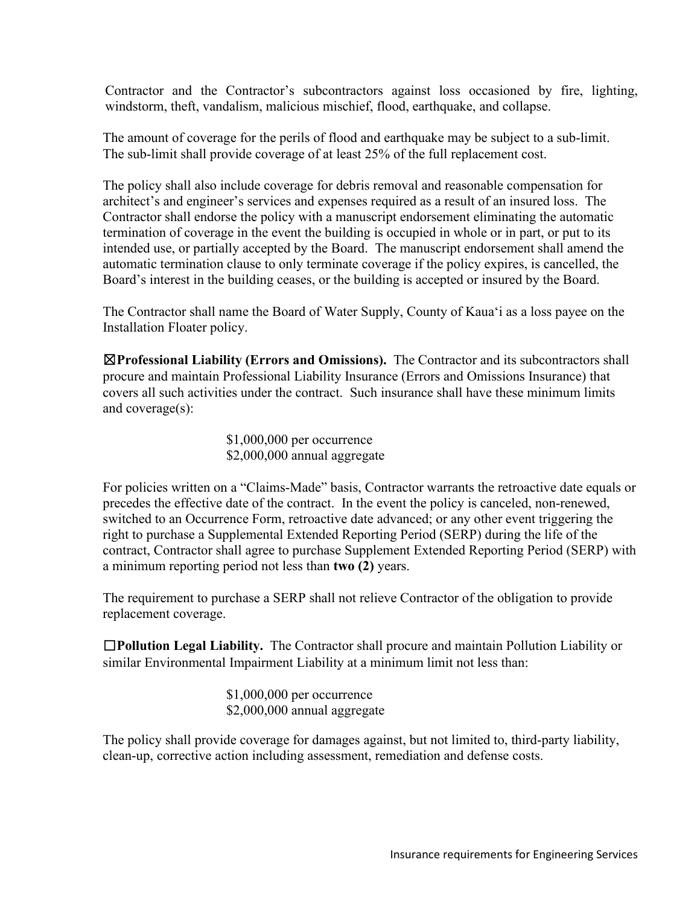Contractor and the Contractor's subcontractors against loss occasioned by fire, lighting, windstorm, theft, vandalism, malicious mischief, flood, earthquake, and collapse.

The amount of coverage for the perils of flood and earthquake may be subject to a sub-limit. The sub-limit shall provide coverage of at least 25% of the full replacement cost.

The policy shall also include coverage for debris removal and reasonable compensation for architect's and engineer's services and expenses required as a result of an insured loss. The Contractor shall endorse the policy with a manuscript endorsement eliminating the automatic termination of coverage in the event the building is occupied in whole or in part, or put to its intended use, or partially accepted by the Board. The manuscript endorsement shall amend the automatic termination clause to only terminate coverage if the policy expires, is cancelled, the Board's interest in the building ceases, or the building is accepted or insured by the Board.

The Contractor shall name the Board of Water Supply, County of Kaua'i as a loss payee on the Installation Floater policy.

☒**Professional Liability (Errors and Omissions).** The Contractor and its subcontractors shall procure and maintain Professional Liability Insurance (Errors and Omissions Insurance) that covers all such activities under the contract. Such insurance shall have these minimum limits and coverage(s):

$1,000,000 per occurrence
$2,000,000 annual aggregate

For policies written on a "Claims-Made" basis, Contractor warrants the retroactive date equals or precedes the effective date of the contract. In the event the policy is canceled, non-renewed, switched to an Occurrence Form, retroactive date advanced; or any other event triggering the right to purchase a Supplemental Extended Reporting Period (SERP) during the life of the contract, Contractor shall agree to purchase Supplement Extended Reporting Period (SERP) with a minimum reporting period not less than **two (2)** years.

The requirement to purchase a SERP shall not relieve Contractor of the obligation to provide replacement coverage.

☐**Pollution Legal Liability.** The Contractor shall procure and maintain Pollution Liability or similar Environmental Impairment Liability at a minimum limit not less than:

$1,000,000 per occurrence
$2,000,000 annual aggregate

The policy shall provide coverage for damages against, but not limited to, third-party liability, clean-up, corrective action including assessment, remediation and defense costs.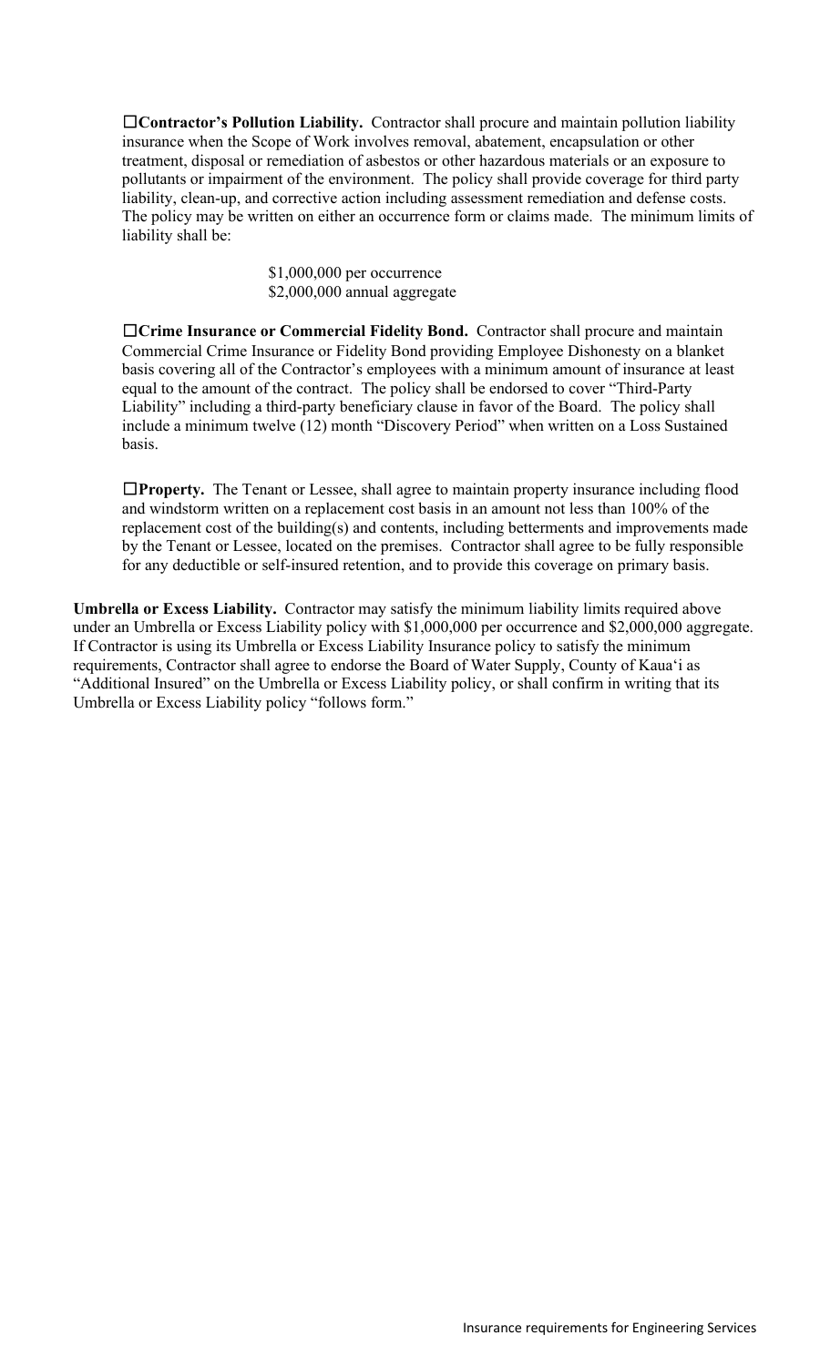☐**Contractor's Pollution Liability.** Contractor shall procure and maintain pollution liability insurance when the Scope of Work involves removal, abatement, encapsulation or other treatment, disposal or remediation of asbestos or other hazardous materials or an exposure to pollutants or impairment of the environment. The policy shall provide coverage for third party liability, clean-up, and corrective action including assessment remediation and defense costs. The policy may be written on either an occurrence form or claims made. The minimum limits of liability shall be:

$1,000,000 per occurrence
$2,000,000 annual aggregate

☐**Crime Insurance or Commercial Fidelity Bond.** Contractor shall procure and maintain Commercial Crime Insurance or Fidelity Bond providing Employee Dishonesty on a blanket basis covering all of the Contractor's employees with a minimum amount of insurance at least equal to the amount of the contract. The policy shall be endorsed to cover "Third-Party Liability" including a third-party beneficiary clause in favor of the Board. The policy shall include a minimum twelve (12) month "Discovery Period" when written on a Loss Sustained basis.

☐**Property.** The Tenant or Lessee, shall agree to maintain property insurance including flood and windstorm written on a replacement cost basis in an amount not less than 100% of the replacement cost of the building(s) and contents, including betterments and improvements made by the Tenant or Lessee, located on the premises. Contractor shall agree to be fully responsible for any deductible or self-insured retention, and to provide this coverage on primary basis.

**Umbrella or Excess Liability.** Contractor may satisfy the minimum liability limits required above under an Umbrella or Excess Liability policy with $1,000,000 per occurrence and $2,000,000 aggregate. If Contractor is using its Umbrella or Excess Liability Insurance policy to satisfy the minimum requirements, Contractor shall agree to endorse the Board of Water Supply, County of Kaua'i as "Additional Insured" on the Umbrella or Excess Liability policy, or shall confirm in writing that its Umbrella or Excess Liability policy "follows form."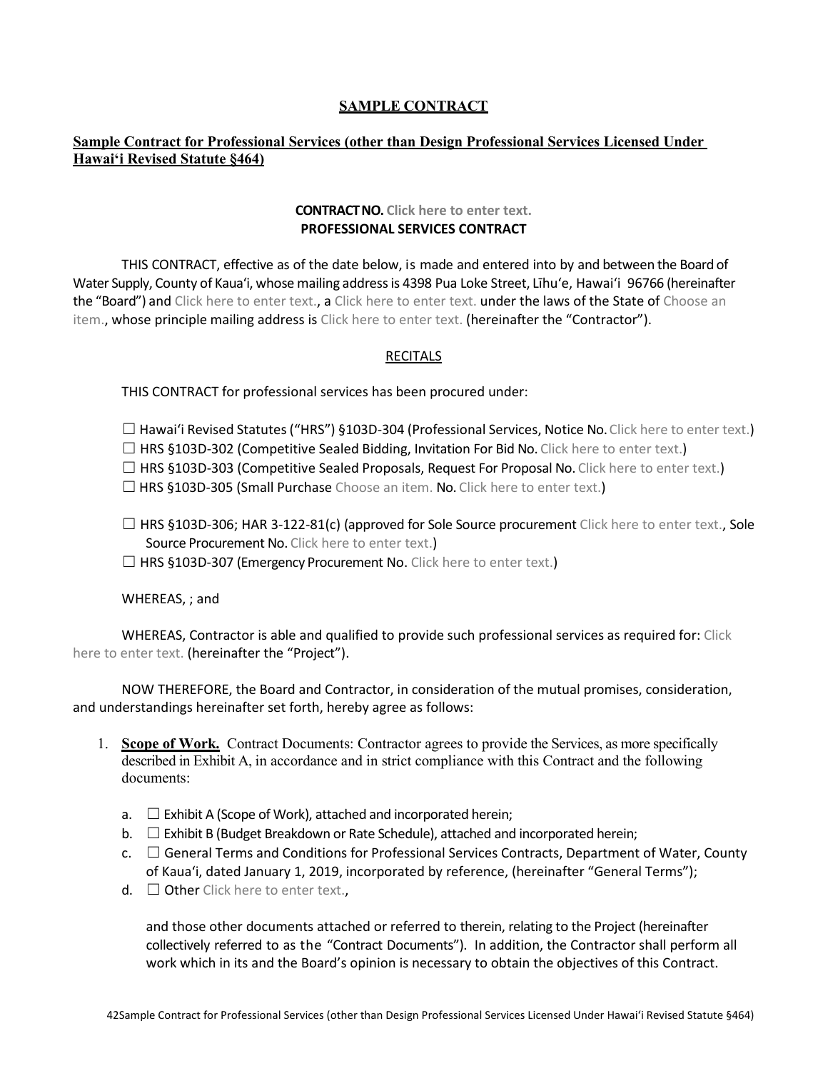**SAMPLE CONTRACT**

**Sample Contract for Professional Services (other than Design Professional Services Licensed Under Hawai'i Revised Statute §464)**

**CONTRACT NO.** Click here to enter text.
**PROFESSIONAL SERVICES CONTRACT**

THIS CONTRACT, effective as of the date below, is made and entered into by and between the Board of Water Supply, County of Kaua'i, whose mailing address is 4398 Pua Loke Street, Līhu'e, Hawai'i 96766 (hereinafter the "Board") and Click here to enter text., a Click here to enter text. under the laws of the State of Choose an item., whose principle mailing address is Click here to enter text. (hereinafter the "Contractor").

RECITALS

THIS CONTRACT for professional services has been procured under:

☐ Hawai'i Revised Statutes ("HRS") §103D-304 (Professional Services, Notice No. Click here to enter text.)
☐ HRS §103D-302 (Competitive Sealed Bidding, Invitation For Bid No. Click here to enter text.)
☐ HRS §103D-303 (Competitive Sealed Proposals, Request For Proposal No. Click here to enter text.)
☐ HRS §103D-305 (Small Purchase Choose an item. No. Click here to enter text.)

☐ HRS §103D-306; HAR 3-122-81(c) (approved for Sole Source procurement Click here to enter text., Sole Source Procurement No. Click here to enter text.)
☐ HRS §103D-307 (Emergency Procurement No. Click here to enter text.)

WHEREAS, ; and

WHEREAS, Contractor is able and qualified to provide such professional services as required for: Click here to enter text. (hereinafter the "Project").

NOW THEREFORE, the Board and Contractor, in consideration of the mutual promises, consideration, and understandings hereinafter set forth, hereby agree as follows:

1. **Scope of Work.** Contract Documents: Contractor agrees to provide the Services, as more specifically described in Exhibit A, in accordance and in strict compliance with this Contract and the following documents:

   a. ☐ Exhibit A (Scope of Work), attached and incorporated herein;
   b. ☐ Exhibit B (Budget Breakdown or Rate Schedule), attached and incorporated herein;
   c. ☐ General Terms and Conditions for Professional Services Contracts, Department of Water, County of Kaua'i, dated January 1, 2019, incorporated by reference, (hereinafter "General Terms");
   d. ☐ Other Click here to enter text.,

   and those other documents attached or referred to therein, relating to the Project (hereinafter collectively referred to as the "Contract Documents"). In addition, the Contractor shall perform all work which in its and the Board's opinion is necessary to obtain the objectives of this Contract.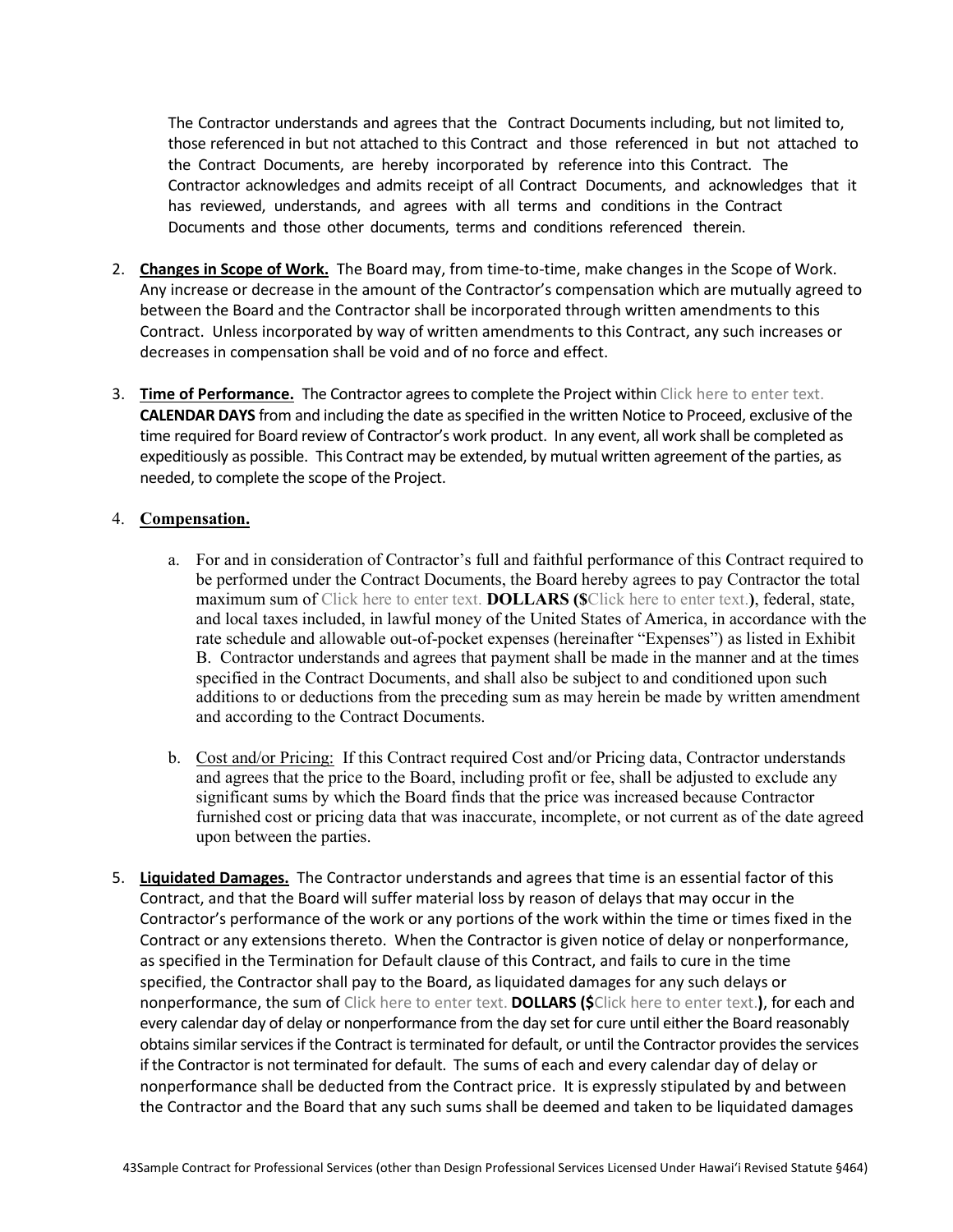The Contractor understands and agrees that the Contract Documents including, but not limited to, those referenced in but not attached to this Contract and those referenced in but not attached to the Contract Documents, are hereby incorporated by reference into this Contract. The Contractor acknowledges and admits receipt of all Contract Documents, and acknowledges that it has reviewed, understands, and agrees with all terms and conditions in the Contract Documents and those other documents, terms and conditions referenced therein.

2. **Changes in Scope of Work.** The Board may, from time-to-time, make changes in the Scope of Work. Any increase or decrease in the amount of the Contractor's compensation which are mutually agreed to between the Board and the Contractor shall be incorporated through written amendments to this Contract. Unless incorporated by way of written amendments to this Contract, any such increases or decreases in compensation shall be void and of no force and effect.

3. **Time of Performance.** The Contractor agrees to complete the Project within Click here to enter text. **CALENDAR DAYS** from and including the date as specified in the written Notice to Proceed, exclusive of the time required for Board review of Contractor's work product. In any event, all work shall be completed as expeditiously as possible. This Contract may be extended, by mutual written agreement of the parties, as needed, to complete the scope of the Project.

4. **Compensation.**

   a. For and in consideration of Contractor's full and faithful performance of this Contract required to be performed under the Contract Documents, the Board hereby agrees to pay Contractor the total maximum sum of Click here to enter text. **DOLLARS ($**Click here to enter text.**)**, federal, state, and local taxes included, in lawful money of the United States of America, in accordance with the rate schedule and allowable out-of-pocket expenses (hereinafter "Expenses") as listed in Exhibit B. Contractor understands and agrees that payment shall be made in the manner and at the times specified in the Contract Documents, and shall also be subject to and conditioned upon such additions to or deductions from the preceding sum as may herein be made by written amendment and according to the Contract Documents.

   b. Cost and/or Pricing: If this Contract required Cost and/or Pricing data, Contractor understands and agrees that the price to the Board, including profit or fee, shall be adjusted to exclude any significant sums by which the Board finds that the price was increased because Contractor furnished cost or pricing data that was inaccurate, incomplete, or not current as of the date agreed upon between the parties.

5. **Liquidated Damages.** The Contractor understands and agrees that time is an essential factor of this Contract, and that the Board will suffer material loss by reason of delays that may occur in the Contractor's performance of the work or any portions of the work within the time or times fixed in the Contract or any extensions thereto. When the Contractor is given notice of delay or nonperformance, as specified in the Termination for Default clause of this Contract, and fails to cure in the time specified, the Contractor shall pay to the Board, as liquidated damages for any such delays or nonperformance, the sum of Click here to enter text. **DOLLARS ($**Click here to enter text.**)**, for each and every calendar day of delay or nonperformance from the day set for cure until either the Board reasonably obtains similar services if the Contract is terminated for default, or until the Contractor provides the services if the Contractor is not terminated for default. The sums of each and every calendar day of delay or nonperformance shall be deducted from the Contract price. It is expressly stipulated by and between the Contractor and the Board that any such sums shall be deemed and taken to be liquidated damages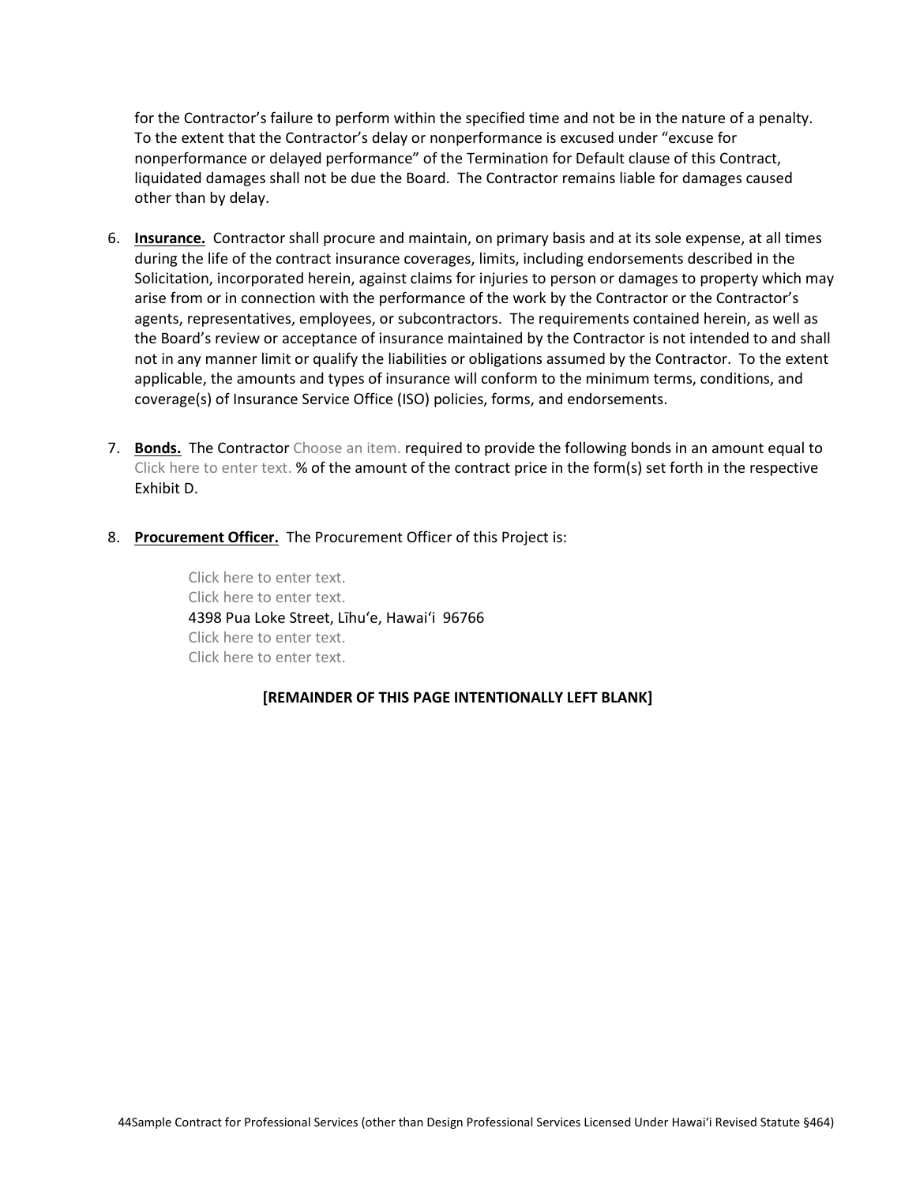for the Contractor's failure to perform within the specified time and not be in the nature of a penalty. To the extent that the Contractor's delay or nonperformance is excused under "excuse for nonperformance or delayed performance" of the Termination for Default clause of this Contract, liquidated damages shall not be due the Board. The Contractor remains liable for damages caused other than by delay.

6. **Insurance.** Contractor shall procure and maintain, on primary basis and at its sole expense, at all times during the life of the contract insurance coverages, limits, including endorsements described in the Solicitation, incorporated herein, against claims for injuries to person or damages to property which may arise from or in connection with the performance of the work by the Contractor or the Contractor's agents, representatives, employees, or subcontractors. The requirements contained herein, as well as the Board's review or acceptance of insurance maintained by the Contractor is not intended to and shall not in any manner limit or qualify the liabilities or obligations assumed by the Contractor. To the extent applicable, the amounts and types of insurance will conform to the minimum terms, conditions, and coverage(s) of Insurance Service Office (ISO) policies, forms, and endorsements.

7. **Bonds.** The Contractor Choose an item. required to provide the following bonds in an amount equal to Click here to enter text. % of the amount of the contract price in the form(s) set forth in the respective Exhibit D.

8. **Procurement Officer.** The Procurement Officer of this Project is:

   Click here to enter text.
   Click here to enter text.
   4398 Pua Loke Street, Līhuʻe, Hawaiʻi 96766
   Click here to enter text.
   Click here to enter text.

**[REMAINDER OF THIS PAGE INTENTIONALLY LEFT BLANK]**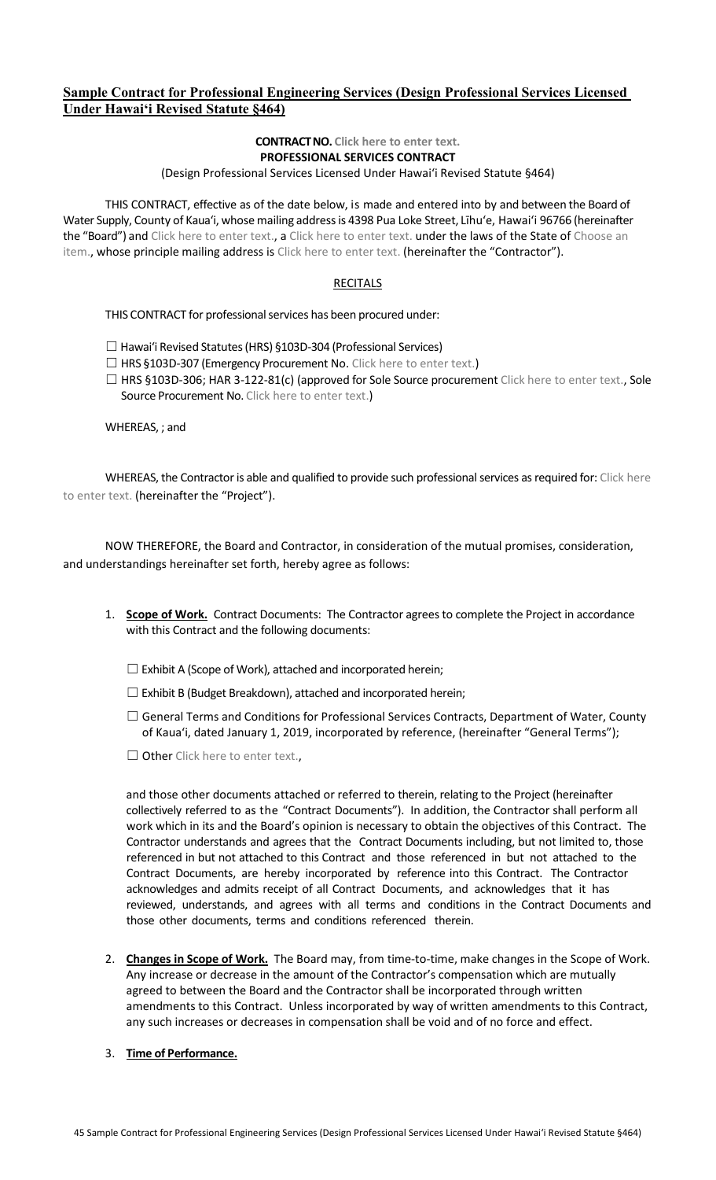## Sample Contract for Professional Engineering Services (Design Professional Services Licensed Under Hawai'i Revised Statute §464)

**CONTRACT NO.** Click here to enter text.
**PROFESSIONAL SERVICES CONTRACT**
(Design Professional Services Licensed Under Hawai'i Revised Statute §464)

THIS CONTRACT, effective as of the date below, is made and entered into by and between the Board of Water Supply, County of Kaua'i, whose mailing address is 4398 Pua Loke Street, Līhu'e, Hawai'i 96766 (hereinafter the "Board") and Click here to enter text., a Click here to enter text. under the laws of the State of Choose an item., whose principle mailing address is Click here to enter text. (hereinafter the "Contractor").

RECITALS

THIS CONTRACT for professional services has been procured under:

☐ Hawai'i Revised Statutes (HRS) §103D-304 (Professional Services)
☐ HRS §103D-307 (Emergency Procurement No. Click here to enter text.)
☐ HRS §103D-306; HAR 3-122-81(c) (approved for Sole Source procurement Click here to enter text., Sole Source Procurement No. Click here to enter text.)

WHEREAS, ; and

WHEREAS, the Contractor is able and qualified to provide such professional services as required for: Click here to enter text. (hereinafter the "Project").

NOW THEREFORE, the Board and Contractor, in consideration of the mutual promises, consideration, and understandings hereinafter set forth, hereby agree as follows:

1. **Scope of Work.** Contract Documents: The Contractor agrees to complete the Project in accordance with this Contract and the following documents:

   ☐ Exhibit A (Scope of Work), attached and incorporated herein;

   ☐ Exhibit B (Budget Breakdown), attached and incorporated herein;

   ☐ General Terms and Conditions for Professional Services Contracts, Department of Water, County of Kaua'i, dated January 1, 2019, incorporated by reference, (hereinafter "General Terms");

   ☐ Other Click here to enter text.,

   and those other documents attached or referred to therein, relating to the Project (hereinafter collectively referred to as the "Contract Documents"). In addition, the Contractor shall perform all work which in its and the Board's opinion is necessary to obtain the objectives of this Contract. The Contractor understands and agrees that the Contract Documents including, but not limited to, those referenced in but not attached to this Contract and those referenced in but not attached to the Contract Documents, are hereby incorporated by reference into this Contract. The Contractor acknowledges and admits receipt of all Contract Documents, and acknowledges that it has reviewed, understands, and agrees with all terms and conditions in the Contract Documents and those other documents, terms and conditions referenced therein.

2. **Changes in Scope of Work.** The Board may, from time-to-time, make changes in the Scope of Work. Any increase or decrease in the amount of the Contractor's compensation which are mutually agreed to between the Board and the Contractor shall be incorporated through written amendments to this Contract. Unless incorporated by way of written amendments to this Contract, any such increases or decreases in compensation shall be void and of no force and effect.

3. **Time of Performance.**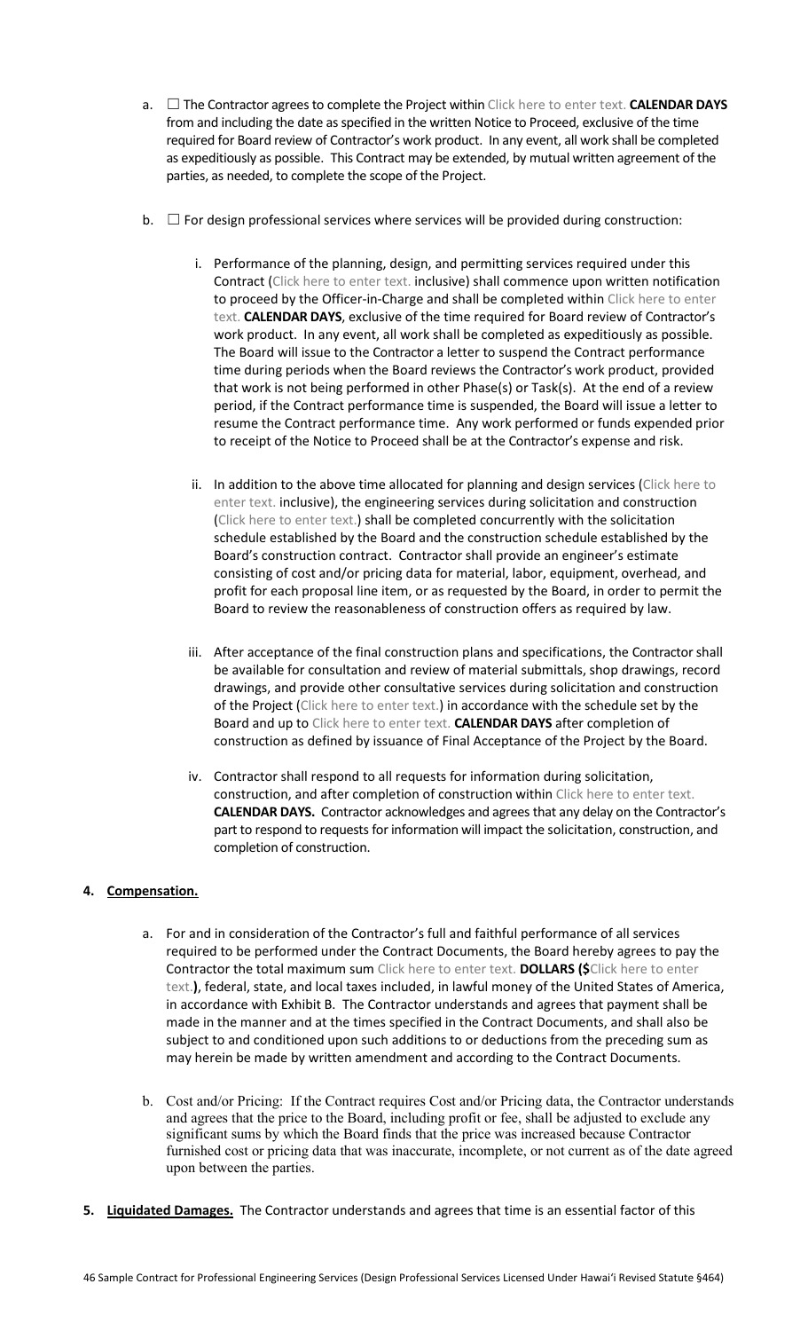a. ☐ The Contractor agrees to complete the Project within Click here to enter text. **CALENDAR DAYS** from and including the date as specified in the written Notice to Proceed, exclusive of the time required for Board review of Contractor's work product. In any event, all work shall be completed as expeditiously as possible. This Contract may be extended, by mutual written agreement of the parties, as needed, to complete the scope of the Project.

b. ☐ For design professional services where services will be provided during construction:

   i. Performance of the planning, design, and permitting services required under this Contract (Click here to enter text. inclusive) shall commence upon written notification to proceed by the Officer-in-Charge and shall be completed within Click here to enter text. **CALENDAR DAYS**, exclusive of the time required for Board review of Contractor's work product. In any event, all work shall be completed as expeditiously as possible. The Board will issue to the Contractor a letter to suspend the Contract performance time during periods when the Board reviews the Contractor's work product, provided that work is not being performed in other Phase(s) or Task(s). At the end of a review period, if the Contract performance time is suspended, the Board will issue a letter to resume the Contract performance time. Any work performed or funds expended prior to receipt of the Notice to Proceed shall be at the Contractor's expense and risk.

   ii. In addition to the above time allocated for planning and design services (Click here to enter text. inclusive), the engineering services during solicitation and construction (Click here to enter text.) shall be completed concurrently with the solicitation schedule established by the Board and the construction schedule established by the Board's construction contract. Contractor shall provide an engineer's estimate consisting of cost and/or pricing data for material, labor, equipment, overhead, and profit for each proposal line item, or as requested by the Board, in order to permit the Board to review the reasonableness of construction offers as required by law.

   iii. After acceptance of the final construction plans and specifications, the Contractor shall be available for consultation and review of material submittals, shop drawings, record drawings, and provide other consultative services during solicitation and construction of the Project (Click here to enter text.) in accordance with the schedule set by the Board and up to Click here to enter text. **CALENDAR DAYS** after completion of construction as defined by issuance of Final Acceptance of the Project by the Board.

   iv. Contractor shall respond to all requests for information during solicitation, construction, and after completion of construction within Click here to enter text. **CALENDAR DAYS.** Contractor acknowledges and agrees that any delay on the Contractor's part to respond to requests for information will impact the solicitation, construction, and completion of construction.

**4. <u>Compensation.</u>**

a. For and in consideration of the Contractor's full and faithful performance of all services required to be performed under the Contract Documents, the Board hereby agrees to pay the Contractor the total maximum sum Click here to enter text. **DOLLARS ($**Click here to enter text.**)**, federal, state, and local taxes included, in lawful money of the United States of America, in accordance with Exhibit B. The Contractor understands and agrees that payment shall be made in the manner and at the times specified in the Contract Documents, and shall also be subject to and conditioned upon such additions to or deductions from the preceding sum as may herein be made by written amendment and according to the Contract Documents.

b. Cost and/or Pricing: If the Contract requires Cost and/or Pricing data, the Contractor understands and agrees that the price to the Board, including profit or fee, shall be adjusted to exclude any significant sums by which the Board finds that the price was increased because Contractor furnished cost or pricing data that was inaccurate, incomplete, or not current as of the date agreed upon between the parties.

**5. <u>Liquidated Damages.</u>** The Contractor understands and agrees that time is an essential factor of this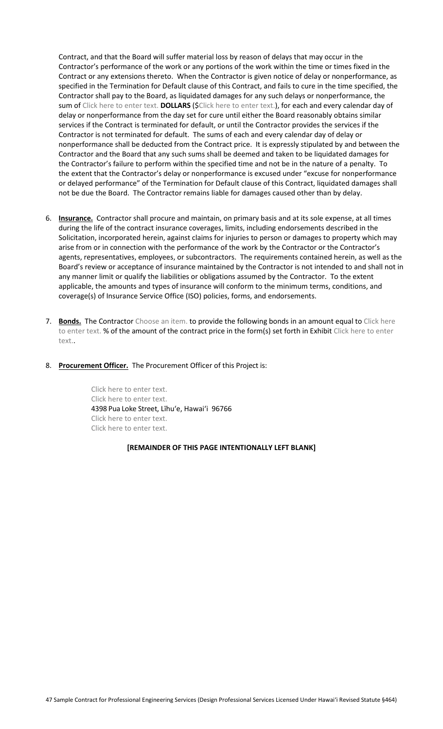Contract, and that the Board will suffer material loss by reason of delays that may occur in the Contractor's performance of the work or any portions of the work within the time or times fixed in the Contract or any extensions thereto. When the Contractor is given notice of delay or nonperformance, as specified in the Termination for Default clause of this Contract, and fails to cure in the time specified, the Contractor shall pay to the Board, as liquidated damages for any such delays or nonperformance, the sum of Click here to enter text. **DOLLARS** ($Click here to enter text.), for each and every calendar day of delay or nonperformance from the day set for cure until either the Board reasonably obtains similar services if the Contract is terminated for default, or until the Contractor provides the services if the Contractor is not terminated for default. The sums of each and every calendar day of delay or nonperformance shall be deducted from the Contract price. It is expressly stipulated by and between the Contractor and the Board that any such sums shall be deemed and taken to be liquidated damages for the Contractor's failure to perform within the specified time and not be in the nature of a penalty. To the extent that the Contractor's delay or nonperformance is excused under "excuse for nonperformance or delayed performance" of the Termination for Default clause of this Contract, liquidated damages shall not be due the Board. The Contractor remains liable for damages caused other than by delay.

6. **Insurance.** Contractor shall procure and maintain, on primary basis and at its sole expense, at all times during the life of the contract insurance coverages, limits, including endorsements described in the Solicitation, incorporated herein, against claims for injuries to person or damages to property which may arise from or in connection with the performance of the work by the Contractor or the Contractor's agents, representatives, employees, or subcontractors. The requirements contained herein, as well as the Board's review or acceptance of insurance maintained by the Contractor is not intended to and shall not in any manner limit or qualify the liabilities or obligations assumed by the Contractor. To the extent applicable, the amounts and types of insurance will conform to the minimum terms, conditions, and coverage(s) of Insurance Service Office (ISO) policies, forms, and endorsements.

7. **Bonds.** The Contractor Choose an item. to provide the following bonds in an amount equal to Click here to enter text. % of the amount of the contract price in the form(s) set forth in Exhibit Click here to enter text..

8. **Procurement Officer.** The Procurement Officer of this Project is:

   Click here to enter text.
   Click here to enter text.
   4398 Pua Loke Street, Līhu'e, Hawai'i 96766
   Click here to enter text.
   Click here to enter text.

**[REMAINDER OF THIS PAGE INTENTIONALLY LEFT BLANK]**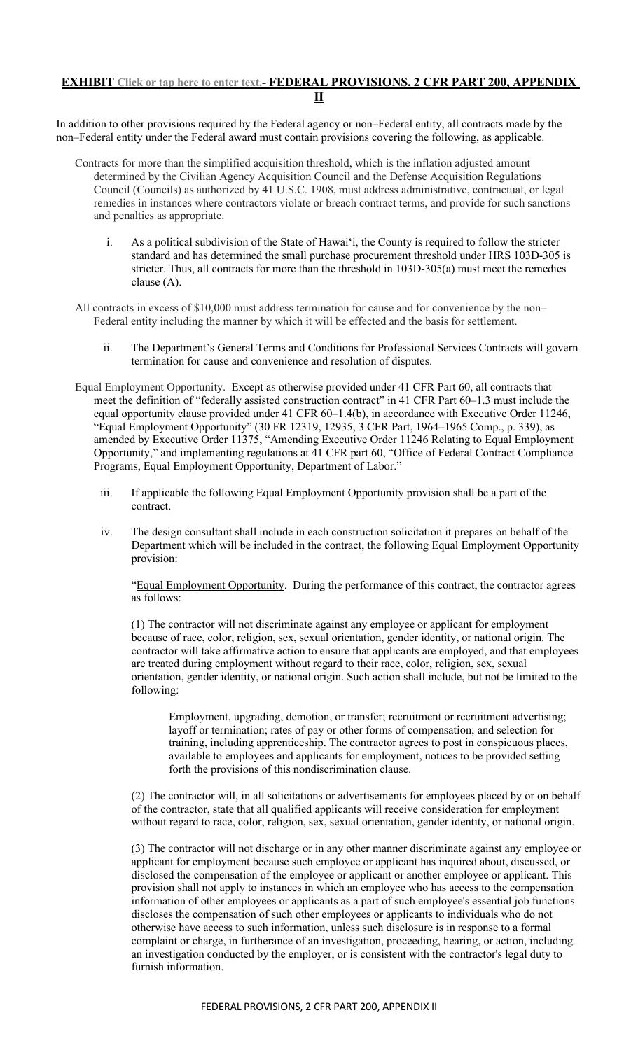## EXHIBIT Click or tap here to enter text.- FEDERAL PROVISIONS, 2 CFR PART 200, APPENDIX II

In addition to other provisions required by the Federal agency or non–Federal entity, all contracts made by the non–Federal entity under the Federal award must contain provisions covering the following, as applicable.

Contracts for more than the simplified acquisition threshold, which is the inflation adjusted amount determined by the Civilian Agency Acquisition Council and the Defense Acquisition Regulations Council (Councils) as authorized by 41 U.S.C. 1908, must address administrative, contractual, or legal remedies in instances where contractors violate or breach contract terms, and provide for such sanctions and penalties as appropriate.

i. As a political subdivision of the State of Hawai'i, the County is required to follow the stricter standard and has determined the small purchase procurement threshold under HRS 103D-305 is stricter. Thus, all contracts for more than the threshold in 103D-305(a) must meet the remedies clause (A).

All contracts in excess of $10,000 must address termination for cause and for convenience by the non–Federal entity including the manner by which it will be effected and the basis for settlement.

ii. The Department's General Terms and Conditions for Professional Services Contracts will govern termination for cause and convenience and resolution of disputes.

Equal Employment Opportunity. Except as otherwise provided under 41 CFR Part 60, all contracts that meet the definition of "federally assisted construction contract" in 41 CFR Part 60–1.3 must include the equal opportunity clause provided under 41 CFR 60–1.4(b), in accordance with Executive Order 11246, "Equal Employment Opportunity" (30 FR 12319, 12935, 3 CFR Part, 1964–1965 Comp., p. 339), as amended by Executive Order 11375, "Amending Executive Order 11246 Relating to Equal Employment Opportunity," and implementing regulations at 41 CFR part 60, "Office of Federal Contract Compliance Programs, Equal Employment Opportunity, Department of Labor."

iii. If applicable the following Equal Employment Opportunity provision shall be a part of the contract.

iv. The design consultant shall include in each construction solicitation it prepares on behalf of the Department which will be included in the contract, the following Equal Employment Opportunity provision:

"Equal Employment Opportunity. During the performance of this contract, the contractor agrees as follows:

(1) The contractor will not discriminate against any employee or applicant for employment because of race, color, religion, sex, sexual orientation, gender identity, or national origin. The contractor will take affirmative action to ensure that applicants are employed, and that employees are treated during employment without regard to their race, color, religion, sex, sexual orientation, gender identity, or national origin. Such action shall include, but not be limited to the following:

Employment, upgrading, demotion, or transfer; recruitment or recruitment advertising; layoff or termination; rates of pay or other forms of compensation; and selection for training, including apprenticeship. The contractor agrees to post in conspicuous places, available to employees and applicants for employment, notices to be provided setting forth the provisions of this nondiscrimination clause.

(2) The contractor will, in all solicitations or advertisements for employees placed by or on behalf of the contractor, state that all qualified applicants will receive consideration for employment without regard to race, color, religion, sex, sexual orientation, gender identity, or national origin.

(3) The contractor will not discharge or in any other manner discriminate against any employee or applicant for employment because such employee or applicant has inquired about, discussed, or disclosed the compensation of the employee or applicant or another employee or applicant. This provision shall not apply to instances in which an employee who has access to the compensation information of other employees or applicants as a part of such employee's essential job functions discloses the compensation of such other employees or applicants to individuals who do not otherwise have access to such information, unless such disclosure is in response to a formal complaint or charge, in furtherance of an investigation, proceeding, hearing, or action, including an investigation conducted by the employer, or is consistent with the contractor's legal duty to furnish information.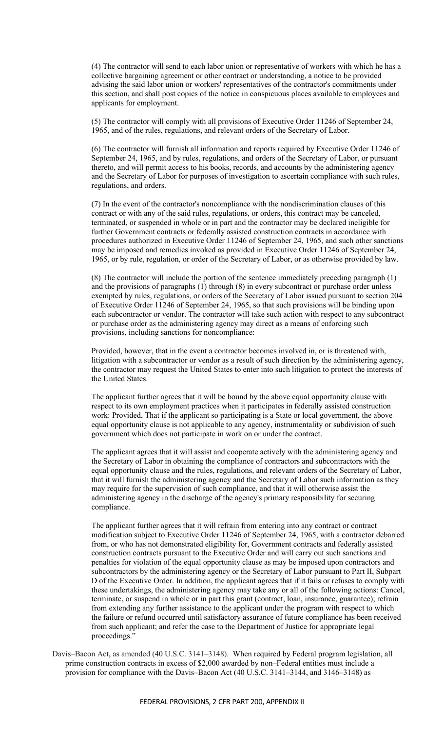(4) The contractor will send to each labor union or representative of workers with which he has a collective bargaining agreement or other contract or understanding, a notice to be provided advising the said labor union or workers' representatives of the contractor's commitments under this section, and shall post copies of the notice in conspicuous places available to employees and applicants for employment.

(5) The contractor will comply with all provisions of Executive Order 11246 of September 24, 1965, and of the rules, regulations, and relevant orders of the Secretary of Labor.

(6) The contractor will furnish all information and reports required by Executive Order 11246 of September 24, 1965, and by rules, regulations, and orders of the Secretary of Labor, or pursuant thereto, and will permit access to his books, records, and accounts by the administering agency and the Secretary of Labor for purposes of investigation to ascertain compliance with such rules, regulations, and orders.

(7) In the event of the contractor's noncompliance with the nondiscrimination clauses of this contract or with any of the said rules, regulations, or orders, this contract may be canceled, terminated, or suspended in whole or in part and the contractor may be declared ineligible for further Government contracts or federally assisted construction contracts in accordance with procedures authorized in Executive Order 11246 of September 24, 1965, and such other sanctions may be imposed and remedies invoked as provided in Executive Order 11246 of September 24, 1965, or by rule, regulation, or order of the Secretary of Labor, or as otherwise provided by law.

(8) The contractor will include the portion of the sentence immediately preceding paragraph (1) and the provisions of paragraphs (1) through (8) in every subcontract or purchase order unless exempted by rules, regulations, or orders of the Secretary of Labor issued pursuant to section 204 of Executive Order 11246 of September 24, 1965, so that such provisions will be binding upon each subcontractor or vendor. The contractor will take such action with respect to any subcontract or purchase order as the administering agency may direct as a means of enforcing such provisions, including sanctions for noncompliance:

Provided, however, that in the event a contractor becomes involved in, or is threatened with, litigation with a subcontractor or vendor as a result of such direction by the administering agency, the contractor may request the United States to enter into such litigation to protect the interests of the United States.

The applicant further agrees that it will be bound by the above equal opportunity clause with respect to its own employment practices when it participates in federally assisted construction work: Provided, That if the applicant so participating is a State or local government, the above equal opportunity clause is not applicable to any agency, instrumentality or subdivision of such government which does not participate in work on or under the contract.

The applicant agrees that it will assist and cooperate actively with the administering agency and the Secretary of Labor in obtaining the compliance of contractors and subcontractors with the equal opportunity clause and the rules, regulations, and relevant orders of the Secretary of Labor, that it will furnish the administering agency and the Secretary of Labor such information as they may require for the supervision of such compliance, and that it will otherwise assist the administering agency in the discharge of the agency's primary responsibility for securing compliance.

The applicant further agrees that it will refrain from entering into any contract or contract modification subject to Executive Order 11246 of September 24, 1965, with a contractor debarred from, or who has not demonstrated eligibility for, Government contracts and federally assisted construction contracts pursuant to the Executive Order and will carry out such sanctions and penalties for violation of the equal opportunity clause as may be imposed upon contractors and subcontractors by the administering agency or the Secretary of Labor pursuant to Part II, Subpart D of the Executive Order. In addition, the applicant agrees that if it fails or refuses to comply with these undertakings, the administering agency may take any or all of the following actions: Cancel, terminate, or suspend in whole or in part this grant (contract, loan, insurance, guarantee); refrain from extending any further assistance to the applicant under the program with respect to which the failure or refund occurred until satisfactory assurance of future compliance has been received from such applicant; and refer the case to the Department of Justice for appropriate legal proceedings."

Davis–Bacon Act, as amended (40 U.S.C. 3141–3148). When required by Federal program legislation, all prime construction contracts in excess of $2,000 awarded by non–Federal entities must include a provision for compliance with the Davis–Bacon Act (40 U.S.C. 3141–3144, and 3146–3148) as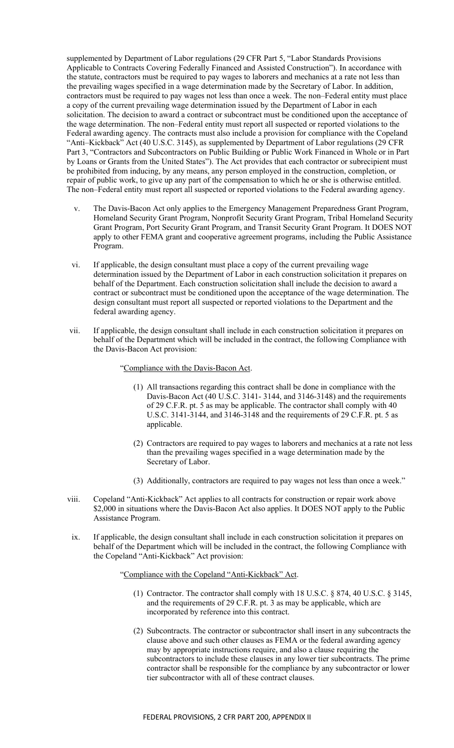supplemented by Department of Labor regulations (29 CFR Part 5, "Labor Standards Provisions Applicable to Contracts Covering Federally Financed and Assisted Construction"). In accordance with the statute, contractors must be required to pay wages to laborers and mechanics at a rate not less than the prevailing wages specified in a wage determination made by the Secretary of Labor. In addition, contractors must be required to pay wages not less than once a week. The non–Federal entity must place a copy of the current prevailing wage determination issued by the Department of Labor in each solicitation. The decision to award a contract or subcontract must be conditioned upon the acceptance of the wage determination. The non–Federal entity must report all suspected or reported violations to the Federal awarding agency. The contracts must also include a provision for compliance with the Copeland "Anti–Kickback" Act (40 U.S.C. 3145), as supplemented by Department of Labor regulations (29 CFR Part 3, "Contractors and Subcontractors on Public Building or Public Work Financed in Whole or in Part by Loans or Grants from the United States"). The Act provides that each contractor or subrecipient must be prohibited from inducing, by any means, any person employed in the construction, completion, or repair of public work, to give up any part of the compensation to which he or she is otherwise entitled. The non–Federal entity must report all suspected or reported violations to the Federal awarding agency.

v. The Davis-Bacon Act only applies to the Emergency Management Preparedness Grant Program, Homeland Security Grant Program, Nonprofit Security Grant Program, Tribal Homeland Security Grant Program, Port Security Grant Program, and Transit Security Grant Program. It DOES NOT apply to other FEMA grant and cooperative agreement programs, including the Public Assistance Program.

vi. If applicable, the design consultant must place a copy of the current prevailing wage determination issued by the Department of Labor in each construction solicitation it prepares on behalf of the Department. Each construction solicitation shall include the decision to award a contract or subcontract must be conditioned upon the acceptance of the wage determination. The design consultant must report all suspected or reported violations to the Department and the federal awarding agency.

vii. If applicable, the design consultant shall include in each construction solicitation it prepares on behalf of the Department which will be included in the contract, the following Compliance with the Davis-Bacon Act provision:

"Compliance with the Davis-Bacon Act.

(1) All transactions regarding this contract shall be done in compliance with the Davis-Bacon Act (40 U.S.C. 3141- 3144, and 3146-3148) and the requirements of 29 C.F.R. pt. 5 as may be applicable. The contractor shall comply with 40 U.S.C. 3141-3144, and 3146-3148 and the requirements of 29 C.F.R. pt. 5 as applicable.

(2) Contractors are required to pay wages to laborers and mechanics at a rate not less than the prevailing wages specified in a wage determination made by the Secretary of Labor.

(3) Additionally, contractors are required to pay wages not less than once a week."

viii. Copeland "Anti-Kickback" Act applies to all contracts for construction or repair work above $2,000 in situations where the Davis-Bacon Act also applies. It DOES NOT apply to the Public Assistance Program.

ix. If applicable, the design consultant shall include in each construction solicitation it prepares on behalf of the Department which will be included in the contract, the following Compliance with the Copeland "Anti-Kickback" Act provision:

"Compliance with the Copeland "Anti-Kickback" Act.

(1) Contractor. The contractor shall comply with 18 U.S.C. § 874, 40 U.S.C. § 3145, and the requirements of 29 C.F.R. pt. 3 as may be applicable, which are incorporated by reference into this contract.

(2) Subcontracts. The contractor or subcontractor shall insert in any subcontracts the clause above and such other clauses as FEMA or the federal awarding agency may by appropriate instructions require, and also a clause requiring the subcontractors to include these clauses in any lower tier subcontracts. The prime contractor shall be responsible for the compliance by any subcontractor or lower tier subcontractor with all of these contract clauses.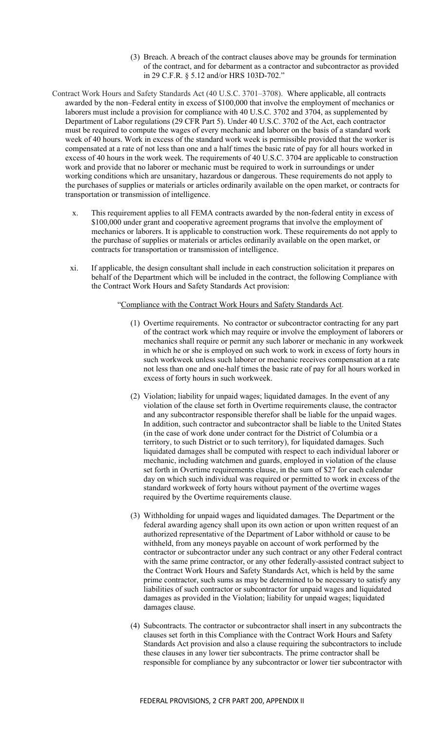(3) Breach. A breach of the contract clauses above may be grounds for termination of the contract, and for debarment as a contractor and subcontractor as provided in 29 C.F.R. § 5.12 and/or HRS 103D-702."

Contract Work Hours and Safety Standards Act (40 U.S.C. 3701–3708). Where applicable, all contracts awarded by the non–Federal entity in excess of $100,000 that involve the employment of mechanics or laborers must include a provision for compliance with 40 U.S.C. 3702 and 3704, as supplemented by Department of Labor regulations (29 CFR Part 5). Under 40 U.S.C. 3702 of the Act, each contractor must be required to compute the wages of every mechanic and laborer on the basis of a standard work week of 40 hours. Work in excess of the standard work week is permissible provided that the worker is compensated at a rate of not less than one and a half times the basic rate of pay for all hours worked in excess of 40 hours in the work week. The requirements of 40 U.S.C. 3704 are applicable to construction work and provide that no laborer or mechanic must be required to work in surroundings or under working conditions which are unsanitary, hazardous or dangerous. These requirements do not apply to the purchases of supplies or materials or articles ordinarily available on the open market, or contracts for transportation or transmission of intelligence.

x. This requirement applies to all FEMA contracts awarded by the non-federal entity in excess of $100,000 under grant and cooperative agreement programs that involve the employment of mechanics or laborers. It is applicable to construction work. These requirements do not apply to the purchase of supplies or materials or articles ordinarily available on the open market, or contracts for transportation or transmission of intelligence.

xi. If applicable, the design consultant shall include in each construction solicitation it prepares on behalf of the Department which will be included in the contract, the following Compliance with the Contract Work Hours and Safety Standards Act provision:

"Compliance with the Contract Work Hours and Safety Standards Act.

(1) Overtime requirements. No contractor or subcontractor contracting for any part of the contract work which may require or involve the employment of laborers or mechanics shall require or permit any such laborer or mechanic in any workweek in which he or she is employed on such work to work in excess of forty hours in such workweek unless such laborer or mechanic receives compensation at a rate not less than one and one-half times the basic rate of pay for all hours worked in excess of forty hours in such workweek.

(2) Violation; liability for unpaid wages; liquidated damages. In the event of any violation of the clause set forth in Overtime requirements clause, the contractor and any subcontractor responsible therefor shall be liable for the unpaid wages. In addition, such contractor and subcontractor shall be liable to the United States (in the case of work done under contract for the District of Columbia or a territory, to such District or to such territory), for liquidated damages. Such liquidated damages shall be computed with respect to each individual laborer or mechanic, including watchmen and guards, employed in violation of the clause set forth in Overtime requirements clause, in the sum of $27 for each calendar day on which such individual was required or permitted to work in excess of the standard workweek of forty hours without payment of the overtime wages required by the Overtime requirements clause.

(3) Withholding for unpaid wages and liquidated damages. The Department or the federal awarding agency shall upon its own action or upon written request of an authorized representative of the Department of Labor withhold or cause to be withheld, from any moneys payable on account of work performed by the contractor or subcontractor under any such contract or any other Federal contract with the same prime contractor, or any other federally-assisted contract subject to the Contract Work Hours and Safety Standards Act, which is held by the same prime contractor, such sums as may be determined to be necessary to satisfy any liabilities of such contractor or subcontractor for unpaid wages and liquidated damages as provided in the Violation; liability for unpaid wages; liquidated damages clause.

(4) Subcontracts. The contractor or subcontractor shall insert in any subcontracts the clauses set forth in this Compliance with the Contract Work Hours and Safety Standards Act provision and also a clause requiring the subcontractors to include these clauses in any lower tier subcontracts. The prime contractor shall be responsible for compliance by any subcontractor or lower tier subcontractor with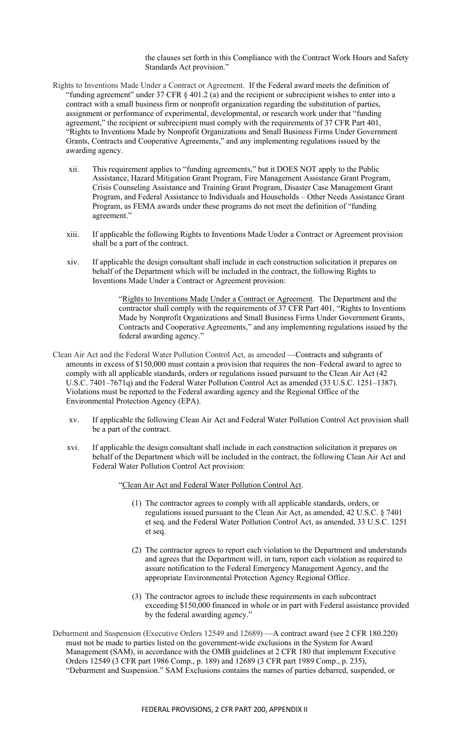the clauses set forth in this Compliance with the Contract Work Hours and Safety Standards Act provision."

Rights to Inventions Made Under a Contract or Agreement. If the Federal award meets the definition of "funding agreement" under 37 CFR § 401.2 (a) and the recipient or subrecipient wishes to enter into a contract with a small business firm or nonprofit organization regarding the substitution of parties, assignment or performance of experimental, developmental, or research work under that "funding agreement," the recipient or subrecipient must comply with the requirements of 37 CFR Part 401, "Rights to Inventions Made by Nonprofit Organizations and Small Business Firms Under Government Grants, Contracts and Cooperative Agreements," and any implementing regulations issued by the awarding agency.

xii. This requirement applies to "funding agreements," but it DOES NOT apply to the Public Assistance, Hazard Mitigation Grant Program, Fire Management Assistance Grant Program, Crisis Counseling Assistance and Training Grant Program, Disaster Case Management Grant Program, and Federal Assistance to Individuals and Households – Other Needs Assistance Grant Program, as FEMA awards under these programs do not meet the definition of "funding agreement."

xiii. If applicable the following Rights to Inventions Made Under a Contract or Agreement provision shall be a part of the contract.

xiv. If applicable the design consultant shall include in each construction solicitation it prepares on behalf of the Department which will be included in the contract, the following Rights to Inventions Made Under a Contract or Agreement provision:

> "Rights to Inventions Made Under a Contract or Agreement. The Department and the contractor shall comply with the requirements of 37 CFR Part 401, "Rights to Inventions Made by Nonprofit Organizations and Small Business Firms Under Government Grants, Contracts and Cooperative Agreements," and any implementing regulations issued by the federal awarding agency."

Clean Air Act and the Federal Water Pollution Control Act, as amended —Contracts and subgrants of amounts in excess of $150,000 must contain a provision that requires the non–Federal award to agree to comply with all applicable standards, orders or regulations issued pursuant to the Clean Air Act (42 U.S.C. 7401–7671q) and the Federal Water Pollution Control Act as amended (33 U.S.C. 1251–1387). Violations must be reported to the Federal awarding agency and the Regional Office of the Environmental Protection Agency (EPA).

xv. If applicable the following Clean Air Act and Federal Water Pollution Control Act provision shall be a part of the contract.

xvi. If applicable the design consultant shall include in each construction solicitation it prepares on behalf of the Department which will be included in the contract, the following Clean Air Act and Federal Water Pollution Control Act provision:

> "Clean Air Act and Federal Water Pollution Control Act.
>
> (1) The contractor agrees to comply with all applicable standards, orders, or regulations issued pursuant to the Clean Air Act, as amended, 42 U.S.C. § 7401 et seq. and the Federal Water Pollution Control Act, as amended, 33 U.S.C. 1251 et seq.
>
> (2) The contractor agrees to report each violation to the Department and understands and agrees that the Department will, in turn, report each violation as required to assure notification to the Federal Emergency Management Agency, and the appropriate Environmental Protection Agency Regional Office.
>
> (3) The contractor agrees to include these requirements in each subcontract exceeding $150,000 financed in whole or in part with Federal assistance provided by the federal awarding agency."

Debarment and Suspension (Executive Orders 12549 and 12689) —A contract award (see 2 CFR 180.220) must not be made to parties listed on the government-wide exclusions in the System for Award Management (SAM), in accordance with the OMB guidelines at 2 CFR 180 that implement Executive Orders 12549 (3 CFR part 1986 Comp., p. 189) and 12689 (3 CFR part 1989 Comp., p. 235), "Debarment and Suspension." SAM Exclusions contains the names of parties debarred, suspended, or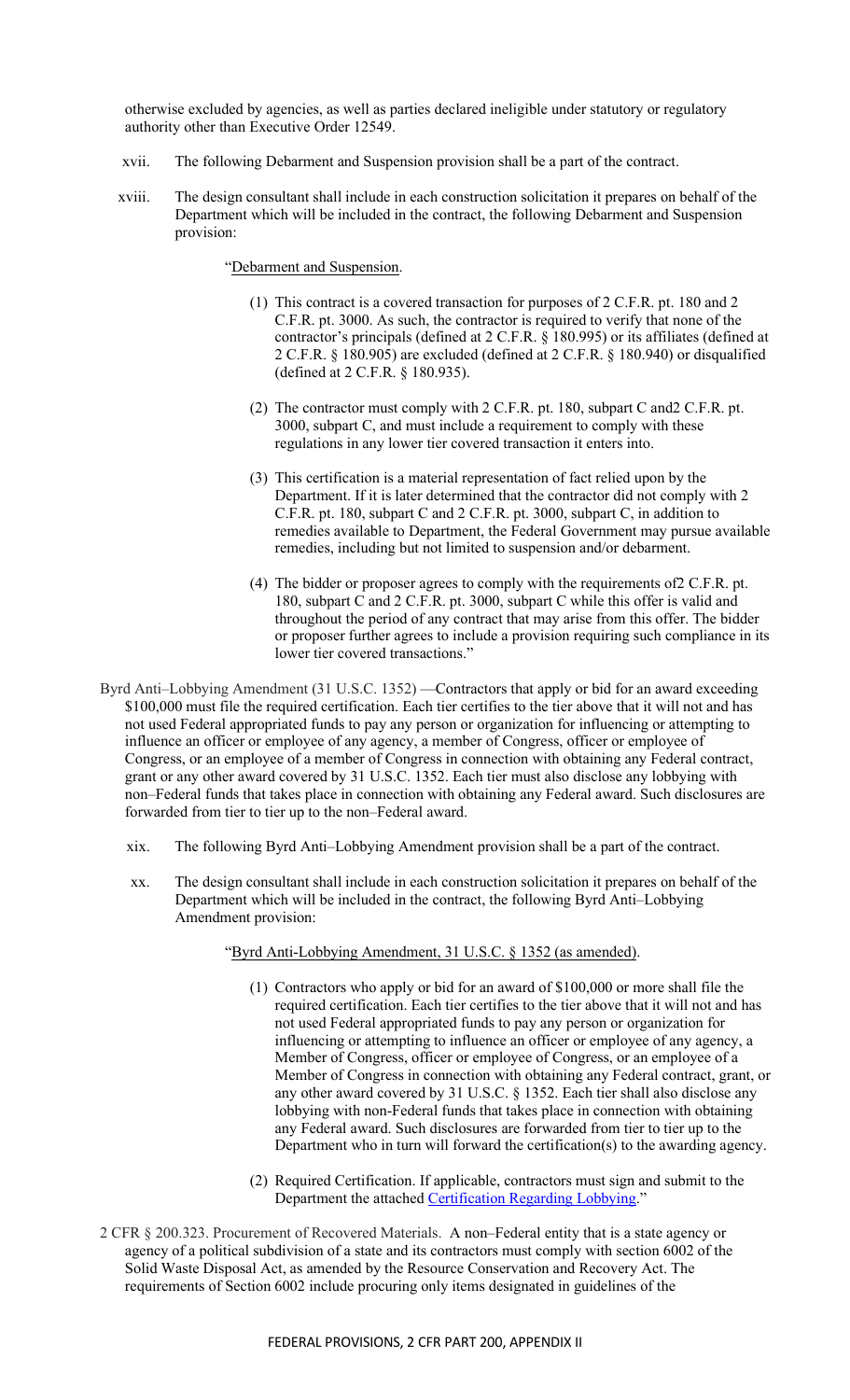otherwise excluded by agencies, as well as parties declared ineligible under statutory or regulatory authority other than Executive Order 12549.

xvii. The following Debarment and Suspension provision shall be a part of the contract.

xviii. The design consultant shall include in each construction solicitation it prepares on behalf of the Department which will be included in the contract, the following Debarment and Suspension provision:

"Debarment and Suspension.

(1) This contract is a covered transaction for purposes of 2 C.F.R. pt. 180 and 2 C.F.R. pt. 3000. As such, the contractor is required to verify that none of the contractor's principals (defined at 2 C.F.R. § 180.995) or its affiliates (defined at 2 C.F.R. § 180.905) are excluded (defined at 2 C.F.R. § 180.940) or disqualified (defined at 2 C.F.R. § 180.935).

(2) The contractor must comply with 2 C.F.R. pt. 180, subpart C and2 C.F.R. pt. 3000, subpart C, and must include a requirement to comply with these regulations in any lower tier covered transaction it enters into.

(3) This certification is a material representation of fact relied upon by the Department. If it is later determined that the contractor did not comply with 2 C.F.R. pt. 180, subpart C and 2 C.F.R. pt. 3000, subpart C, in addition to remedies available to Department, the Federal Government may pursue available remedies, including but not limited to suspension and/or debarment.

(4) The bidder or proposer agrees to comply with the requirements of2 C.F.R. pt. 180, subpart C and 2 C.F.R. pt. 3000, subpart C while this offer is valid and throughout the period of any contract that may arise from this offer. The bidder or proposer further agrees to include a provision requiring such compliance in its lower tier covered transactions."

Byrd Anti–Lobbying Amendment (31 U.S.C. 1352) —Contractors that apply or bid for an award exceeding $100,000 must file the required certification. Each tier certifies to the tier above that it will not and has not used Federal appropriated funds to pay any person or organization for influencing or attempting to influence an officer or employee of any agency, a member of Congress, officer or employee of Congress, or an employee of a member of Congress in connection with obtaining any Federal contract, grant or any other award covered by 31 U.S.C. 1352. Each tier must also disclose any lobbying with non–Federal funds that takes place in connection with obtaining any Federal award. Such disclosures are forwarded from tier to tier up to the non–Federal award.

xix. The following Byrd Anti–Lobbying Amendment provision shall be a part of the contract.

xx. The design consultant shall include in each construction solicitation it prepares on behalf of the Department which will be included in the contract, the following Byrd Anti–Lobbying Amendment provision:

"Byrd Anti-Lobbying Amendment, 31 U.S.C. § 1352 (as amended).

(1) Contractors who apply or bid for an award of $100,000 or more shall file the required certification. Each tier certifies to the tier above that it will not and has not used Federal appropriated funds to pay any person or organization for influencing or attempting to influence an officer or employee of any agency, a Member of Congress, officer or employee of Congress, or an employee of a Member of Congress in connection with obtaining any Federal contract, grant, or any other award covered by 31 U.S.C. § 1352. Each tier shall also disclose any lobbying with non-Federal funds that takes place in connection with obtaining any Federal award. Such disclosures are forwarded from tier to tier up to the Department who in turn will forward the certification(s) to the awarding agency.

(2) Required Certification. If applicable, contractors must sign and submit to the Department the attached Certification Regarding Lobbying."

2 CFR § 200.323. Procurement of Recovered Materials. A non–Federal entity that is a state agency or agency of a political subdivision of a state and its contractors must comply with section 6002 of the Solid Waste Disposal Act, as amended by the Resource Conservation and Recovery Act. The requirements of Section 6002 include procuring only items designated in guidelines of the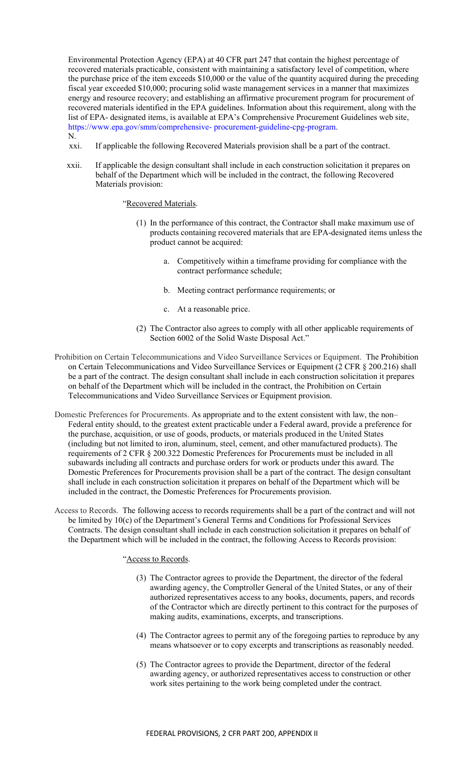Environmental Protection Agency (EPA) at 40 CFR part 247 that contain the highest percentage of recovered materials practicable, consistent with maintaining a satisfactory level of competition, where the purchase price of the item exceeds $10,000 or the value of the quantity acquired during the preceding fiscal year exceeded $10,000; procuring solid waste management services in a manner that maximizes energy and resource recovery; and establishing an affirmative procurement program for procurement of recovered materials identified in the EPA guidelines. Information about this requirement, along with the list of EPA- designated items, is available at EPA's Comprehensive Procurement Guidelines web site, https://www.epa.gov/smm/comprehensive- procurement-guideline-cpg-program.

N.

xxi. If applicable the following Recovered Materials provision shall be a part of the contract.

xxii. If applicable the design consultant shall include in each construction solicitation it prepares on behalf of the Department which will be included in the contract, the following Recovered Materials provision:

"Recovered Materials.

(1) In the performance of this contract, the Contractor shall make maximum use of products containing recovered materials that are EPA-designated items unless the product cannot be acquired:

a. Competitively within a timeframe providing for compliance with the contract performance schedule;

b. Meeting contract performance requirements; or

c. At a reasonable price.

(2) The Contractor also agrees to comply with all other applicable requirements of Section 6002 of the Solid Waste Disposal Act."

Prohibition on Certain Telecommunications and Video Surveillance Services or Equipment. The Prohibition on Certain Telecommunications and Video Surveillance Services or Equipment (2 CFR § 200.216) shall be a part of the contract. The design consultant shall include in each construction solicitation it prepares on behalf of the Department which will be included in the contract, the Prohibition on Certain Telecommunications and Video Surveillance Services or Equipment provision.

Domestic Preferences for Procurements. As appropriate and to the extent consistent with law, the non–Federal entity should, to the greatest extent practicable under a Federal award, provide a preference for the purchase, acquisition, or use of goods, products, or materials produced in the United States (including but not limited to iron, aluminum, steel, cement, and other manufactured products). The requirements of 2 CFR § 200.322 Domestic Preferences for Procurements must be included in all subawards including all contracts and purchase orders for work or products under this award. The Domestic Preferences for Procurements provision shall be a part of the contract. The design consultant shall include in each construction solicitation it prepares on behalf of the Department which will be included in the contract, the Domestic Preferences for Procurements provision.

Access to Records. The following access to records requirements shall be a part of the contract and will not be limited by 10(c) of the Department's General Terms and Conditions for Professional Services Contracts. The design consultant shall include in each construction solicitation it prepares on behalf of the Department which will be included in the contract, the following Access to Records provision:

"Access to Records.

(3) The Contractor agrees to provide the Department, the director of the federal awarding agency, the Comptroller General of the United States, or any of their authorized representatives access to any books, documents, papers, and records of the Contractor which are directly pertinent to this contract for the purposes of making audits, examinations, excerpts, and transcriptions.

(4) The Contractor agrees to permit any of the foregoing parties to reproduce by any means whatsoever or to copy excerpts and transcriptions as reasonably needed.

(5) The Contractor agrees to provide the Department, director of the federal awarding agency, or authorized representatives access to construction or other work sites pertaining to the work being completed under the contract.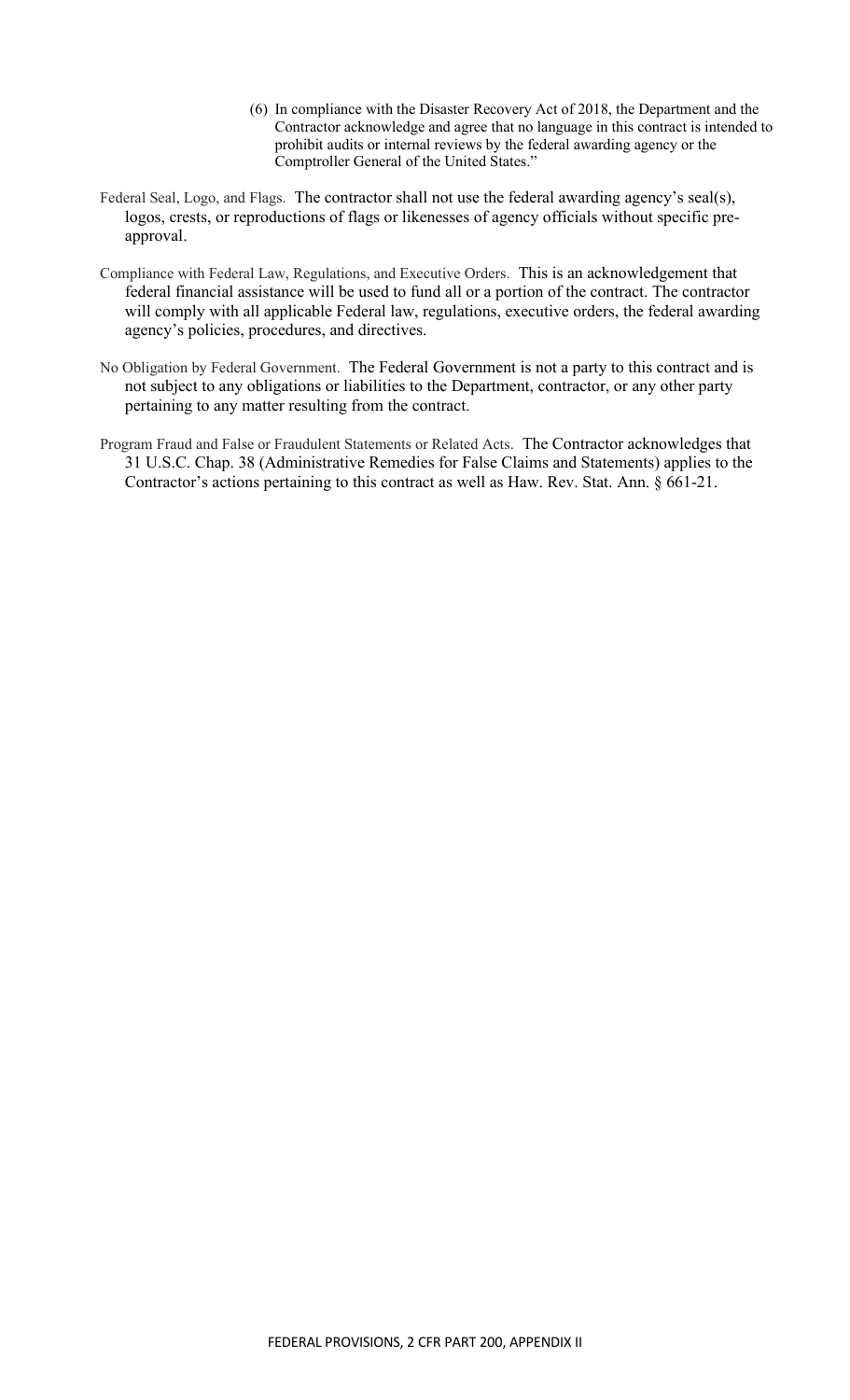(6) In compliance with the Disaster Recovery Act of 2018, the Department and the Contractor acknowledge and agree that no language in this contract is intended to prohibit audits or internal reviews by the federal awarding agency or the Comptroller General of the United States."

Federal Seal, Logo, and Flags. The contractor shall not use the federal awarding agency's seal(s), logos, crests, or reproductions of flags or likenesses of agency officials without specific pre-approval.

Compliance with Federal Law, Regulations, and Executive Orders. This is an acknowledgement that federal financial assistance will be used to fund all or a portion of the contract. The contractor will comply with all applicable Federal law, regulations, executive orders, the federal awarding agency's policies, procedures, and directives.

No Obligation by Federal Government. The Federal Government is not a party to this contract and is not subject to any obligations or liabilities to the Department, contractor, or any other party pertaining to any matter resulting from the contract.

Program Fraud and False or Fraudulent Statements or Related Acts. The Contractor acknowledges that 31 U.S.C. Chap. 38 (Administrative Remedies for False Claims and Statements) applies to the Contractor's actions pertaining to this contract as well as Haw. Rev. Stat. Ann. § 661-21.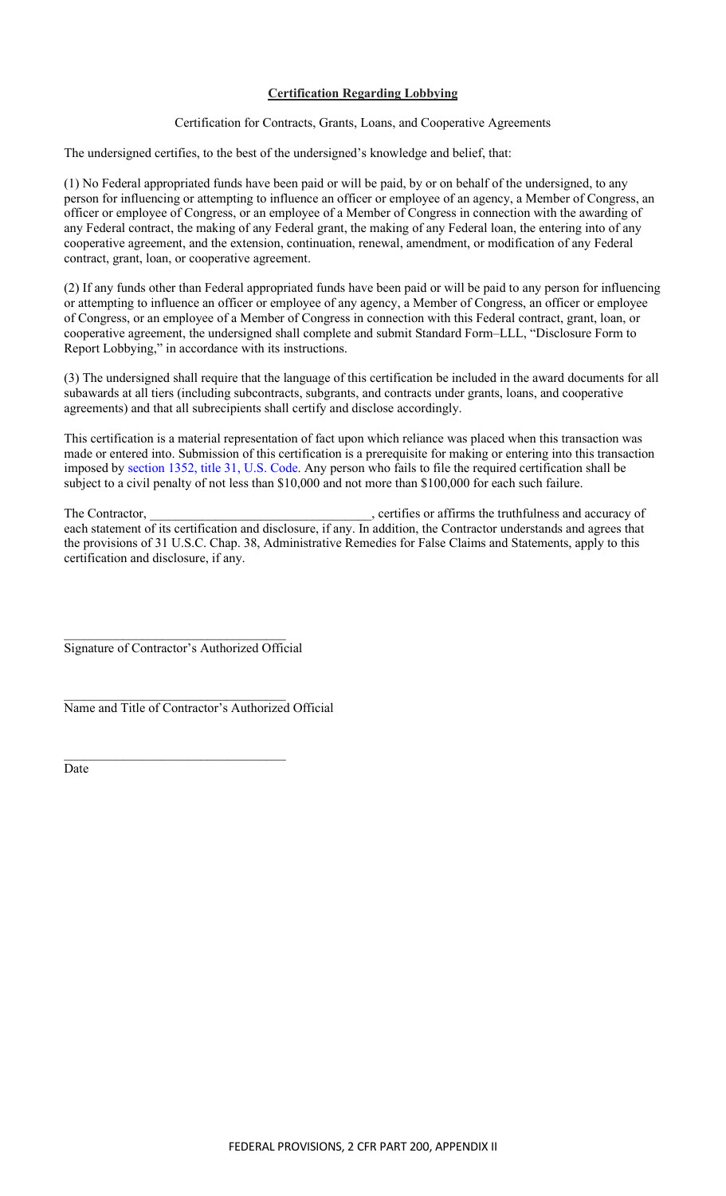**Certification Regarding Lobbying**

Certification for Contracts, Grants, Loans, and Cooperative Agreements

The undersigned certifies, to the best of the undersigned's knowledge and belief, that:

(1) No Federal appropriated funds have been paid or will be paid, by or on behalf of the undersigned, to any person for influencing or attempting to influence an officer or employee of an agency, a Member of Congress, an officer or employee of Congress, or an employee of a Member of Congress in connection with the awarding of any Federal contract, the making of any Federal grant, the making of any Federal loan, the entering into of any cooperative agreement, and the extension, continuation, renewal, amendment, or modification of any Federal contract, grant, loan, or cooperative agreement.

(2) If any funds other than Federal appropriated funds have been paid or will be paid to any person for influencing or attempting to influence an officer or employee of any agency, a Member of Congress, an officer or employee of Congress, or an employee of a Member of Congress in connection with this Federal contract, grant, loan, or cooperative agreement, the undersigned shall complete and submit Standard Form–LLL, "Disclosure Form to Report Lobbying," in accordance with its instructions.

(3) The undersigned shall require that the language of this certification be included in the award documents for all subawards at all tiers (including subcontracts, subgrants, and contracts under grants, loans, and cooperative agreements) and that all subrecipients shall certify and disclose accordingly.

This certification is a material representation of fact upon which reliance was placed when this transaction was made or entered into. Submission of this certification is a prerequisite for making or entering into this transaction imposed by section 1352, title 31, U.S. Code. Any person who fails to file the required certification shall be subject to a civil penalty of not less than $10,000 and not more than $100,000 for each such failure.

The Contractor, _________________________________, certifies or affirms the truthfulness and accuracy of each statement of its certification and disclosure, if any. In addition, the Contractor understands and agrees that the provisions of 31 U.S.C. Chap. 38, Administrative Remedies for False Claims and Statements, apply to this certification and disclosure, if any.

_________________________________
Signature of Contractor's Authorized Official

_________________________________
Name and Title of Contractor's Authorized Official

_________________________________
Date

FEDERAL PROVISIONS, 2 CFR PART 200, APPENDIX II